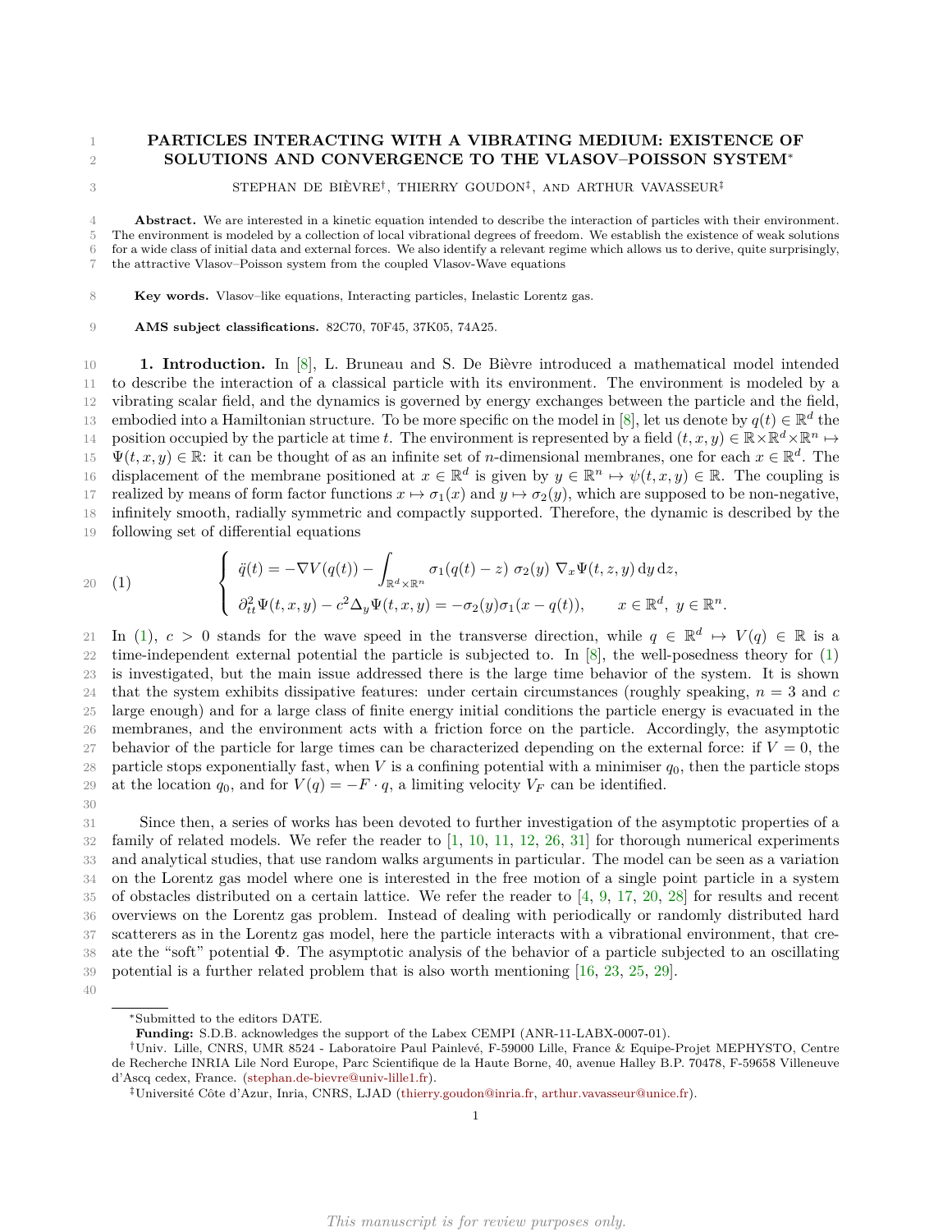# PARTICLES INTERACTING WITH A VIBRATING MEDIUM: EXISTENCE OF SOLUTIONS AND CONVERGENCE TO THE VLASOV–POISSON SYSTEM*

STEPHAN DE BIÈVRE†, THIERRY GOUDON‡, AND ARTHUR VAVASSEUR‡

**Abstract.** We are interested in a kinetic equation intended to describe the interaction of particles with their environment. The environment is modeled by a collection of local vibrational degrees of freedom. We establish the existence of weak solutions for a wide class of initial data and external forces. We also identify a relevant regime which allows us to derive, quite surprisingly, the attractive Vlasov–Poisson system from the coupled Vlasov-Wave equations

**Key words.** Vlasov–like equations, Interacting particles, Inelastic Lorentz gas.

**AMS subject classifications.** 82C70, 70F45, 37K05, 74A25.

**1. Introduction.** In [8], L. Bruneau and S. De Bièvre introduced a mathematical model intended to describe the interaction of a classical particle with its environment. The environment is modeled by a vibrating scalar field, and the dynamics is governed by energy exchanges between the particle and the field, embodied into a Hamiltonian structure. To be more specific on the model in [8], let us denote by $q(t) \in \mathbb{R}^d$ the position occupied by the particle at time $t$. The environment is represented by a field $(t,x,y) \in \mathbb{R}\times\mathbb{R}^d\times\mathbb{R}^n \mapsto \Psi(t,x,y) \in \mathbb{R}$: it can be thought of as an infinite set of $n$-dimensional membranes, one for each $x \in \mathbb{R}^d$. The displacement of the membrane positioned at $x \in \mathbb{R}^d$ is given by $y \in \mathbb{R}^n \mapsto \psi(t,x,y) \in \mathbb{R}$. The coupling is realized by means of form factor functions $x \mapsto \sigma_1(x)$ and $y \mapsto \sigma_2(y)$, which are supposed to be non-negative, infinitely smooth, radially symmetric and compactly supported. Therefore, the dynamic is described by the following set of differential equations

$$
(1) \qquad \left\{
\begin{array}{l}
\ddot{q}(t) = -\nabla V(q(t)) - \displaystyle\int_{\mathbb{R}^d\times\mathbb{R}^n} \sigma_1(q(t)-z)\ \sigma_2(y)\ \nabla_x \Psi(t,z,y)\,\mathrm{d}y\,\mathrm{d}z, \\[2ex]
\partial^2_{tt}\Psi(t,x,y) - c^2\Delta_y \Psi(t,x,y) = -\sigma_2(y)\sigma_1(x-q(t)), \qquad x \in \mathbb{R}^d,\ y \in \mathbb{R}^n.
\end{array}
\right.
$$

In (1), $c > 0$ stands for the wave speed in the transverse direction, while $q \in \mathbb{R}^d \mapsto V(q) \in \mathbb{R}$ is a time-independent external potential the particle is subjected to. In [8], the well-posedness theory for (1) is investigated, but the main issue addressed there is the large time behavior of the system. It is shown that the system exhibits dissipative features: under certain circumstances (roughly speaking, $n = 3$ and $c$ large enough) and for a large class of finite energy initial conditions the particle energy is evacuated in the membranes, and the environment acts with a friction force on the particle. Accordingly, the asymptotic behavior of the particle for large times can be characterized depending on the external force: if $V = 0$, the particle stops exponentially fast, when $V$ is a confining potential with a minimiser $q_0$, then the particle stops at the location $q_0$, and for $V(q) = -F \cdot q$, a limiting velocity $V_F$ can be identified.

Since then, a series of works has been devoted to further investigation of the asymptotic properties of a family of related models. We refer the reader to [1, 10, 11, 12, 26, 31] for thorough numerical experiments and analytical studies, that use random walks arguments in particular. The model can be seen as a variation on the Lorentz gas model where one is interested in the free motion of a single point particle in a system of obstacles distributed on a certain lattice. We refer the reader to [4, 9, 17, 20, 28] for results and recent overviews on the Lorentz gas problem. Instead of dealing with periodically or randomly distributed hard scatterers as in the Lorentz gas model, here the particle interacts with a vibrational environment, that create the "soft" potential $\Phi$. The asymptotic analysis of the behavior of a particle subjected to an oscillating potential is a further related problem that is also worth mentioning [16, 23, 25, 29].

---

*Submitted to the editors DATE.
**Funding:** S.D.B. acknowledges the support of the Labex CEMPI (ANR-11-LABX-0007-01).
†Univ. Lille, CNRS, UMR 8524 - Laboratoire Paul Painlevé, F-59000 Lille, France & Equipe-Projet MEPHYSTO, Centre de Recherche INRIA Lile Nord Europe, Parc Scientifique de la Haute Borne, 40, avenue Halley B.P. 70478, F-59658 Villeneuve d'Ascq cedex, France. (stephan.de-bievre@univ-lille1.fr).
‡Université Côte d'Azur, Inria, CNRS, LJAD (thierry.goudon@inria.fr, arthur.vavasseur@unice.fr).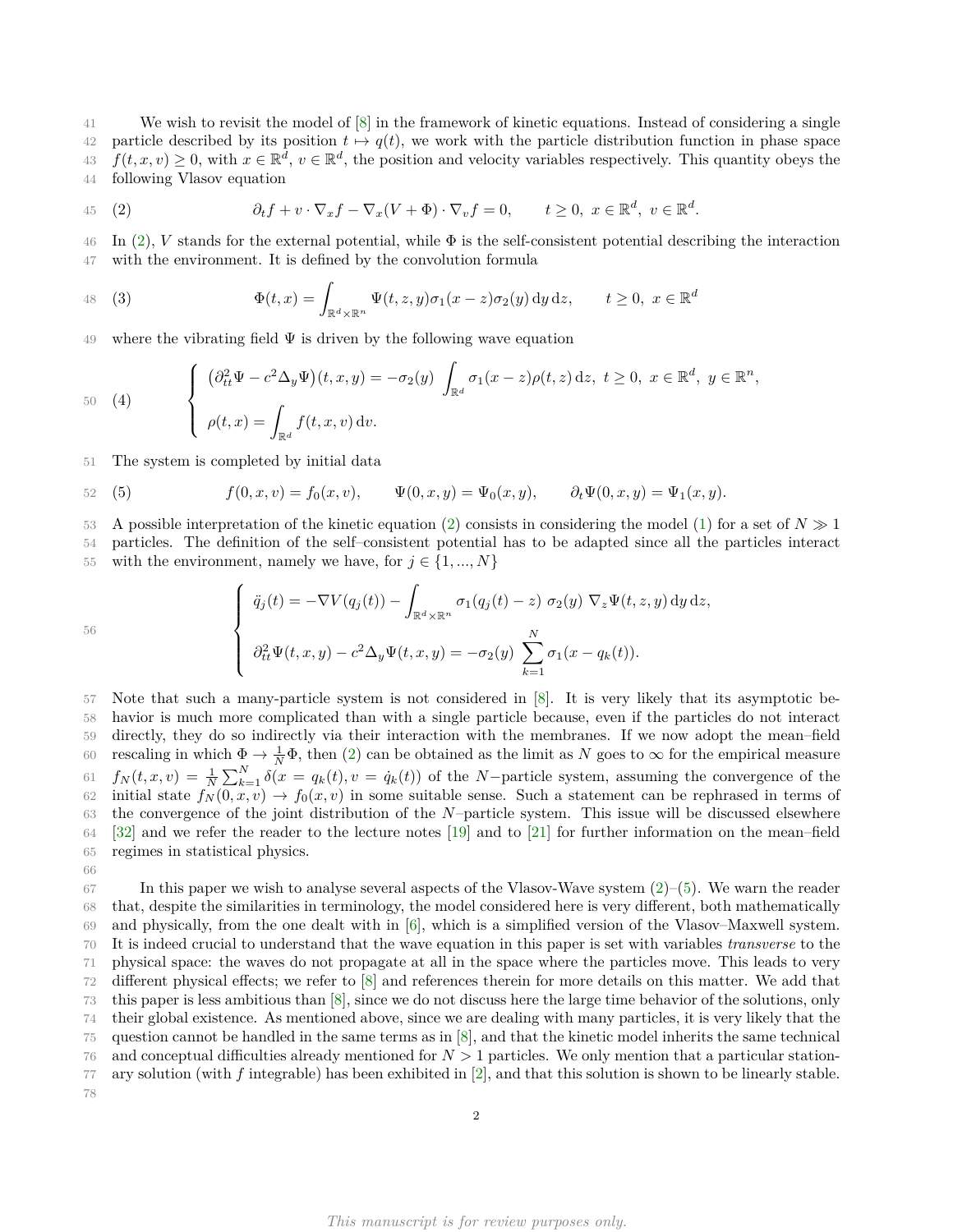We wish to revisit the model of [8] in the framework of kinetic equations. Instead of considering a single particle described by its position $t \mapsto q(t)$, we work with the particle distribution function in phase space $f(t, x, v) \geq 0$, with $x \in \mathbb{R}^d$, $v \in \mathbb{R}^d$, the position and velocity variables respectively. This quantity obeys the following Vlasov equation

$$
(2) \qquad \partial_t f + v \cdot \nabla_x f - \nabla_x (V + \Phi) \cdot \nabla_v f = 0, \qquad t \geq 0,\ x \in \mathbb{R}^d,\ v \in \mathbb{R}^d.
$$

In (2), $V$ stands for the external potential, while $\Phi$ is the self-consistent potential describing the interaction with the environment. It is defined by the convolution formula

$$
(3) \qquad \Phi(t, x) = \int_{\mathbb{R}^d \times \mathbb{R}^n} \Psi(t, z, y) \sigma_1(x - z) \sigma_2(y) \, \mathrm{d}y \, \mathrm{d}z, \qquad t \geq 0,\ x \in \mathbb{R}^d
$$

where the vibrating field $\Psi$ is driven by the following wave equation

$$
(4) \qquad \begin{cases} \left(\partial^2_{tt} \Psi - c^2 \Delta_y \Psi\right)(t, x, y) = -\sigma_2(y) \displaystyle\int_{\mathbb{R}^d} \sigma_1(x - z) \rho(t, z) \, \mathrm{d}z, \ t \geq 0,\ x \in \mathbb{R}^d,\ y \in \mathbb{R}^n, \\[2ex] \rho(t, x) = \displaystyle\int_{\mathbb{R}^d} f(t, x, v) \, \mathrm{d}v. \end{cases}
$$

The system is completed by initial data

$$
(5) \qquad f(0, x, v) = f_0(x, v), \qquad \Psi(0, x, y) = \Psi_0(x, y), \qquad \partial_t \Psi(0, x, y) = \Psi_1(x, y).
$$

A possible interpretation of the kinetic equation (2) consists in considering the model (1) for a set of $N \gg 1$ particles. The definition of the self–consistent potential has to be adapted since all the particles interact with the environment, namely we have, for $j \in \{1, ..., N\}$

$$
\begin{cases} \ddot{q}_j(t) = -\nabla V(q_j(t)) - \displaystyle\int_{\mathbb{R}^d \times \mathbb{R}^n} \sigma_1(q_j(t) - z) \ \sigma_2(y) \ \nabla_z \Psi(t, z, y) \, \mathrm{d}y \, \mathrm{d}z, \\[2ex] \partial^2_{tt} \Psi(t, x, y) - c^2 \Delta_y \Psi(t, x, y) = -\sigma_2(y) \ \displaystyle\sum_{k=1}^{N} \sigma_1(x - q_k(t)). \end{cases}
$$

Note that such a many-particle system is not considered in [8]. It is very likely that its asymptotic behavior is much more complicated than with a single particle because, even if the particles do not interact directly, they do so indirectly via their interaction with the membranes. If we now adopt the mean–field rescaling in which $\Phi \to \frac{1}{N}\Phi$, then (2) can be obtained as the limit as $N$ goes to $\infty$ for the empirical measure $f_N(t, x, v) = \frac{1}{N}\sum_{k=1}^{N} \delta(x = q_k(t), v = \dot{q}_k(t))$ of the $N-$particle system, assuming the convergence of the initial state $f_N(0, x, v) \to f_0(x, v)$ in some suitable sense. Such a statement can be rephrased in terms of the convergence of the joint distribution of the $N$–particle system. This issue will be discussed elsewhere [32] and we refer the reader to the lecture notes [19] and to [21] for further information on the mean–field regimes in statistical physics.

In this paper we wish to analyse several aspects of the Vlasov-Wave system (2)–(5). We warn the reader that, despite the similarities in terminology, the model considered here is very different, both mathematically and physically, from the one dealt with in [6], which is a simplified version of the Vlasov–Maxwell system. It is indeed crucial to understand that the wave equation in this paper is set with variables *transverse* to the physical space: the waves do not propagate at all in the space where the particles move. This leads to very different physical effects; we refer to [8] and references therein for more details on this matter. We add that this paper is less ambitious than [8], since we do not discuss here the large time behavior of the solutions, only their global existence. As mentioned above, since we are dealing with many particles, it is very likely that the question cannot be handled in the same terms as in [8], and that the kinetic model inherits the same technical and conceptual difficulties already mentioned for $N > 1$ particles. We only mention that a particular stationary solution (with $f$ integrable) has been exhibited in [2], and that this solution is shown to be linearly stable.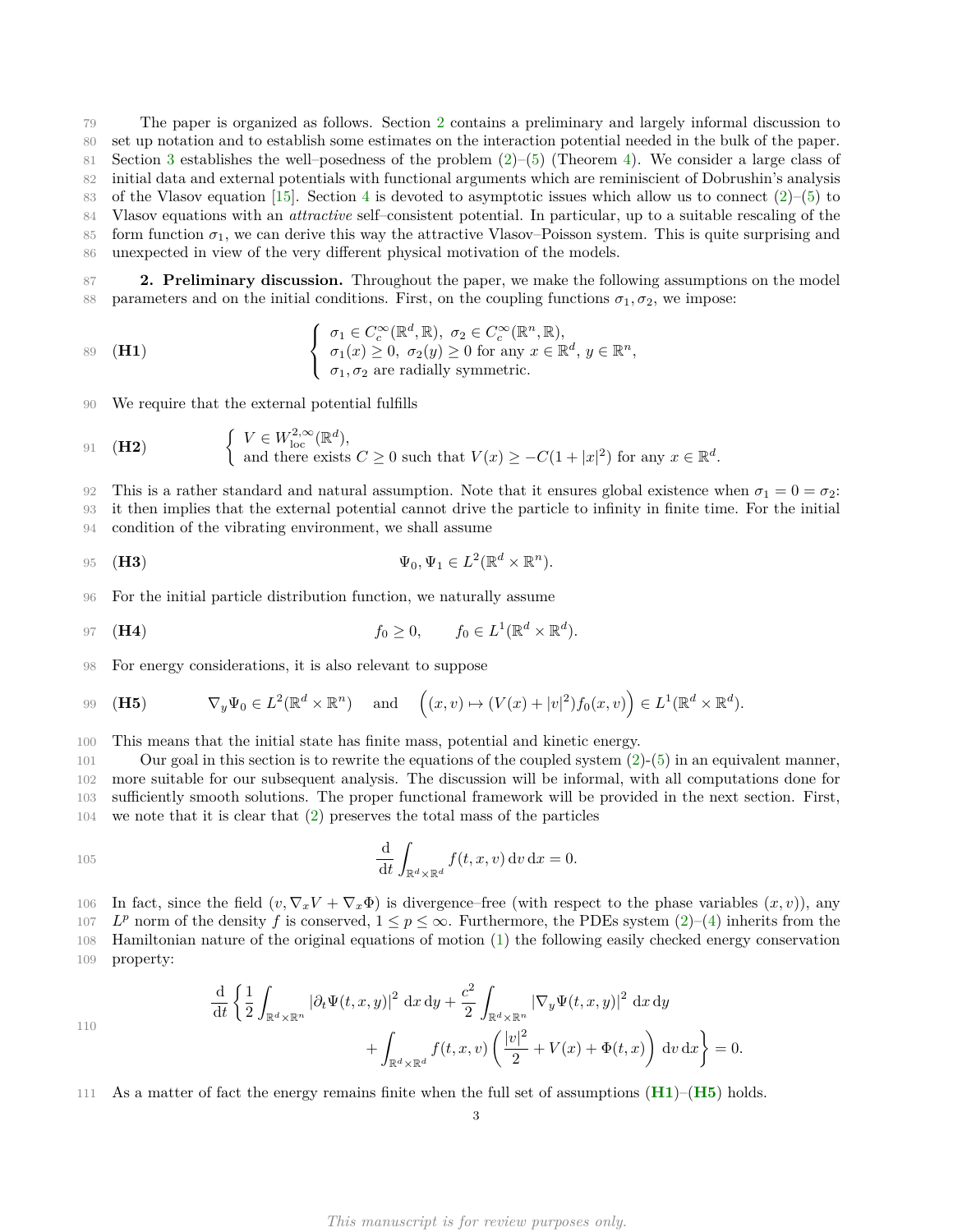The paper is organized as follows. Section 2 contains a preliminary and largely informal discussion to set up notation and to establish some estimates on the interaction potential needed in the bulk of the paper. Section 3 establishes the well–posedness of the problem (2)–(5) (Theorem 4). We consider a large class of initial data and external potentials with functional arguments which are reminiscient of Dobrushin's analysis of the Vlasov equation [15]. Section 4 is devoted to asymptotic issues which allow us to connect (2)–(5) to Vlasov equations with an *attractive* self–consistent potential. In particular, up to a suitable rescaling of the form function $\sigma_1$, we can derive this way the attractive Vlasov–Poisson system. This is quite surprising and unexpected in view of the very different physical motivation of the models.

## 2. Preliminary discussion.

Throughout the paper, we make the following assumptions on the model parameters and on the initial conditions. First, on the coupling functions $\sigma_1, \sigma_2$, we impose:

$$
\textbf{(H1)} \qquad \begin{cases} \sigma_1 \in C_c^\infty(\mathbb{R}^d, \mathbb{R}),\ \sigma_2 \in C_c^\infty(\mathbb{R}^n, \mathbb{R}), \\ \sigma_1(x) \geq 0,\ \sigma_2(y) \geq 0 \text{ for any } x \in \mathbb{R}^d,\ y \in \mathbb{R}^n, \\ \sigma_1, \sigma_2 \text{ are radially symmetric.} \end{cases}
$$

We require that the external potential fulfills

$$
\textbf{(H2)} \qquad \begin{cases} V \in W^{2,\infty}_{\mathrm{loc}}(\mathbb{R}^d), \\ \text{and there exists } C \geq 0 \text{ such that } V(x) \geq -C(1+|x|^2) \text{ for any } x \in \mathbb{R}^d. \end{cases}
$$

This is a rather standard and natural assumption. Note that it ensures global existence when $\sigma_1 = 0 = \sigma_2$: it then implies that the external potential cannot drive the particle to infinity in finite time. For the initial condition of the vibrating environment, we shall assume

$$
\textbf{(H3)} \qquad \Psi_0, \Psi_1 \in L^2(\mathbb{R}^d \times \mathbb{R}^n).
$$

For the initial particle distribution function, we naturally assume

$$
\textbf{(H4)} \qquad f_0 \geq 0, \qquad f_0 \in L^1(\mathbb{R}^d \times \mathbb{R}^d).
$$

For energy considerations, it is also relevant to suppose

$$
\textbf{(H5)} \qquad \nabla_y \Psi_0 \in L^2(\mathbb{R}^d \times \mathbb{R}^n) \quad \text{and} \quad \Big( (x,v) \mapsto (V(x) + |v|^2) f_0(x,v) \Big) \in L^1(\mathbb{R}^d \times \mathbb{R}^d).
$$

This means that the initial state has finite mass, potential and kinetic energy.

Our goal in this section is to rewrite the equations of the coupled system (2)-(5) in an equivalent manner, more suitable for our subsequent analysis. The discussion will be informal, with all computations done for sufficiently smooth solutions. The proper functional framework will be provided in the next section. First, we note that it is clear that (2) preserves the total mass of the particles

$$
\frac{\mathrm{d}}{\mathrm{d}t} \int_{\mathbb{R}^d \times \mathbb{R}^d} f(t,x,v) \,\mathrm{d}v \,\mathrm{d}x = 0.
$$

In fact, since the field $(v, \nabla_x V + \nabla_x \Phi)$ is divergence–free (with respect to the phase variables $(x,v)$), any $L^p$ norm of the density $f$ is conserved, $1 \leq p \leq \infty$. Furthermore, the PDEs system (2)–(4) inherits from the Hamiltonian nature of the original equations of motion (1) the following easily checked energy conservation property:

$$
\frac{\mathrm{d}}{\mathrm{d}t} \left\{ \frac{1}{2} \int_{\mathbb{R}^d \times \mathbb{R}^n} |\partial_t \Psi(t,x,y)|^2 \,\mathrm{d}x \,\mathrm{d}y + \frac{c^2}{2} \int_{\mathbb{R}^d \times \mathbb{R}^n} |\nabla_y \Psi(t,x,y)|^2 \,\mathrm{d}x \,\mathrm{d}y \right.
$$
$$
\left. + \int_{\mathbb{R}^d \times \mathbb{R}^d} f(t,x,v) \left( \frac{|v|^2}{2} + V(x) + \Phi(t,x) \right) \mathrm{d}v \,\mathrm{d}x \right\} = 0.
$$

As a matter of fact the energy remains finite when the full set of assumptions (**H1**)–(**H5**) holds.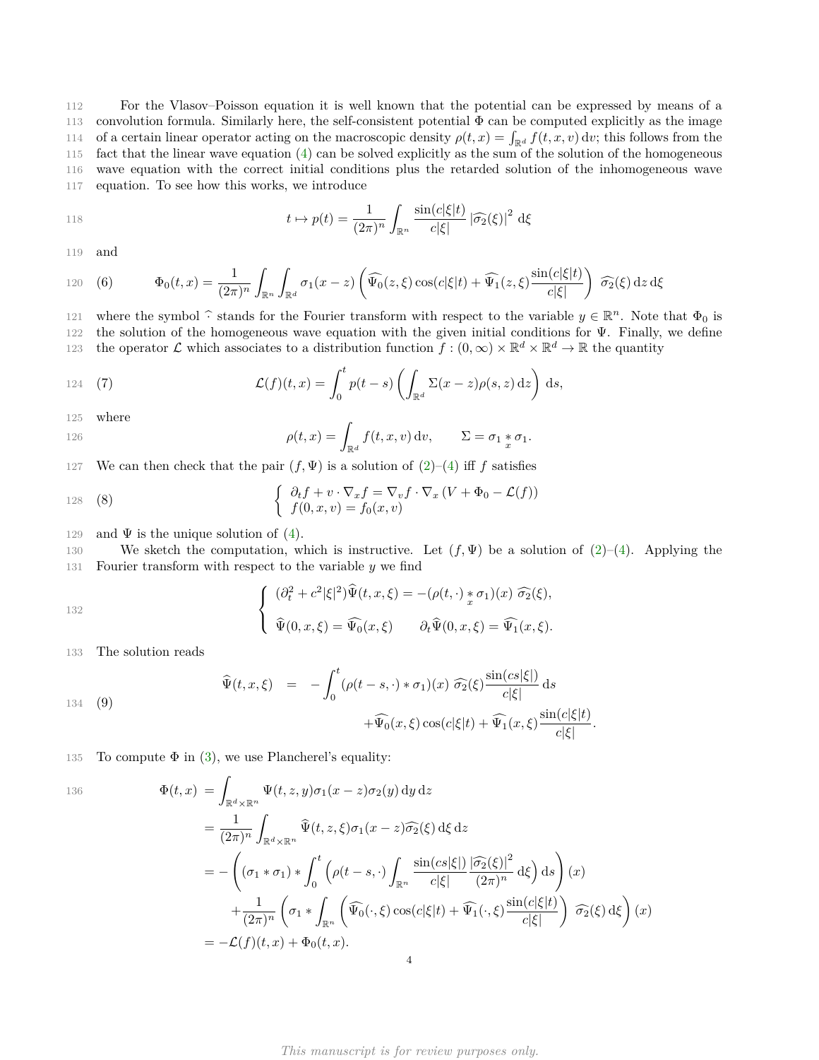For the Vlasov–Poisson equation it is well known that the potential can be expressed by means of a convolution formula. Similarly here, the self-consistent potential $\Phi$ can be computed explicitly as the image of a certain linear operator acting on the macroscopic density $\rho(t,x) = \int_{\mathbb{R}^d} f(t,x,v)\,\mathrm{d}v$; this follows from the fact that the linear wave equation (4) can be solved explicitly as the sum of the solution of the homogeneous wave equation with the correct initial conditions plus the retarded solution of the inhomogeneous wave equation. To see how this works, we introduce

$$t \mapsto p(t) = \frac{1}{(2\pi)^n} \int_{\mathbb{R}^n} \frac{\sin(c|\xi|t)}{c|\xi|} \left|\widehat{\sigma_2}(\xi)\right|^2 \mathrm{d}\xi$$

and

$$\Phi_0(t,x) = \frac{1}{(2\pi)^n} \int_{\mathbb{R}^n} \int_{\mathbb{R}^d} \sigma_1(x-z) \left( \widehat{\Psi_0}(z,\xi)\cos(c|\xi|t) + \widehat{\Psi_1}(z,\xi)\frac{\sin(c|\xi|t)}{c|\xi|} \right) \widehat{\sigma_2}(\xi)\,\mathrm{d}z\,\mathrm{d}\xi \tag{6}$$

where the symbol $\widehat{\cdot}$ stands for the Fourier transform with respect to the variable $y \in \mathbb{R}^n$. Note that $\Phi_0$ is the solution of the homogeneous wave equation with the given initial conditions for $\Psi$. Finally, we define the operator $\mathcal{L}$ which associates to a distribution function $f : (0,\infty) \times \mathbb{R}^d \times \mathbb{R}^d \to \mathbb{R}$ the quantity

$$\mathcal{L}(f)(t,x) = \int_0^t p(t-s) \left( \int_{\mathbb{R}^d} \Sigma(x-z)\rho(s,z)\,\mathrm{d}z \right) \mathrm{d}s, \tag{7}$$

where

$$\rho(t,x) = \int_{\mathbb{R}^d} f(t,x,v)\,\mathrm{d}v, \qquad \Sigma = \sigma_1 \underset{x}{*} \sigma_1.$$

We can then check that the pair $(f,\Psi)$ is a solution of (2)–(4) iff $f$ satisfies

$$\left\{ \begin{array}{l} \partial_t f + v\cdot\nabla_x f = \nabla_v f \cdot \nabla_x \left(V + \Phi_0 - \mathcal{L}(f)\right) \\ f(0,x,v) = f_0(x,v) \end{array} \right. \tag{8}$$

and $\Psi$ is the unique solution of (4).

We sketch the computation, which is instructive. Let $(f,\Psi)$ be a solution of (2)–(4). Applying the Fourier transform with respect to the variable $y$ we find

$$\left\{ \begin{array}{l} (\partial_t^2 + c^2|\xi|^2)\widehat{\Psi}(t,x,\xi) = -(\rho(t,\cdot) \underset{x}{*} \sigma_1)(x)\ \widehat{\sigma_2}(\xi), \\[2mm] \widehat{\Psi}(0,x,\xi) = \widehat{\Psi_0}(x,\xi) \qquad \partial_t\widehat{\Psi}(0,x,\xi) = \widehat{\Psi_1}(x,\xi). \end{array} \right.$$

The solution reads

$$\begin{aligned} \widehat{\Psi}(t,x,\xi) \;=\; & -\int_0^t (\rho(t-s,\cdot) * \sigma_1)(x)\ \widehat{\sigma_2}(\xi)\frac{\sin(cs|\xi|)}{c|\xi|}\,\mathrm{d}s \\ & + \widehat{\Psi_0}(x,\xi)\cos(c|\xi|t) + \widehat{\Psi_1}(x,\xi)\frac{\sin(c|\xi|t)}{c|\xi|}. \end{aligned} \tag{9}$$

To compute $\Phi$ in (3), we use Plancherel's equality:

$$\begin{aligned} \Phi(t,x) &= \int_{\mathbb{R}^d\times\mathbb{R}^n} \Psi(t,z,y)\sigma_1(x-z)\sigma_2(y)\,\mathrm{d}y\,\mathrm{d}z \\ &= \frac{1}{(2\pi)^n}\int_{\mathbb{R}^d\times\mathbb{R}^n} \widehat{\Psi}(t,z,\xi)\sigma_1(x-z)\widehat{\sigma_2}(\xi)\,\mathrm{d}\xi\,\mathrm{d}z \\ &= -\left( (\sigma_1 * \sigma_1) * \int_0^t \left( \rho(t-s,\cdot) \int_{\mathbb{R}^n} \frac{\sin(cs|\xi|)}{c|\xi|} \frac{\left|\widehat{\sigma_2}(\xi)\right|^2}{(2\pi)^n}\,\mathrm{d}\xi \right) \mathrm{d}s \right)(x) \\ &\quad + \frac{1}{(2\pi)^n}\left( \sigma_1 * \int_{\mathbb{R}^n} \left( \widehat{\Psi_0}(\cdot,\xi)\cos(c|\xi|t) + \widehat{\Psi_1}(\cdot,\xi)\frac{\sin(c|\xi|t)}{c|\xi|} \right) \widehat{\sigma_2}(\xi)\,\mathrm{d}\xi \right)(x) \\ &= -\mathcal{L}(f)(t,x) + \Phi_0(t,x). \end{aligned}$$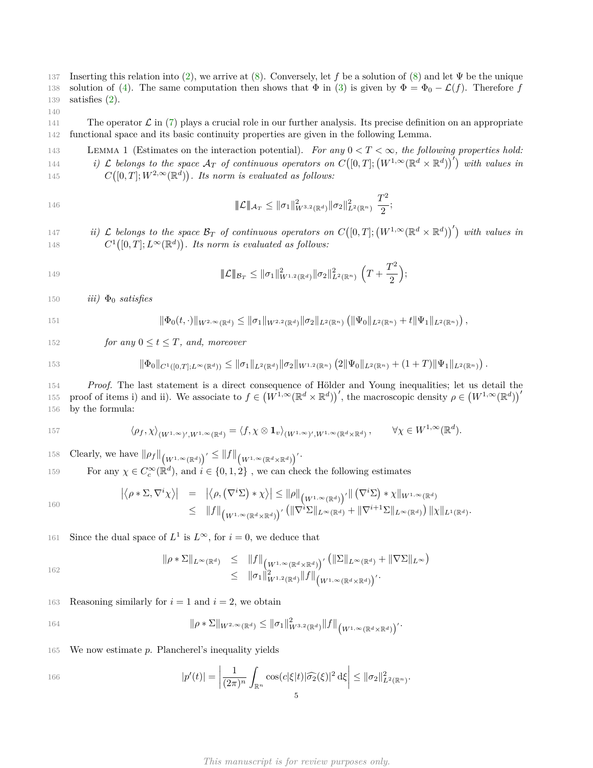Inserting this relation into (2), we arrive at (8). Conversely, let $f$ be a solution of (8) and let $\Psi$ be the unique solution of (4). The same computation then shows that $\Phi$ in (3) is given by $\Phi = \Phi_0 - \mathcal{L}(f)$. Therefore $f$ satisfies (2).

The operator $\mathcal{L}$ in (7) plays a crucial role in our further analysis. Its precise definition on an appropriate functional space and its basic continuity properties are given in the following Lemma.

LEMMA 1 (Estimates on the interaction potential). *For any $0 < T < \infty$, the following properties hold:*

*i) $\mathcal{L}$ belongs to the space $\mathcal{A}_T$ of continuous operators on $C\big([0,T];\big(W^{1,\infty}(\mathbb{R}^d \times \mathbb{R}^d)\big)'\big)$ with values in $C\big([0,T]; W^{2,\infty}(\mathbb{R}^d)\big)$. Its norm is evaluated as follows:*

$$\|\mathcal{L}\|_{\mathcal{A}_T} \leq \|\sigma_1\|^2_{W^{3,2}(\mathbb{R}^d)} \|\sigma_2\|^2_{L^2(\mathbb{R}^n)} \ \frac{T^2}{2};$$

*ii) $\mathcal{L}$ belongs to the space $\mathcal{B}_T$ of continuous operators on $C\big([0,T];\big(W^{1,\infty}(\mathbb{R}^d \times \mathbb{R}^d)\big)'\big)$ with values in $C^1\big([0,T]; L^\infty(\mathbb{R}^d)\big)$. Its norm is evaluated as follows:*

$$\|\mathcal{L}\|_{\mathcal{B}_T} \leq \|\sigma_1\|^2_{W^{1,2}(\mathbb{R}^d)} \|\sigma_2\|^2_{L^2(\mathbb{R}^n)} \ \Big(T + \frac{T^2}{2}\Big);$$

*iii) $\Phi_0$ satisfies*

$$\|\Phi_0(t,\cdot)\|_{W^{2,\infty}(\mathbb{R}^d)} \leq \|\sigma_1\|_{W^{2,2}(\mathbb{R}^d)} \|\sigma_2\|_{L^2(\mathbb{R}^n)} \left(\|\Psi_0\|_{L^2(\mathbb{R}^n)} + t\|\Psi_1\|_{L^2(\mathbb{R}^n)}\right),$$

*for any $0 \leq t \leq T$, and, moreover*

$$\|\Phi_0\|_{C^1([0,T];L^\infty(\mathbb{R}^d))} \leq \|\sigma_1\|_{L^2(\mathbb{R}^d)} \|\sigma_2\|_{W^{1,2}(\mathbb{R}^n)} \left(2\|\Psi_0\|_{L^2(\mathbb{R}^n)} + (1+T)\|\Psi_1\|_{L^2(\mathbb{R}^n)}\right).$$

*Proof.* The last statement is a direct consequence of Hölder and Young inequalities; let us detail the proof of items i) and ii). We associate to $f \in \big(W^{1,\infty}(\mathbb{R}^d \times \mathbb{R}^d)\big)'$, the macroscopic density $\rho \in \big(W^{1,\infty}(\mathbb{R}^d)\big)'$ by the formula:

$$\langle \rho_f, \chi \rangle_{(W^{1,\infty})', W^{1,\infty}(\mathbb{R}^d)} = \langle f, \chi \otimes \mathbf{1}_v \rangle_{(W^{1,\infty})', W^{1,\infty}(\mathbb{R}^d \times \mathbb{R}^d)}, \qquad \forall \chi \in W^{1,\infty}(\mathbb{R}^d).$$

Clearly, we have $\|\rho_f\|_{\big(W^{1,\infty}(\mathbb{R}^d)\big)'} \leq \|f\|_{\big(W^{1,\infty}(\mathbb{R}^d \times \mathbb{R}^d)\big)'}$.

For any $\chi \in C_c^\infty(\mathbb{R}^d)$, and $i \in \{0,1,2\}$ , we can check the following estimates

$$\begin{aligned}
\big|\langle \rho * \Sigma, \nabla^i \chi \rangle\big| &= \big|\langle \rho, (\nabla^i \Sigma) * \chi \rangle\big| \leq \|\rho\|_{\big(W^{1,\infty}(\mathbb{R}^d)\big)'} \| (\nabla^i \Sigma) * \chi \|_{W^{1,\infty}(\mathbb{R}^d)} \\
&\leq \|f\|_{\big(W^{1,\infty}(\mathbb{R}^d \times \mathbb{R}^d)\big)'} \left(\|\nabla^i \Sigma\|_{L^\infty(\mathbb{R}^d)} + \|\nabla^{i+1}\Sigma\|_{L^\infty(\mathbb{R}^d)}\right) \|\chi\|_{L^1(\mathbb{R}^d)}.
\end{aligned}$$

Since the dual space of $L^1$ is $L^\infty$, for $i = 0$, we deduce that

$$\begin{aligned}
\|\rho * \Sigma\|_{L^\infty(\mathbb{R}^d)} &\leq \|f\|_{\big(W^{1,\infty}(\mathbb{R}^d \times \mathbb{R}^d)\big)'} \left(\|\Sigma\|_{L^\infty(\mathbb{R}^d)} + \|\nabla \Sigma\|_{L^\infty}\right) \\
&\leq \|\sigma_1\|^2_{W^{1,2}(\mathbb{R}^d)} \|f\|_{\big(W^{1,\infty}(\mathbb{R}^d \times \mathbb{R}^d)\big)'}.
\end{aligned}$$

Reasoning similarly for $i = 1$ and $i = 2$, we obtain

$$\|\rho * \Sigma\|_{W^{2,\infty}(\mathbb{R}^d)} \leq \|\sigma_1\|^2_{W^{3,2}(\mathbb{R}^d)} \|f\|_{\big(W^{1,\infty}(\mathbb{R}^d \times \mathbb{R}^d)\big)'}.$$

We now estimate $p$. Plancherel's inequality yields

$$|p'(t)| = \left| \frac{1}{(2\pi)^n} \int_{\mathbb{R}^n} \cos(c|\xi|t) |\widehat{\sigma_2}(\xi)|^2 \, \mathrm{d}\xi \right| \leq \|\sigma_2\|^2_{L^2(\mathbb{R}^n)}.$$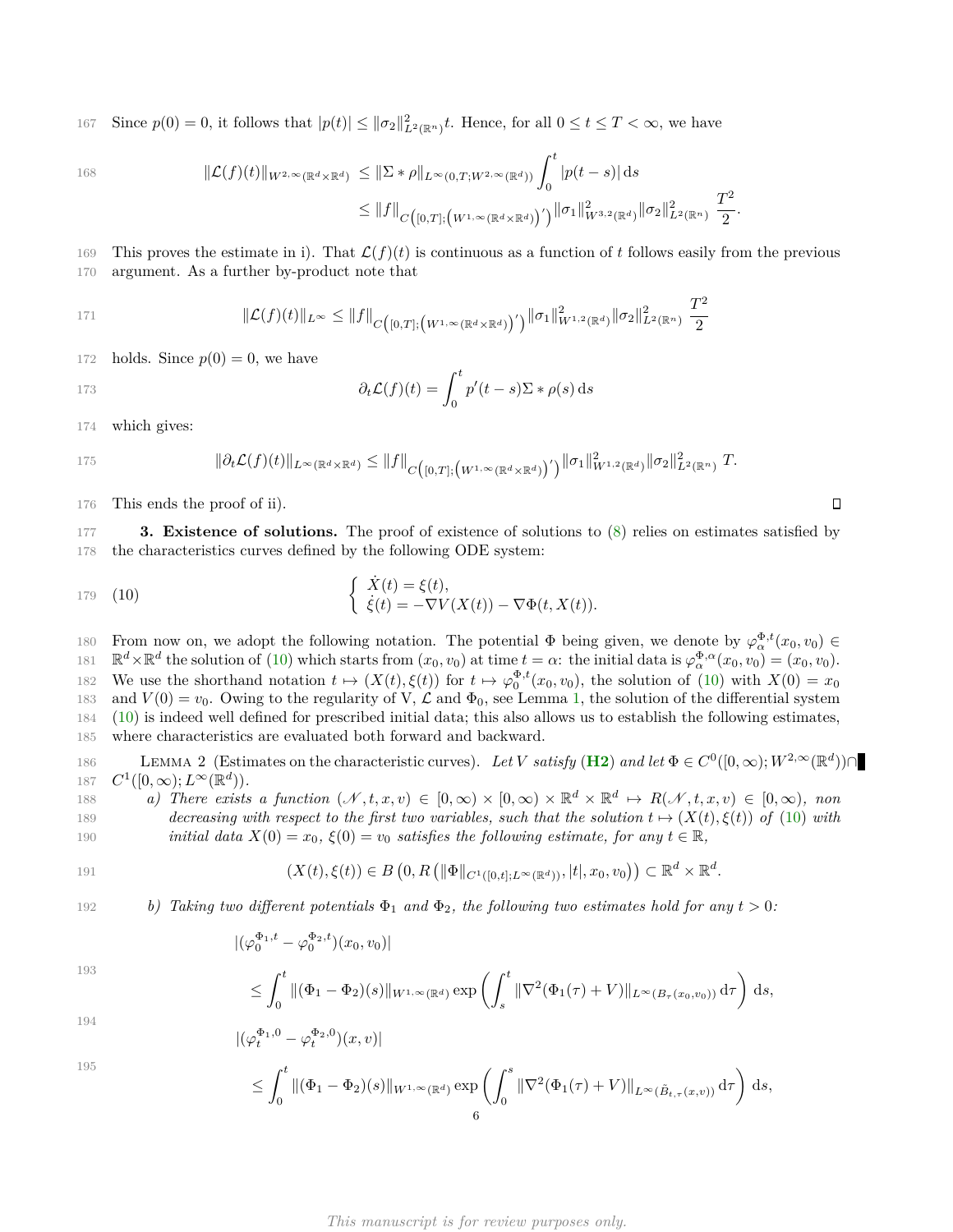Since $p(0) = 0$, it follows that $|p(t)| \le \|\sigma_2\|^2_{L^2(\mathbb{R}^n)} t$. Hence, for all $0 \le t \le T < \infty$, we have

$$
\begin{aligned}
\|\mathcal{L}(f)(t)\|_{W^{2,\infty}(\mathbb{R}^d\times\mathbb{R}^d)} &\le \|\Sigma * \rho\|_{L^\infty(0,T;W^{2,\infty}(\mathbb{R}^d))} \int_0^t |p(t-s)|\,\mathrm{d}s \\
&\le \|f\|_{C\left([0,T];\left(W^{1,\infty}(\mathbb{R}^d\times\mathbb{R}^d)\right)'\right)} \|\sigma_1\|^2_{W^{3,2}(\mathbb{R}^d)} \|\sigma_2\|^2_{L^2(\mathbb{R}^n)} \ \frac{T^2}{2}.
\end{aligned}
$$

This proves the estimate in i). That $\mathcal{L}(f)(t)$ is continuous as a function of $t$ follows easily from the previous argument. As a further by-product note that

$$
\|\mathcal{L}(f)(t)\|_{L^\infty} \le \|f\|_{C\left([0,T];\left(W^{1,\infty}(\mathbb{R}^d\times\mathbb{R}^d)\right)'\right)} \|\sigma_1\|^2_{W^{1,2}(\mathbb{R}^d)} \|\sigma_2\|^2_{L^2(\mathbb{R}^n)} \ \frac{T^2}{2}
$$

holds. Since $p(0) = 0$, we have

$$
\partial_t \mathcal{L}(f)(t) = \int_0^t p'(t-s)\Sigma * \rho(s)\,\mathrm{d}s
$$

which gives:

$$
\|\partial_t \mathcal{L}(f)(t)\|_{L^\infty(\mathbb{R}^d\times\mathbb{R}^d)} \le \|f\|_{C\left([0,T];\left(W^{1,\infty}(\mathbb{R}^d\times\mathbb{R}^d)\right)'\right)} \|\sigma_1\|^2_{W^{1,2}(\mathbb{R}^d)} \|\sigma_2\|^2_{L^2(\mathbb{R}^n)} \ T.
$$

This ends the proof of ii). ∎

**3. Existence of solutions.** The proof of existence of solutions to (8) relies on estimates satisfied by the characteristics curves defined by the following ODE system:

$$
\left\{
\begin{array}{l}
\dot{X}(t) = \xi(t), \\
\dot{\xi}(t) = -\nabla V(X(t)) - \nabla\Phi(t, X(t)).
\end{array}
\right. \tag{10}
$$

From now on, we adopt the following notation. The potential $\Phi$ being given, we denote by $\varphi^{\Phi,t}_\alpha(x_0, v_0) \in \mathbb{R}^d\times\mathbb{R}^d$ the solution of (10) which starts from $(x_0, v_0)$ at time $t = \alpha$: the initial data is $\varphi^{\Phi,\alpha}_\alpha(x_0, v_0) = (x_0, v_0)$. We use the shorthand notation $t \mapsto (X(t), \xi(t))$ for $t \mapsto \varphi^{\Phi,t}_0(x_0, v_0)$, the solution of (10) with $X(0) = x_0$ and $V(0) = v_0$. Owing to the regularity of V, $\mathcal{L}$ and $\Phi_0$, see Lemma 1, the solution of the differential system (10) is indeed well defined for prescribed initial data; this also allows us to establish the following estimates, where characteristics are evaluated both forward and backward.

Lemma 2 (Estimates on the characteristic curves). *Let $V$ satisfy* (**H2**) *and let $\Phi \in C^0([0,\infty); W^{2,\infty}(\mathbb{R}^d)) \cap C^1([0,\infty); L^\infty(\mathbb{R}^d))$.*

*a) There exists a function $(\mathscr{N}, t, x, v) \in [0,\infty)\times[0,\infty)\times\mathbb{R}^d\times\mathbb{R}^d \mapsto R(\mathscr{N}, t, x, v) \in [0,\infty)$, non decreasing with respect to the first two variables, such that the solution $t \mapsto (X(t), \xi(t))$ of (10) with initial data $X(0) = x_0$, $\xi(0) = v_0$ satisfies the following estimate, for any $t \in \mathbb{R}$,*

$$
(X(t), \xi(t)) \in B\left(0, R\left(\|\Phi\|_{C^1([0,t];L^\infty(\mathbb{R}^d))}, |t|, x_0, v_0\right)\right) \subset \mathbb{R}^d\times\mathbb{R}^d.
$$

*b) Taking two different potentials $\Phi_1$ and $\Phi_2$, the following two estimates hold for any $t > 0$:*

$$
\begin{aligned}
&|(\varphi^{\Phi_1,t}_0 - \varphi^{\Phi_2,t}_0)(x_0, v_0)| \\
&\quad \le \int_0^t \|(\Phi_1 - \Phi_2)(s)\|_{W^{1,\infty}(\mathbb{R}^d)} \exp\left(\int_s^t \|\nabla^2(\Phi_1(\tau) + V)\|_{L^\infty(B_\tau(x_0,v_0))}\,\mathrm{d}\tau\right)\mathrm{d}s, \\
&|(\varphi^{\Phi_1,0}_t - \varphi^{\Phi_2,0}_t)(x, v)| \\
&\quad \le \int_0^t \|(\Phi_1 - \Phi_2)(s)\|_{W^{1,\infty}(\mathbb{R}^d)} \exp\left(\int_0^s \|\nabla^2(\Phi_1(\tau) + V)\|_{L^\infty(\tilde{B}_{t,\tau}(x,v))}\,\mathrm{d}\tau\right)\mathrm{d}s,
\end{aligned}
$$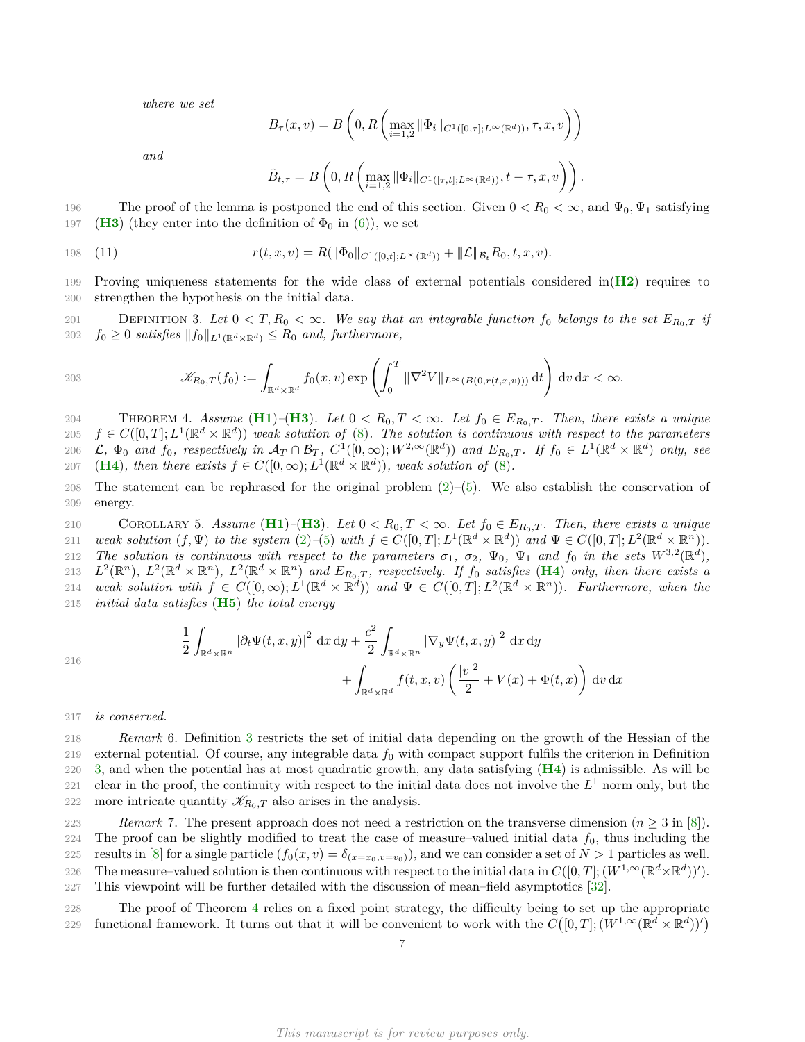*where we set*

$$B_\tau(x,v) = B\left(0, R\left(\max_{i=1,2} \|\Phi_i\|_{C^1([0,\tau];L^\infty(\mathbb{R}^d))}, \tau, x, v\right)\right)$$

*and*

$$\tilde{B}_{t,\tau} = B\left(0, R\left(\max_{i=1,2} \|\Phi_i\|_{C^1([\tau,t];L^\infty(\mathbb{R}^d))}, t-\tau, x, v\right)\right).$$

The proof of the lemma is postponed the end of this section. Given $0 < R_0 < \infty$, and $\Psi_0, \Psi_1$ satisfying (**H3**) (they enter into the definition of $\Phi_0$ in (6)), we set

$$r(t,x,v) = R(\|\Phi_0\|_{C^1([0,t];L^\infty(\mathbb{R}^d))} + \|\!|\mathcal{L}|\!\|_{\mathcal{B}_t} R_0, t, x, v). \tag{11}$$

Proving uniqueness statements for the wide class of external potentials considered in(**H2**) requires to strengthen the hypothesis on the initial data.

Definition 3. *Let $0 < T, R_0 < \infty$. We say that an integrable function $f_0$ belongs to the set $E_{R_0,T}$ if $f_0 \geq 0$ satisfies $\|f_0\|_{L^1(\mathbb{R}^d\times\mathbb{R}^d)} \leq R_0$ and, furthermore,*

$$\mathscr{K}_{R_0,T}(f_0) := \int_{\mathbb{R}^d\times\mathbb{R}^d} f_0(x,v) \exp\left(\int_0^T \|\nabla^2 V\|_{L^\infty(B(0,r(t,x,v)))}\,\mathrm{d}t\right)\mathrm{d}v\,\mathrm{d}x < \infty.$$

Theorem 4. *Assume (**H1**)–(**H3**). Let $0 < R_0, T < \infty$. Let $f_0 \in E_{R_0,T}$. Then, there exists a unique $f \in C([0,T]; L^1(\mathbb{R}^d\times\mathbb{R}^d))$ weak solution of (8). The solution is continuous with respect to the parameters $\mathcal{L}$, $\Phi_0$ and $f_0$, respectively in $\mathcal{A}_T \cap \mathcal{B}_T$, $C^1([0,\infty); W^{2,\infty}(\mathbb{R}^d))$ and $E_{R_0,T}$. If $f_0 \in L^1(\mathbb{R}^d\times\mathbb{R}^d)$ only, see (**H4**), then there exists $f \in C([0,\infty); L^1(\mathbb{R}^d\times\mathbb{R}^d))$, weak solution of (8).*

The statement can be rephrased for the original problem (2)–(5). We also establish the conservation of energy.

Corollary 5. *Assume (**H1**)–(**H3**). Let $0 < R_0, T < \infty$. Let $f_0 \in E_{R_0,T}$. Then, there exists a unique weak solution $(f,\Psi)$ to the system (2)–(5) with $f \in C([0,T]; L^1(\mathbb{R}^d\times\mathbb{R}^d))$ and $\Psi \in C([0,T]; L^2(\mathbb{R}^d\times\mathbb{R}^n))$. The solution is continuous with respect to the parameters $\sigma_1$, $\sigma_2$, $\Psi_0$, $\Psi_1$ and $f_0$ in the sets $W^{3,2}(\mathbb{R}^d)$, $L^2(\mathbb{R}^n)$, $L^2(\mathbb{R}^d\times\mathbb{R}^n)$, $L^2(\mathbb{R}^d\times\mathbb{R}^n)$ and $E_{R_0,T}$, respectively. If $f_0$ satisfies (**H4**) only, then there exists a weak solution with $f \in C([0,\infty); L^1(\mathbb{R}^d\times\mathbb{R}^d))$ and $\Psi \in C([0,T]; L^2(\mathbb{R}^d\times\mathbb{R}^n))$. Furthermore, when the initial data satisfies (**H5**) the total energy*

$$\frac{1}{2}\int_{\mathbb{R}^d\times\mathbb{R}^n} |\partial_t\Psi(t,x,y)|^2\,\mathrm{d}x\,\mathrm{d}y + \frac{c^2}{2}\int_{\mathbb{R}^d\times\mathbb{R}^n} |\nabla_y\Psi(t,x,y)|^2\,\mathrm{d}x\,\mathrm{d}y \\ + \int_{\mathbb{R}^d\times\mathbb{R}^d} f(t,x,v)\left(\frac{|v|^2}{2} + V(x) + \Phi(t,x)\right)\mathrm{d}v\,\mathrm{d}x$$

*is conserved.*

*Remark* 6. Definition 3 restricts the set of initial data depending on the growth of the Hessian of the external potential. Of course, any integrable data $f_0$ with compact support fulfils the criterion in Definition 3, and when the potential has at most quadratic growth, any data satisfying (**H4**) is admissible. As will be clear in the proof, the continuity with respect to the initial data does not involve the $L^1$ norm only, but the more intricate quantity $\mathscr{K}_{R_0,T}$ also arises in the analysis.

*Remark* 7. The present approach does not need a restriction on the transverse dimension ($n \geq 3$ in [8]). The proof can be slightly modified to treat the case of measure–valued initial data $f_0$, thus including the results in [8] for a single particle ($f_0(x,v) = \delta_{(x=x_0,v=v_0)}$), and we can consider a set of $N > 1$ particles as well. The measure–valued solution is then continuous with respect to the initial data in $C([0,T]; (W^{1,\infty}(\mathbb{R}^d\times\mathbb{R}^d))')$. This viewpoint will be further detailed with the discussion of mean–field asymptotics [32].

The proof of Theorem 4 relies on a fixed point strategy, the difficulty being to set up the appropriate functional framework. It turns out that it will be convenient to work with the $C\big([0,T]; (W^{1,\infty}(\mathbb{R}^d\times\mathbb{R}^d))'\big)$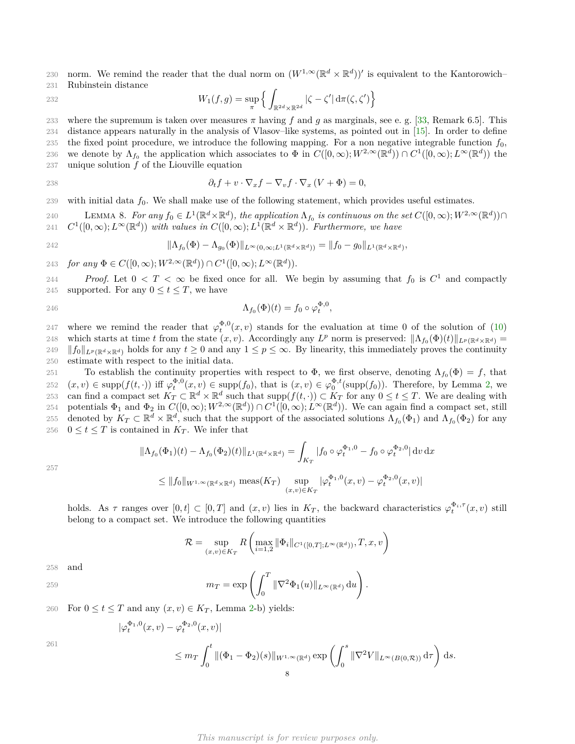norm. We remind the reader that the dual norm on $(W^{1,\infty}(\mathbb{R}^d \times \mathbb{R}^d))'$ is equivalent to the Kantorowich–Rubinstein distance

$$W_1(f,g) = \sup_\pi \Big\{ \int_{\mathbb{R}^{2d}\times\mathbb{R}^{2d}} |\zeta - \zeta'| \,\mathrm{d}\pi(\zeta,\zeta') \Big\}$$

where the supremum is taken over measures $\pi$ having $f$ and $g$ as marginals, see e. g. [33, Remark 6.5]. This distance appears naturally in the analysis of Vlasov–like systems, as pointed out in [15]. In order to define the fixed point procedure, we introduce the following mapping. For a non negative integrable function $f_0$, we denote by $\Lambda_{f_0}$ the application which associates to $\Phi$ in $C([0,\infty); W^{2,\infty}(\mathbb{R}^d)) \cap C^1([0,\infty); L^\infty(\mathbb{R}^d))$ the unique solution $f$ of the Liouville equation

$$\partial_t f + v\cdot\nabla_x f - \nabla_v f \cdot \nabla_x (V + \Phi) = 0,$$

with initial data $f_0$. We shall make use of the following statement, which provides useful estimates.

LEMMA 8. *For any $f_0 \in L^1(\mathbb{R}^d\times\mathbb{R}^d)$, the application $\Lambda_{f_0}$ is continuous on the set $C([0,\infty); W^{2,\infty}(\mathbb{R}^d)) \cap C^1([0,\infty); L^\infty(\mathbb{R}^d))$ with values in $C([0,\infty); L^1(\mathbb{R}^d \times \mathbb{R}^d))$. Furthermore, we have*

$$\|\Lambda_{f_0}(\Phi) - \Lambda_{g_0}(\Phi)\|_{L^\infty(0,\infty;L^1(\mathbb{R}^d\times\mathbb{R}^d))} = \|f_0 - g_0\|_{L^1(\mathbb{R}^d\times\mathbb{R}^d)},$$

*for any $\Phi \in C([0,\infty); W^{2,\infty}(\mathbb{R}^d)) \cap C^1([0,\infty); L^\infty(\mathbb{R}^d))$.*

*Proof.* Let $0 < T < \infty$ be fixed once for all. We begin by assuming that $f_0$ is $C^1$ and compactly supported. For any $0 \le t \le T$, we have

$$\Lambda_{f_0}(\Phi)(t) = f_0 \circ \varphi_t^{\Phi,0},$$

where we remind the reader that $\varphi_t^{\Phi,0}(x,v)$ stands for the evaluation at time 0 of the solution of (10) which starts at time $t$ from the state $(x,v)$. Accordingly any $L^p$ norm is preserved: $\|\Lambda_{f_0}(\Phi)(t)\|_{L^p(\mathbb{R}^d\times\mathbb{R}^d)} = \|f_0\|_{L^p(\mathbb{R}^d\times\mathbb{R}^d)}$ holds for any $t \ge 0$ and any $1 \le p \le \infty$. By linearity, this immediately proves the continuity estimate with respect to the initial data.

To establish the continuity properties with respect to $\Phi$, we first observe, denoting $\Lambda_{f_0}(\Phi) = f$, that $(x,v) \in \operatorname{supp}(f(t,\cdot))$ iff $\varphi_t^{\Phi,0}(x,v) \in \operatorname{supp}(f_0)$, that is $(x,v) \in \varphi_0^{\Phi,t}(\operatorname{supp}(f_0))$. Therefore, by Lemma 2, we can find a compact set $K_T \subset \mathbb{R}^d \times \mathbb{R}^d$ such that $\operatorname{supp}(f(t,\cdot)) \subset K_T$ for any $0 \le t \le T$. We are dealing with potentials $\Phi_1$ and $\Phi_2$ in $C([0,\infty); W^{2,\infty}(\mathbb{R}^d)) \cap C^1([0,\infty); L^\infty(\mathbb{R}^d))$. We can again find a compact set, still denoted by $K_T \subset \mathbb{R}^d \times \mathbb{R}^d$, such that the support of the associated solutions $\Lambda_{f_0}(\Phi_1)$ and $\Lambda_{f_0}(\Phi_2)$ for any $0 \le t \le T$ is contained in $K_T$. We infer that

$$\begin{aligned}
\|\Lambda_{f_0}(\Phi_1)(t) - \Lambda_{f_0}(\Phi_2)(t)\|_{L^1(\mathbb{R}^d\times\mathbb{R}^d)} &= \int_{K_T} |f_0 \circ \varphi_t^{\Phi_1,0} - f_0 \circ \varphi_t^{\Phi_2,0}| \,\mathrm{d}v\,\mathrm{d}x \\
&\le \|f_0\|_{W^{1,\infty}(\mathbb{R}^d\times\mathbb{R}^d)} \ \operatorname{meas}(K_T) \sup_{(x,v)\in K_T} |\varphi_t^{\Phi_1,0}(x,v) - \varphi_t^{\Phi_2,0}(x,v)|
\end{aligned}$$

holds. As $\tau$ ranges over $[0,t] \subset [0,T]$ and $(x,v)$ lies in $K_T$, the backward characteristics $\varphi_t^{\Phi_i,\tau}(x,v)$ still belong to a compact set. We introduce the following quantities

$$\mathcal{R} = \sup_{(x,v)\in K_T} R\left( \max_{i=1,2} \|\Phi_i\|_{C^1([0,T];L^\infty(\mathbb{R}^d))}, T, x, v \right)$$

and

$$m_T = \exp\left( \int_0^T \|\nabla^2 \Phi_1(u)\|_{L^\infty(\mathbb{R}^d)} \,\mathrm{d}u \right).$$

For $0 \le t \le T$ and any $(x,v) \in K_T$, Lemma 2-b) yields:

$$\begin{aligned}
&|\varphi_t^{\Phi_1,0}(x,v) - \varphi_t^{\Phi_2,0}(x,v)| \\
&\qquad \le m_T \int_0^t \|(\Phi_1 - \Phi_2)(s)\|_{W^{1,\infty}(\mathbb{R}^d)} \exp\left( \int_0^s \|\nabla^2 V\|_{L^\infty(B(0,\mathcal{R}))} \,\mathrm{d}\tau \right) \mathrm{d}s.
\end{aligned}$$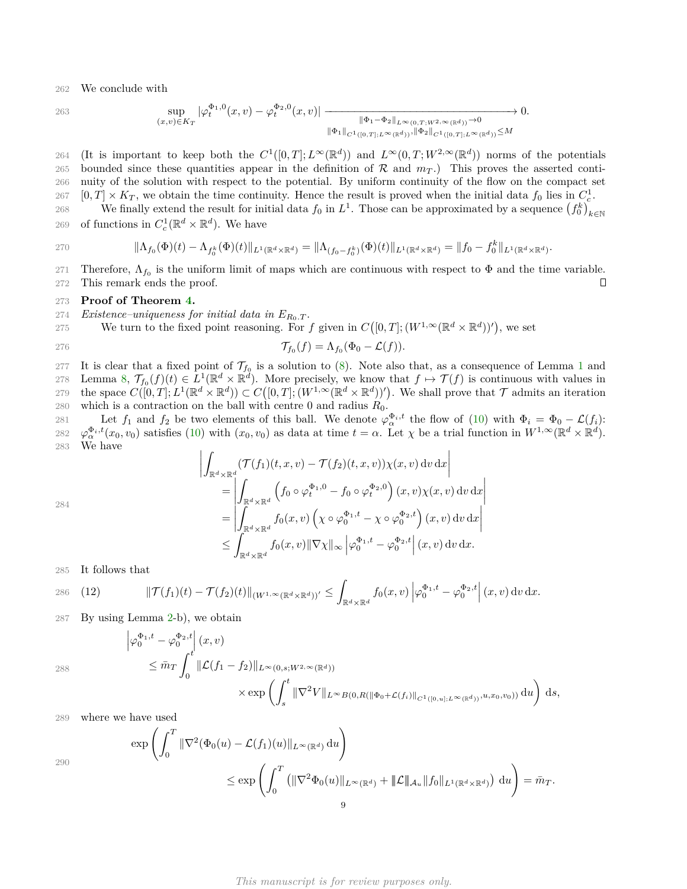We conclude with

$$\sup_{(x,v)\in K_T} |\varphi_t^{\Phi_1,0}(x,v) - \varphi_t^{\Phi_2,0}(x,v)| \xrightarrow[\|\Phi_1\|_{C^1([0,T];L^\infty(\mathbb{R}^d))},\|\Phi_2\|_{C^1([0,T];L^\infty(\mathbb{R}^d))}\leq M]{\|\Phi_1-\Phi_2\|_{L^\infty(0,T;W^{2,\infty}(\mathbb{R}^d))}\to 0} 0.$$

(It is important to keep both the $C^1([0,T];L^\infty(\mathbb{R}^d))$ and $L^\infty(0,T;W^{2,\infty}(\mathbb{R}^d))$ norms of the potentials bounded since these quantities appear in the definition of $\mathcal{R}$ and $m_T$.) This proves the asserted continuity of the solution with respect to the potential. By uniform continuity of the flow on the compact set $[0,T]\times K_T$, we obtain the time continuity. Hence the result is proved when the initial data $f_0$ lies in $C_c^1$.

We finally extend the result for initial data $f_0$ in $L^1$. Those can be approximated by a sequence $\left(f_0^k\right)_{k\in\mathbb{N}}$ of functions in $C_c^1(\mathbb{R}^d\times\mathbb{R}^d)$. We have

$$\|\Lambda_{f_0}(\Phi)(t) - \Lambda_{f_0^k}(\Phi)(t)\|_{L^1(\mathbb{R}^d\times\mathbb{R}^d)} = \|\Lambda_{(f_0-f_0^k)}(\Phi)(t)\|_{L^1(\mathbb{R}^d\times\mathbb{R}^d)} = \|f_0 - f_0^k\|_{L^1(\mathbb{R}^d\times\mathbb{R}^d)}.$$

Therefore, $\Lambda_{f_0}$ is the uniform limit of maps which are continuous with respect to $\Phi$ and the time variable. This remark ends the proof. ∎

**Proof of Theorem 4.**

*Existence–uniqueness for initial data in $E_{R_0,T}$.*

We turn to the fixed point reasoning. For $f$ given in $C\big([0,T];(W^{1,\infty}(\mathbb{R}^d\times\mathbb{R}^d))'\big)$, we set

$$\mathcal{T}_{f_0}(f) = \Lambda_{f_0}(\Phi_0 - \mathcal{L}(f)).$$

It is clear that a fixed point of $\mathcal{T}_{f_0}$ is a solution to (8). Note also that, as a consequence of Lemma 1 and Lemma 8, $\mathcal{T}_{f_0}(f)(t) \in L^1(\mathbb{R}^d\times\mathbb{R}^d)$. More precisely, we know that $f\mapsto \mathcal{T}(f)$ is continuous with values in the space $C([0,T];L^1(\mathbb{R}^d\times\mathbb{R}^d)) \subset C\big([0,T];(W^{1,\infty}(\mathbb{R}^d\times\mathbb{R}^d))'\big)$. We shall prove that $\mathcal{T}$ admits an iteration which is a contraction on the ball with centre 0 and radius $R_0$.

Let $f_1$ and $f_2$ be two elements of this ball. We denote $\varphi_\alpha^{\Phi_i,t}$ the flow of (10) with $\Phi_i = \Phi_0 - \mathcal{L}(f_i)$: $\varphi_\alpha^{\Phi_i,t}(x_0,v_0)$ satisfies (10) with $(x_0,v_0)$ as data at time $t=\alpha$. Let $\chi$ be a trial function in $W^{1,\infty}(\mathbb{R}^d\times\mathbb{R}^d)$. We have

$$\begin{aligned}
&\left|\int_{\mathbb{R}^d\times\mathbb{R}^d} (\mathcal{T}(f_1)(t,x,v) - \mathcal{T}(f_2)(t,x,v))\chi(x,v)\,\mathrm{d}v\,\mathrm{d}x\right| \\
&\quad= \left|\int_{\mathbb{R}^d\times\mathbb{R}^d} \left(f_0\circ\varphi_t^{\Phi_1,0} - f_0\circ\varphi_t^{\Phi_2,0}\right)(x,v)\chi(x,v)\,\mathrm{d}v\,\mathrm{d}x\right| \\
&\quad= \left|\int_{\mathbb{R}^d\times\mathbb{R}^d} f_0(x,v)\left(\chi\circ\varphi_0^{\Phi_1,t} - \chi\circ\varphi_0^{\Phi_2,t}\right)(x,v)\,\mathrm{d}v\,\mathrm{d}x\right| \\
&\quad\leq \int_{\mathbb{R}^d\times\mathbb{R}^d} f_0(x,v)\|\nabla\chi\|_\infty \left|\varphi_0^{\Phi_1,t} - \varphi_0^{\Phi_2,t}\right|(x,v)\,\mathrm{d}v\,\mathrm{d}x.
\end{aligned}$$

It follows that

$$\|\mathcal{T}(f_1)(t) - \mathcal{T}(f_2)(t)\|_{(W^{1,\infty}(\mathbb{R}^d\times\mathbb{R}^d))'} \leq \int_{\mathbb{R}^d\times\mathbb{R}^d} f_0(x,v)\left|\varphi_0^{\Phi_1,t} - \varphi_0^{\Phi_2,t}\right|(x,v)\,\mathrm{d}v\,\mathrm{d}x. \tag{12}$$

By using Lemma 2-b), we obtain

$$\begin{aligned}
&\left|\varphi_0^{\Phi_1,t} - \varphi_0^{\Phi_2,t}\right|(x,v) \\
&\quad\leq \bar{m}_T\int_0^t \|\mathcal{L}(f_1-f_2)\|_{L^\infty(0,s;W^{2,\infty}(\mathbb{R}^d))} \\
&\qquad\qquad\times\exp\left(\int_s^t \|\nabla^2 V\|_{L^\infty B(0,R(\|\Phi_0+\mathcal{L}(f_i)\|_{C^1([0,u];L^\infty(\mathbb{R}^d))},u,x_0,v_0))}\,\mathrm{d}u\right)\,\mathrm{d}s,
\end{aligned}$$

where we have used

$$\begin{aligned}
&\exp\left(\int_0^T \|\nabla^2(\Phi_0(u) - \mathcal{L}(f_1)(u)\|_{L^\infty(\mathbb{R}^d)}\,\mathrm{d}u\right) \\
&\qquad\leq \exp\left(\int_0^T \left(\|\nabla^2\Phi_0(u)\|_{L^\infty(\mathbb{R}^d)} + \|\mathcal{L}\|_{\mathcal{A}_u}\|f_0\|_{L^1(\mathbb{R}^d\times\mathbb{R}^d)}\right)\,\mathrm{d}u\right) = \bar{m}_T.
\end{aligned}$$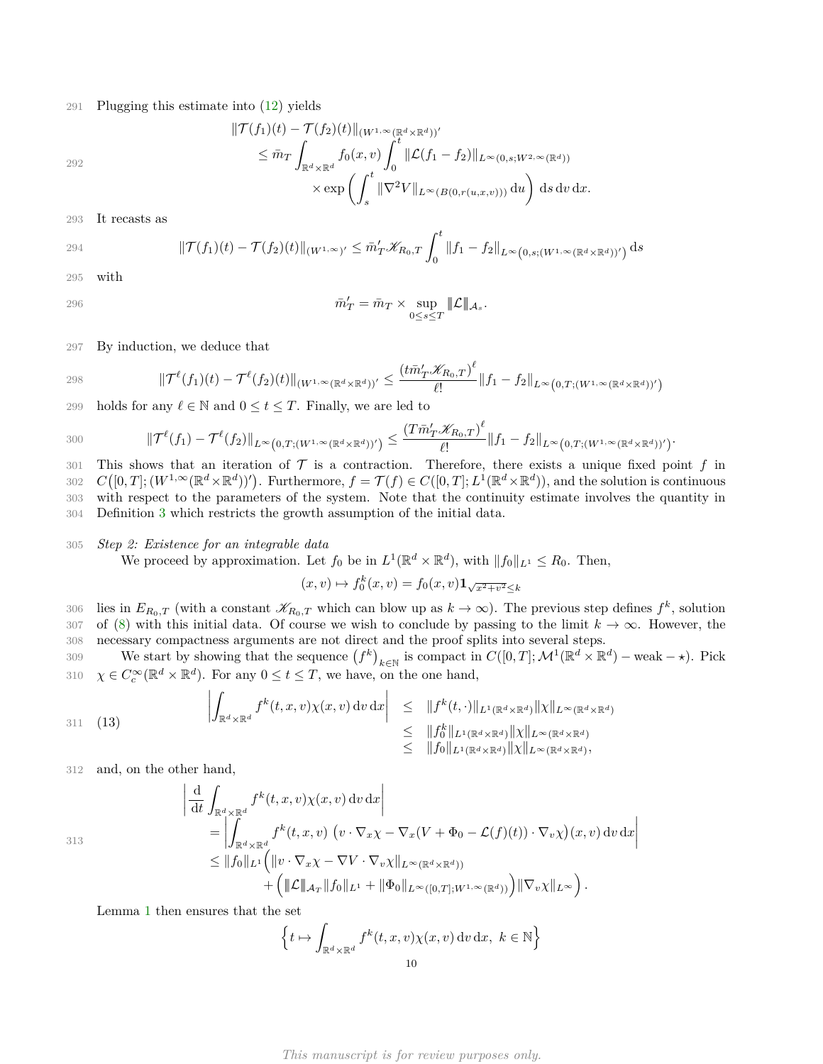Plugging this estimate into (12) yields

$$
\begin{aligned}
\|\mathcal{T}(f_1)(t) - \mathcal{T}(f_2)(t)\|_{(W^{1,\infty}(\mathbb{R}^d\times\mathbb{R}^d))'}
&\leq \bar{m}_T \int_{\mathbb{R}^d\times\mathbb{R}^d} f_0(x,v) \int_0^t \|\mathcal{L}(f_1 - f_2)\|_{L^\infty(0,s;W^{2,\infty}(\mathbb{R}^d))} \\
&\qquad \times \exp\left( \int_s^t \|\nabla^2 V\|_{L^\infty(B(0,r(u,x,v)))} \,\mathrm{d}u \right) \,\mathrm{d}s \,\mathrm{d}v \,\mathrm{d}x.
\end{aligned}
$$

It recasts as

$$
\|\mathcal{T}(f_1)(t) - \mathcal{T}(f_2)(t)\|_{(W^{1,\infty})'} \leq \bar{m}'_T \mathscr{K}_{R_0,T} \int_0^t \|f_1 - f_2\|_{L^\infty\left(0,s;(W^{1,\infty}(\mathbb{R}^d\times\mathbb{R}^d))'\right)} \,\mathrm{d}s
$$

with

$$
\bar{m}'_T = \bar{m}_T \times \sup_{0\leq s\leq T} \|\!|\mathcal{L}|\!\|_{\mathcal{A}_s}.
$$

By induction, we deduce that

$$
\|\mathcal{T}^\ell(f_1)(t) - \mathcal{T}^\ell(f_2)(t)\|_{(W^{1,\infty}(\mathbb{R}^d\times\mathbb{R}^d))'} \leq \frac{\left(t\bar{m}'_T\mathscr{K}_{R_0,T}\right)^\ell}{\ell!} \|f_1 - f_2\|_{L^\infty\left(0,T;(W^{1,\infty}(\mathbb{R}^d\times\mathbb{R}^d))'\right)}
$$

holds for any $\ell \in \mathbb{N}$ and $0 \leq t \leq T$. Finally, we are led to

$$
\|\mathcal{T}^\ell(f_1) - \mathcal{T}^\ell(f_2)\|_{L^\infty\left(0,T;(W^{1,\infty}(\mathbb{R}^d\times\mathbb{R}^d))'\right)} \leq \frac{\left(T\bar{m}'_T\mathscr{K}_{R_0,T}\right)^\ell}{\ell!} \|f_1 - f_2\|_{L^\infty\left(0,T;(W^{1,\infty}(\mathbb{R}^d\times\mathbb{R}^d))'\right)}.
$$

This shows that an iteration of $\mathcal{T}$ is a contraction. Therefore, there exists a unique fixed point $f$ in $C\big([0,T];(W^{1,\infty}(\mathbb{R}^d\times\mathbb{R}^d))'\big)$. Furthermore, $f = \mathcal{T}(f) \in C([0,T];L^1(\mathbb{R}^d\times\mathbb{R}^d))$, and the solution is continuous with respect to the parameters of the system. Note that the continuity estimate involves the quantity in Definition 3 which restricts the growth assumption of the initial data.

*Step 2: Existence for an integrable data*

We proceed by approximation. Let $f_0$ be in $L^1(\mathbb{R}^d\times\mathbb{R}^d)$, with $\|f_0\|_{L^1} \leq R_0$. Then,

$$
(x,v) \mapsto f_0^k(x,v) = f_0(x,v)\mathbf{1}_{\sqrt{x^2+v^2}\leq k}
$$

lies in $E_{R_0,T}$ (with a constant $\mathscr{K}_{R_0,T}$ which can blow up as $k\to\infty$). The previous step defines $f^k$, solution of (8) with this initial data. Of course we wish to conclude by passing to the limit $k\to\infty$. However, the necessary compactness arguments are not direct and the proof splits into several steps.

We start by showing that the sequence $\left(f^k\right)_{k\in\mathbb{N}}$ is compact in $C([0,T];\mathcal{M}^1(\mathbb{R}^d\times\mathbb{R}^d) - \text{weak} - \star)$. Pick $\chi \in C_c^\infty(\mathbb{R}^d\times\mathbb{R}^d)$. For any $0\leq t\leq T$, we have, on the one hand,

$$
\begin{aligned}
\left|\int_{\mathbb{R}^d\times\mathbb{R}^d} f^k(t,x,v)\chi(x,v)\,\mathrm{d}v\,\mathrm{d}x\right| &\leq \|f^k(t,\cdot)\|_{L^1(\mathbb{R}^d\times\mathbb{R}^d)}\|\chi\|_{L^\infty(\mathbb{R}^d\times\mathbb{R}^d)} \\
&\leq \|f_0^k\|_{L^1(\mathbb{R}^d\times\mathbb{R}^d)}\|\chi\|_{L^\infty(\mathbb{R}^d\times\mathbb{R}^d)} \\
&\leq \|f_0\|_{L^1(\mathbb{R}^d\times\mathbb{R}^d)}\|\chi\|_{L^\infty(\mathbb{R}^d\times\mathbb{R}^d)},
\end{aligned} \tag{13}
$$

and, on the other hand,

$$
\begin{aligned}
&\left|\frac{\mathrm{d}}{\mathrm{d}t}\int_{\mathbb{R}^d\times\mathbb{R}^d} f^k(t,x,v)\chi(x,v)\,\mathrm{d}v\,\mathrm{d}x\right| \\
&\quad= \left|\int_{\mathbb{R}^d\times\mathbb{R}^d} f^k(t,x,v)\,\big(v\cdot\nabla_x\chi - \nabla_x(V+\Phi_0-\mathcal{L}(f)(t))\cdot\nabla_v\chi\big)(x,v)\,\mathrm{d}v\,\mathrm{d}x\right| \\
&\quad\leq \|f_0\|_{L^1}\Big(\|v\cdot\nabla_x\chi - \nabla V\cdot\nabla_v\chi\|_{L^\infty(\mathbb{R}^d\times\mathbb{R}^d))} \\
&\qquad\qquad + \Big(\|\!|\mathcal{L}|\!\|_{\mathcal{A}_T}\|f_0\|_{L^1} + \|\Phi_0\|_{L^\infty([0,T];W^{1,\infty}(\mathbb{R}^d))}\Big)\|\nabla_v\chi\|_{L^\infty}\Big).
\end{aligned}
$$

Lemma 1 then ensures that the set

$$
\left\{t\mapsto\int_{\mathbb{R}^d\times\mathbb{R}^d} f^k(t,x,v)\chi(x,v)\,\mathrm{d}v\,\mathrm{d}x,\ k\in\mathbb{N}\right\}
$$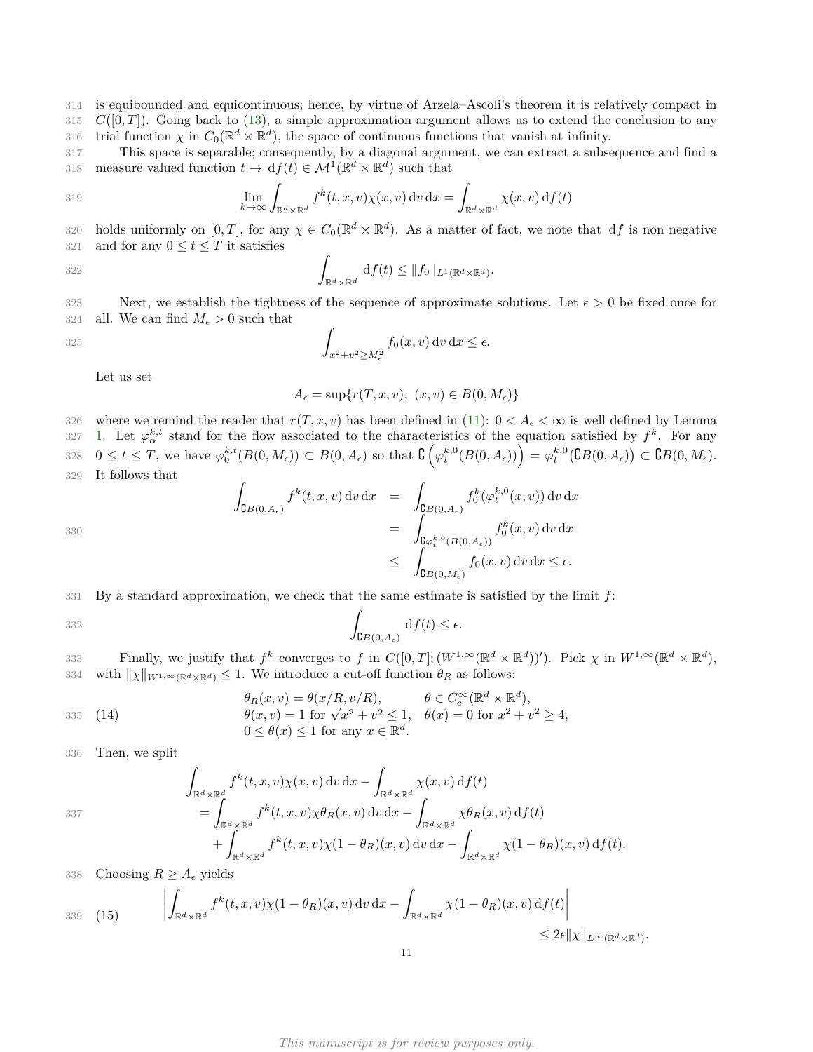is equibounded and equicontinuous; hence, by virtue of Arzela–Ascoli's theorem it is relatively compact in $C([0,T])$. Going back to (13), a simple approximation argument allows us to extend the conclusion to any trial function $\chi$ in $C_0(\mathbb{R}^d\times\mathbb{R}^d)$, the space of continuous functions that vanish at infinity.

This space is separable; consequently, by a diagonal argument, we can extract a subsequence and find a measure valued function $t\mapsto \mathrm{d}f(t)\in\mathcal{M}^1(\mathbb{R}^d\times\mathbb{R}^d)$ such that

$$\lim_{k\to\infty}\int_{\mathbb{R}^d\times\mathbb{R}^d} f^k(t,x,v)\chi(x,v)\,\mathrm{d}v\,\mathrm{d}x=\int_{\mathbb{R}^d\times\mathbb{R}^d}\chi(x,v)\,\mathrm{d}f(t)$$

holds uniformly on $[0,T]$, for any $\chi\in C_0(\mathbb{R}^d\times\mathbb{R}^d)$. As a matter of fact, we note that $\mathrm{d}f$ is non negative and for any $0\le t\le T$ it satisfies

$$\int_{\mathbb{R}^d\times\mathbb{R}^d}\mathrm{d}f(t)\le\|f_0\|_{L^1(\mathbb{R}^d\times\mathbb{R}^d)}.$$

Next, we establish the tightness of the sequence of approximate solutions. Let $\epsilon>0$ be fixed once for all. We can find $M_\epsilon>0$ such that

$$\int_{x^2+v^2\ge M_\epsilon^2} f_0(x,v)\,\mathrm{d}v\,\mathrm{d}x\le\epsilon.$$

Let us set

$$A_\epsilon=\sup\{r(T,x,v),\ (x,v)\in B(0,M_\epsilon)\}$$

where we remind the reader that $r(T,x,v)$ has been defined in (11): $0<A_\epsilon<\infty$ is well defined by Lemma 1. Let $\varphi_\alpha^{k,t}$ stand for the flow associated to the characteristics of the equation satisfied by $f^k$. For any $0\le t\le T$, we have $\varphi_0^{k,t}(B(0,M_\epsilon))\subset B(0,A_\epsilon)$ so that $\complement\left(\varphi_t^{k,0}(B(0,A_\epsilon))\right)=\varphi_t^{k,0}\big(\complement B(0,A_\epsilon)\big)\subset\complement B(0,M_\epsilon)$. It follows that

$$\begin{aligned}\int_{\complement B(0,A_\epsilon)} f^k(t,x,v)\,\mathrm{d}v\,\mathrm{d}x &= \int_{\complement B(0,A_\epsilon)} f_0^k(\varphi_t^{k,0}(x,v))\,\mathrm{d}v\,\mathrm{d}x\\ &= \int_{\complement\varphi_t^{k,0}(B(0,A_\epsilon))} f_0^k(x,v)\,\mathrm{d}v\,\mathrm{d}x\\ &\le \int_{\complement B(0,M_\epsilon)} f_0(x,v)\,\mathrm{d}v\,\mathrm{d}x\le\epsilon.\end{aligned}$$

By a standard approximation, we check that the same estimate is satisfied by the limit $f$:

$$\int_{\complement B(0,A_\epsilon)}\mathrm{d}f(t)\le\epsilon.$$

Finally, we justify that $f^k$ converges to $f$ in $C([0,T];(W^{1,\infty}(\mathbb{R}^d\times\mathbb{R}^d))')$. Pick $\chi$ in $W^{1,\infty}(\mathbb{R}^d\times\mathbb{R}^d)$, with $\|\chi\|_{W^{1,\infty}(\mathbb{R}^d\times\mathbb{R}^d)}\le 1$. We introduce a cut-off function $\theta_R$ as follows:

$$\begin{array}{ll}\theta_R(x,v)=\theta(x/R,v/R), & \theta\in C_c^\infty(\mathbb{R}^d\times\mathbb{R}^d),\\ \theta(x,v)=1 \text{ for } \sqrt{x^2+v^2}\le 1, & \theta(x)=0 \text{ for } x^2+v^2\ge 4,\\ 0\le\theta(x)\le 1 \text{ for any } x\in\mathbb{R}^d. & \end{array}\tag{14}$$

Then, we split

$$\begin{aligned}&\int_{\mathbb{R}^d\times\mathbb{R}^d} f^k(t,x,v)\chi(x,v)\,\mathrm{d}v\,\mathrm{d}x-\int_{\mathbb{R}^d\times\mathbb{R}^d}\chi(x,v)\,\mathrm{d}f(t)\\ &\quad=\int_{\mathbb{R}^d\times\mathbb{R}^d} f^k(t,x,v)\chi\theta_R(x,v)\,\mathrm{d}v\,\mathrm{d}x-\int_{\mathbb{R}^d\times\mathbb{R}^d}\chi\theta_R(x,v)\,\mathrm{d}f(t)\\ &\qquad+\int_{\mathbb{R}^d\times\mathbb{R}^d} f^k(t,x,v)\chi(1-\theta_R)(x,v)\,\mathrm{d}v\,\mathrm{d}x-\int_{\mathbb{R}^d\times\mathbb{R}^d}\chi(1-\theta_R)(x,v)\,\mathrm{d}f(t).\end{aligned}$$

Choosing $R\ge A_\epsilon$ yields

$$\left|\int_{\mathbb{R}^d\times\mathbb{R}^d} f^k(t,x,v)\chi(1-\theta_R)(x,v)\,\mathrm{d}v\,\mathrm{d}x-\int_{\mathbb{R}^d\times\mathbb{R}^d}\chi(1-\theta_R)(x,v)\,\mathrm{d}f(t)\right|\le 2\epsilon\|\chi\|_{L^\infty(\mathbb{R}^d\times\mathbb{R}^d)}.\tag{15}$$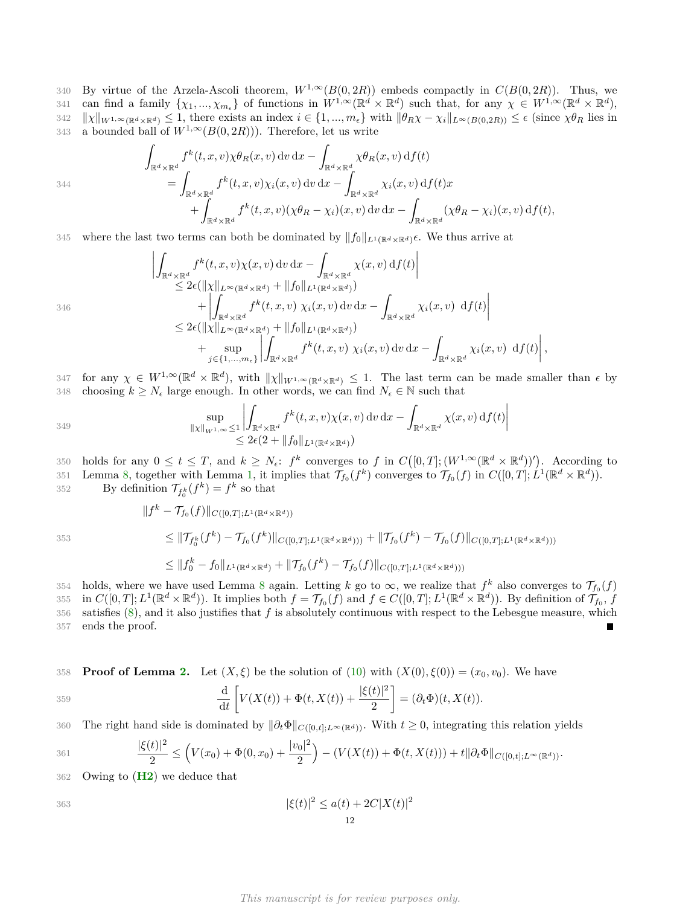By virtue of the Arzela-Ascoli theorem, $W^{1,\infty}(B(0,2R))$ embeds compactly in $C(B(0,2R))$. Thus, we can find a family $\{\chi_1, ..., \chi_{m_\epsilon}\}$ of functions in $W^{1,\infty}(\mathbb{R}^d \times \mathbb{R}^d)$ such that, for any $\chi \in W^{1,\infty}(\mathbb{R}^d \times \mathbb{R}^d)$, $\|\chi\|_{W^{1,\infty}(\mathbb{R}^d\times\mathbb{R}^d)} \leq 1$, there exists an index $i \in \{1, ..., m_\epsilon\}$ with $\|\theta_R\chi - \chi_i\|_{L^\infty(B(0,2R))} \leq \epsilon$ (since $\chi\theta_R$ lies in a bounded ball of $W^{1,\infty}(B(0,2R))$). Therefore, let us write

$$
\begin{aligned}
&\int_{\mathbb{R}^d\times\mathbb{R}^d} f^k(t,x,v)\chi\theta_R(x,v)\,\mathrm{d}v\,\mathrm{d}x - \int_{\mathbb{R}^d\times\mathbb{R}^d} \chi\theta_R(x,v)\,\mathrm{d}f(t) \\
&\quad= \int_{\mathbb{R}^d\times\mathbb{R}^d} f^k(t,x,v)\chi_i(x,v)\,\mathrm{d}v\,\mathrm{d}x - \int_{\mathbb{R}^d\times\mathbb{R}^d} \chi_i(x,v)\,\mathrm{d}f(t)x \\
&\qquad+ \int_{\mathbb{R}^d\times\mathbb{R}^d} f^k(t,x,v)(\chi\theta_R - \chi_i)(x,v)\,\mathrm{d}v\,\mathrm{d}x - \int_{\mathbb{R}^d\times\mathbb{R}^d} (\chi\theta_R - \chi_i)(x,v)\,\mathrm{d}f(t),
\end{aligned}
$$

where the last two terms can both be dominated by $\|f_0\|_{L^1(\mathbb{R}^d\times\mathbb{R}^d)}\epsilon$. We thus arrive at

$$
\begin{aligned}
&\left|\int_{\mathbb{R}^d\times\mathbb{R}^d} f^k(t,x,v)\chi(x,v)\,\mathrm{d}v\,\mathrm{d}x - \int_{\mathbb{R}^d\times\mathbb{R}^d} \chi(x,v)\,\mathrm{d}f(t)\right| \\
&\quad\leq 2\epsilon(\|\chi\|_{L^\infty(\mathbb{R}^d\times\mathbb{R}^d)} + \|f_0\|_{L^1(\mathbb{R}^d\times\mathbb{R}^d)}) \\
&\qquad+ \left|\int_{\mathbb{R}^d\times\mathbb{R}^d} f^k(t,x,v)\ \chi_i(x,v)\,\mathrm{d}v\,\mathrm{d}x - \int_{\mathbb{R}^d\times\mathbb{R}^d} \chi_i(x,v)\ \ \mathrm{d}f(t)\right| \\
&\quad\leq 2\epsilon(\|\chi\|_{L^\infty(\mathbb{R}^d\times\mathbb{R}^d)} + \|f_0\|_{L^1(\mathbb{R}^d\times\mathbb{R}^d)}) \\
&\qquad+ \sup_{j\in\{1,...,m_\epsilon\}} \left|\int_{\mathbb{R}^d\times\mathbb{R}^d} f^k(t,x,v)\ \chi_i(x,v)\,\mathrm{d}v\,\mathrm{d}x - \int_{\mathbb{R}^d\times\mathbb{R}^d} \chi_i(x,v)\ \ \mathrm{d}f(t)\right|,
\end{aligned}
$$

for any $\chi \in W^{1,\infty}(\mathbb{R}^d \times \mathbb{R}^d)$, with $\|\chi\|_{W^{1,\infty}(\mathbb{R}^d\times\mathbb{R}^d)} \leq 1$. The last term can be made smaller than $\epsilon$ by choosing $k \geq N_\epsilon$ large enough. In other words, we can find $N_\epsilon \in \mathbb{N}$ such that

$$
\begin{aligned}
\sup_{\|\chi\|_{W^{1,\infty}}\leq 1} &\left|\int_{\mathbb{R}^d\times\mathbb{R}^d} f^k(t,x,v)\chi(x,v)\,\mathrm{d}v\,\mathrm{d}x - \int_{\mathbb{R}^d\times\mathbb{R}^d} \chi(x,v)\,\mathrm{d}f(t)\right| \\
&\leq 2\epsilon(2 + \|f_0\|_{L^1(\mathbb{R}^d\times\mathbb{R}^d)})
\end{aligned}
$$

holds for any $0 \leq t \leq T$, and $k \geq N_\epsilon$: $f^k$ converges to $f$ in $C\big([0,T];(W^{1,\infty}(\mathbb{R}^d \times \mathbb{R}^d))'\big)$. According to Lemma 8, together with Lemma 1, it implies that $\mathcal{T}_{f_0}(f^k)$ converges to $\mathcal{T}_{f_0}(f)$ in $C([0,T];L^1(\mathbb{R}^d \times \mathbb{R}^d))$.

By definition $\mathcal{T}_{f_0^k}(f^k) = f^k$ so that

$$
\begin{aligned}
&\|f^k - \mathcal{T}_{f_0}(f)\|_{C([0,T];L^1(\mathbb{R}^d\times\mathbb{R}^d))} \\
&\quad\leq \|\mathcal{T}_{f_0^k}(f^k) - \mathcal{T}_{f_0}(f^k)\|_{C([0,T];L^1(\mathbb{R}^d\times\mathbb{R}^d)))} + \|\mathcal{T}_{f_0}(f^k) - \mathcal{T}_{f_0}(f)\|_{C([0,T];L^1(\mathbb{R}^d\times\mathbb{R}^d)))} \\
&\quad\leq \|f_0^k - f_0\|_{L^1(\mathbb{R}^d\times\mathbb{R}^d)} + \|\mathcal{T}_{f_0}(f^k) - \mathcal{T}_{f_0}(f)\|_{C([0,T];L^1(\mathbb{R}^d\times\mathbb{R}^d)))}
\end{aligned}
$$

holds, where we have used Lemma 8 again. Letting $k$ go to $\infty$, we realize that $f^k$ also converges to $\mathcal{T}_{f_0}(f)$ in $C([0,T];L^1(\mathbb{R}^d \times \mathbb{R}^d))$. It implies both $f = \mathcal{T}_{f_0}(f)$ and $f \in C([0,T];L^1(\mathbb{R}^d \times \mathbb{R}^d))$. By definition of $\mathcal{T}_{f_0}$, $f$ satisfies (8), and it also justifies that $f$ is absolutely continuous with respect to the Lebesgue measure, which ends the proof. ∎

**Proof of Lemma 2.** Let $(X, \xi)$ be the solution of (10) with $(X(0), \xi(0)) = (x_0, v_0)$. We have

$$
\frac{\mathrm{d}}{\mathrm{d}t}\left[V(X(t)) + \Phi(t, X(t)) + \frac{|\xi(t)|^2}{2}\right] = (\partial_t\Phi)(t, X(t)).
$$

The right hand side is dominated by $\|\partial_t\Phi\|_{C([0,t];L^\infty(\mathbb{R}^d))}$. With $t \geq 0$, integrating this relation yields

$$
\frac{|\xi(t)|^2}{2} \leq \left(V(x_0) + \Phi(0, x_0) + \frac{|v_0|^2}{2}\right) - (V(X(t)) + \Phi(t, X(t))) + t\|\partial_t\Phi\|_{C([0,t];L^\infty(\mathbb{R}^d))}.
$$

Owing to (**H2**) we deduce that

$$
|\xi(t)|^2 \leq a(t) + 2C|X(t)|^2
$$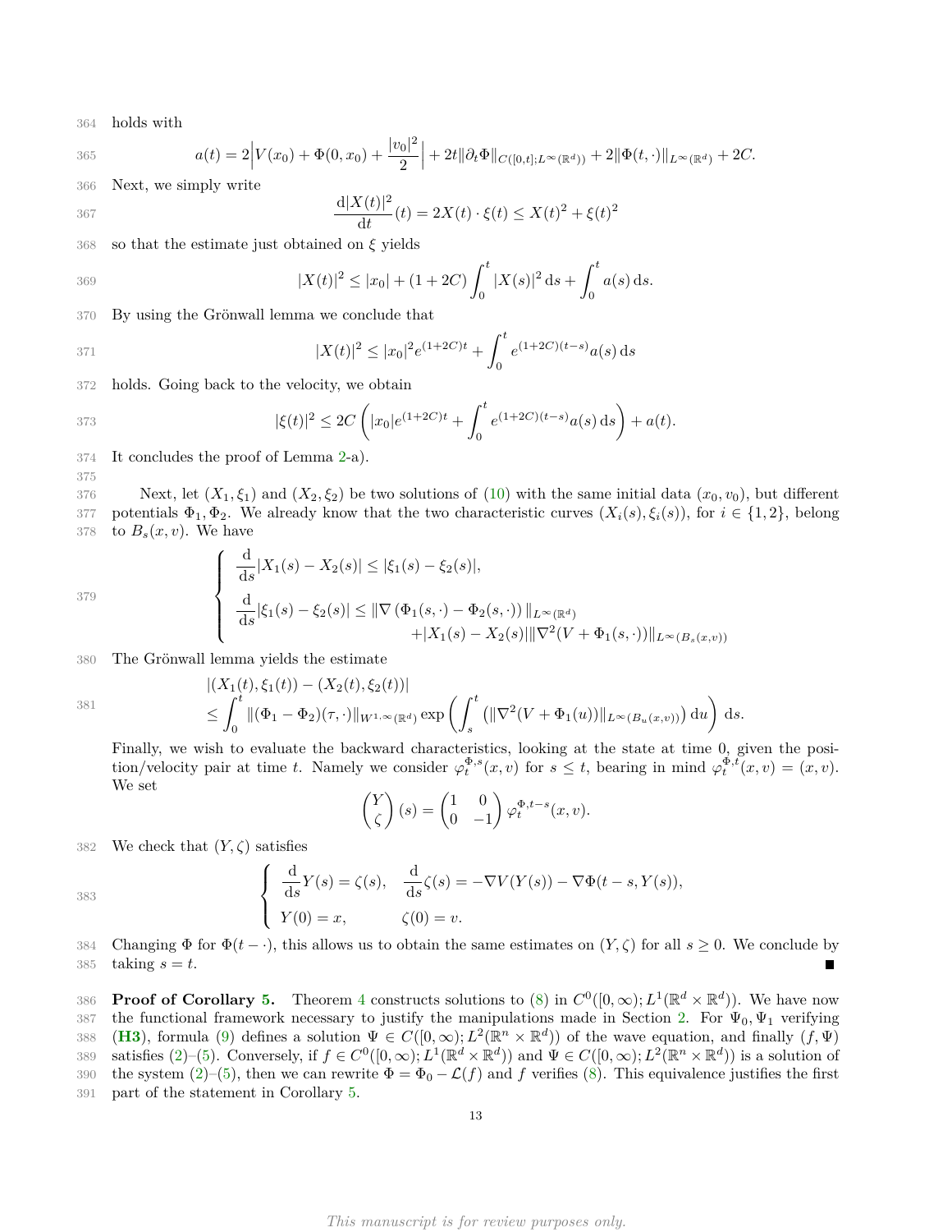holds with

$$a(t) = 2\Big|V(x_0) + \Phi(0, x_0) + \frac{|v_0|^2}{2}\Big| + 2t\|\partial_t\Phi\|_{C([0,t];L^\infty(\mathbb{R}^d))} + 2\|\Phi(t,\cdot)\|_{L^\infty(\mathbb{R}^d)} + 2C.$$

Next, we simply write

$$\frac{\mathrm{d}|X(t)|^2}{\mathrm{d}t}(t) = 2X(t)\cdot\xi(t) \leq X(t)^2 + \xi(t)^2$$

so that the estimate just obtained on $\xi$ yields

$$|X(t)|^2 \leq |x_0| + (1+2C)\int_0^t |X(s)|^2\,\mathrm{d}s + \int_0^t a(s)\,\mathrm{d}s.$$

By using the Grönwall lemma we conclude that

$$|X(t)|^2 \leq |x_0|^2 e^{(1+2C)t} + \int_0^t e^{(1+2C)(t-s)}a(s)\,\mathrm{d}s$$

holds. Going back to the velocity, we obtain

$$|\xi(t)|^2 \leq 2C\left(|x_0|e^{(1+2C)t} + \int_0^t e^{(1+2C)(t-s)}a(s)\,\mathrm{d}s\right) + a(t).$$

It concludes the proof of Lemma 2-a).

Next, let $(X_1, \xi_1)$ and $(X_2, \xi_2)$ be two solutions of (10) with the same initial data $(x_0, v_0)$, but different potentials $\Phi_1, \Phi_2$. We already know that the two characteristic curves $(X_i(s), \xi_i(s))$, for $i \in \{1, 2\}$, belong to $B_s(x, v)$. We have

$$\left\{\begin{array}{l} \dfrac{\mathrm{d}}{\mathrm{d}s}|X_1(s) - X_2(s)| \leq |\xi_1(s) - \xi_2(s)|, \\ \dfrac{\mathrm{d}}{\mathrm{d}s}|\xi_1(s) - \xi_2(s)| \leq \|\nabla\left(\Phi_1(s,\cdot) - \Phi_2(s,\cdot)\right)\|_{L^\infty(\mathbb{R}^d)} \\ \qquad\qquad\qquad + |X_1(s) - X_2(s)|\|\nabla^2(V + \Phi_1(s,\cdot))\|_{L^\infty(B_s(x,v))} \end{array}\right.$$

The Grönwall lemma yields the estimate

$$\begin{aligned} &|(X_1(t), \xi_1(t)) - (X_2(t), \xi_2(t))| \\ &\leq \int_0^t \|(\Phi_1 - \Phi_2)(\tau,\cdot)\|_{W^{1,\infty}(\mathbb{R}^d)} \exp\left(\int_s^t \left(\|\nabla^2(V + \Phi_1(u))\|_{L^\infty(B_u(x,v))}\right)\mathrm{d}u\right)\mathrm{d}s. \end{aligned}$$

Finally, we wish to evaluate the backward characteristics, looking at the state at time 0, given the position/velocity pair at time $t$. Namely we consider $\varphi_t^{\Phi,s}(x, v)$ for $s \leq t$, bearing in mind $\varphi_t^{\Phi,t}(x, v) = (x, v)$. We set

$$\begin{pmatrix} Y \\ \zeta \end{pmatrix}(s) = \begin{pmatrix} 1 & 0 \\ 0 & -1 \end{pmatrix}\varphi_t^{\Phi,t-s}(x, v).$$

We check that $(Y, \zeta)$ satisfies

$$\left\{\begin{array}{ll} \dfrac{\mathrm{d}}{\mathrm{d}s}Y(s) = \zeta(s), & \dfrac{\mathrm{d}}{\mathrm{d}s}\zeta(s) = -\nabla V(Y(s)) - \nabla\Phi(t-s, Y(s)), \\ Y(0) = x, & \zeta(0) = v. \end{array}\right.$$

Changing $\Phi$ for $\Phi(t - \cdot)$, this allows us to obtain the same estimates on $(Y, \zeta)$ for all $s \geq 0$. We conclude by taking $s = t$. ■

**Proof of Corollary 5.** Theorem 4 constructs solutions to (8) in $C^0([0,\infty); L^1(\mathbb{R}^d \times \mathbb{R}^d))$. We have now the functional framework necessary to justify the manipulations made in Section 2. For $\Psi_0, \Psi_1$ verifying (**H3**), formula (9) defines a solution $\Psi \in C([0,\infty); L^2(\mathbb{R}^n \times \mathbb{R}^d))$ of the wave equation, and finally $(f, \Psi)$ satisfies (2)–(5). Conversely, if $f \in C^0([0,\infty); L^1(\mathbb{R}^d \times \mathbb{R}^d))$ and $\Psi \in C([0,\infty); L^2(\mathbb{R}^n \times \mathbb{R}^d))$ is a solution of the system (2)–(5), then we can rewrite $\Phi = \Phi_0 - \mathcal{L}(f)$ and $f$ verifies (8). This equivalence justifies the first part of the statement in Corollary 5.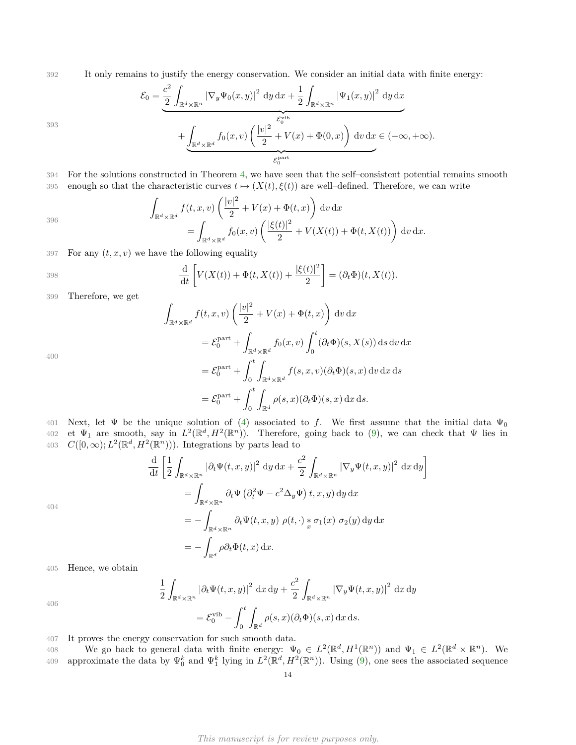It only remains to justify the energy conservation. We consider an initial data with finite energy:

$$\mathcal{E}_0 = \underbrace{\frac{c^2}{2}\int_{\mathbb{R}^d\times\mathbb{R}^n} |\nabla_y \Psi_0(x,y)|^2 \,\mathrm{d}y\,\mathrm{d}x + \frac{1}{2}\int_{\mathbb{R}^d\times\mathbb{R}^n} |\Psi_1(x,y)|^2 \,\mathrm{d}y\,\mathrm{d}x}_{\mathcal{E}_0^{\mathrm{vib}}}$$
$$+ \underbrace{\int_{\mathbb{R}^d\times\mathbb{R}^d} f_0(x,v)\left(\frac{|v|^2}{2} + V(x) + \Phi(0,x)\right)\mathrm{d}v\,\mathrm{d}x}_{\mathcal{E}_0^{\mathrm{part}}} \in (-\infty,+\infty).$$

For the solutions constructed in Theorem 4, we have seen that the self–consistent potential remains smooth enough so that the characteristic curves $t\mapsto (X(t),\xi(t))$ are well–defined. Therefore, we can write

$$\int_{\mathbb{R}^d\times\mathbb{R}^d} f(t,x,v)\left(\frac{|v|^2}{2} + V(x) + \Phi(t,x)\right)\mathrm{d}v\,\mathrm{d}x$$
$$= \int_{\mathbb{R}^d\times\mathbb{R}^d} f_0(x,v)\left(\frac{|\xi(t)|^2}{2} + V(X(t)) + \Phi(t,X(t))\right)\mathrm{d}v\,\mathrm{d}x.$$

For any $(t,x,v)$ we have the following equality

$$\frac{\mathrm{d}}{\mathrm{d}t}\left[V(X(t)) + \Phi(t,X(t)) + \frac{|\xi(t)|^2}{2}\right] = (\partial_t\Phi)(t,X(t)).$$

Therefore, we get

$$\begin{aligned}
\int_{\mathbb{R}^d\times\mathbb{R}^d} & f(t,x,v)\left(\frac{|v|^2}{2} + V(x) + \Phi(t,x)\right)\mathrm{d}v\,\mathrm{d}x \\
&= \mathcal{E}_0^{\mathrm{part}} + \int_{\mathbb{R}^d\times\mathbb{R}^d} f_0(x,v)\int_0^t (\partial_t\Phi)(s,X(s))\,\mathrm{d}s\,\mathrm{d}v\,\mathrm{d}x \\
&= \mathcal{E}_0^{\mathrm{part}} + \int_0^t\int_{\mathbb{R}^d\times\mathbb{R}^d} f(s,x,v)(\partial_t\Phi)(s,x)\,\mathrm{d}v\,\mathrm{d}x\,\mathrm{d}s \\
&= \mathcal{E}_0^{\mathrm{part}} + \int_0^t\int_{\mathbb{R}^d} \rho(s,x)(\partial_t\Phi)(s,x)\,\mathrm{d}x\,\mathrm{d}s.
\end{aligned}$$

Next, let $\Psi$ be the unique solution of (4) associated to $f$. We first assume that the initial data $\Psi_0$ et $\Psi_1$ are smooth, say in $L^2(\mathbb{R}^d,H^2(\mathbb{R}^n))$. Therefore, going back to (9), we can check that $\Psi$ lies in $C([0,\infty);L^2(\mathbb{R}^d,H^2(\mathbb{R}^n)))$. Integrations by parts lead to

$$\begin{aligned}
\frac{\mathrm{d}}{\mathrm{d}t}&\left[\frac{1}{2}\int_{\mathbb{R}^d\times\mathbb{R}^n} |\partial_t\Psi(t,x,y)|^2 \,\mathrm{d}y\,\mathrm{d}x + \frac{c^2}{2}\int_{\mathbb{R}^d\times\mathbb{R}^n} |\nabla_y\Psi(t,x,y)|^2 \,\mathrm{d}x\,\mathrm{d}y\right] \\
&= \int_{\mathbb{R}^d\times\mathbb{R}^n} \partial_t\Psi\left(\partial_t^2\Psi - c^2\Delta_y\Psi\right)t,x,y)\,\mathrm{d}y\,\mathrm{d}x \\
&= -\int_{\mathbb{R}^d\times\mathbb{R}^n} \partial_t\Psi(t,x,y)\ \rho(t,\cdot)\underset{x}{*}\sigma_1(x)\ \sigma_2(y)\,\mathrm{d}y\,\mathrm{d}x \\
&= -\int_{\mathbb{R}^d} \rho\,\partial_t\Phi(t,x)\,\mathrm{d}x.
\end{aligned}$$

Hence, we obtain

$$\frac{1}{2}\int_{\mathbb{R}^d\times\mathbb{R}^n} |\partial_t\Psi(t,x,y)|^2 \,\mathrm{d}x\,\mathrm{d}y + \frac{c^2}{2}\int_{\mathbb{R}^d\times\mathbb{R}^n} |\nabla_y\Psi(t,x,y)|^2 \,\mathrm{d}x\,\mathrm{d}y$$
$$= \mathcal{E}_0^{\mathrm{vib}} - \int_0^t\int_{\mathbb{R}^d} \rho(s,x)(\partial_t\Phi)(s,x)\,\mathrm{d}x\,\mathrm{d}s.$$

It proves the energy conservation for such smooth data.

We go back to general data with finite energy: $\Psi_0 \in L^2(\mathbb{R}^d,H^1(\mathbb{R}^n))$ and $\Psi_1 \in L^2(\mathbb{R}^d\times\mathbb{R}^n)$. We approximate the data by $\Psi_0^k$ and $\Psi_1^k$ lying in $L^2(\mathbb{R}^d,H^2(\mathbb{R}^n))$. Using (9), one sees the associated sequence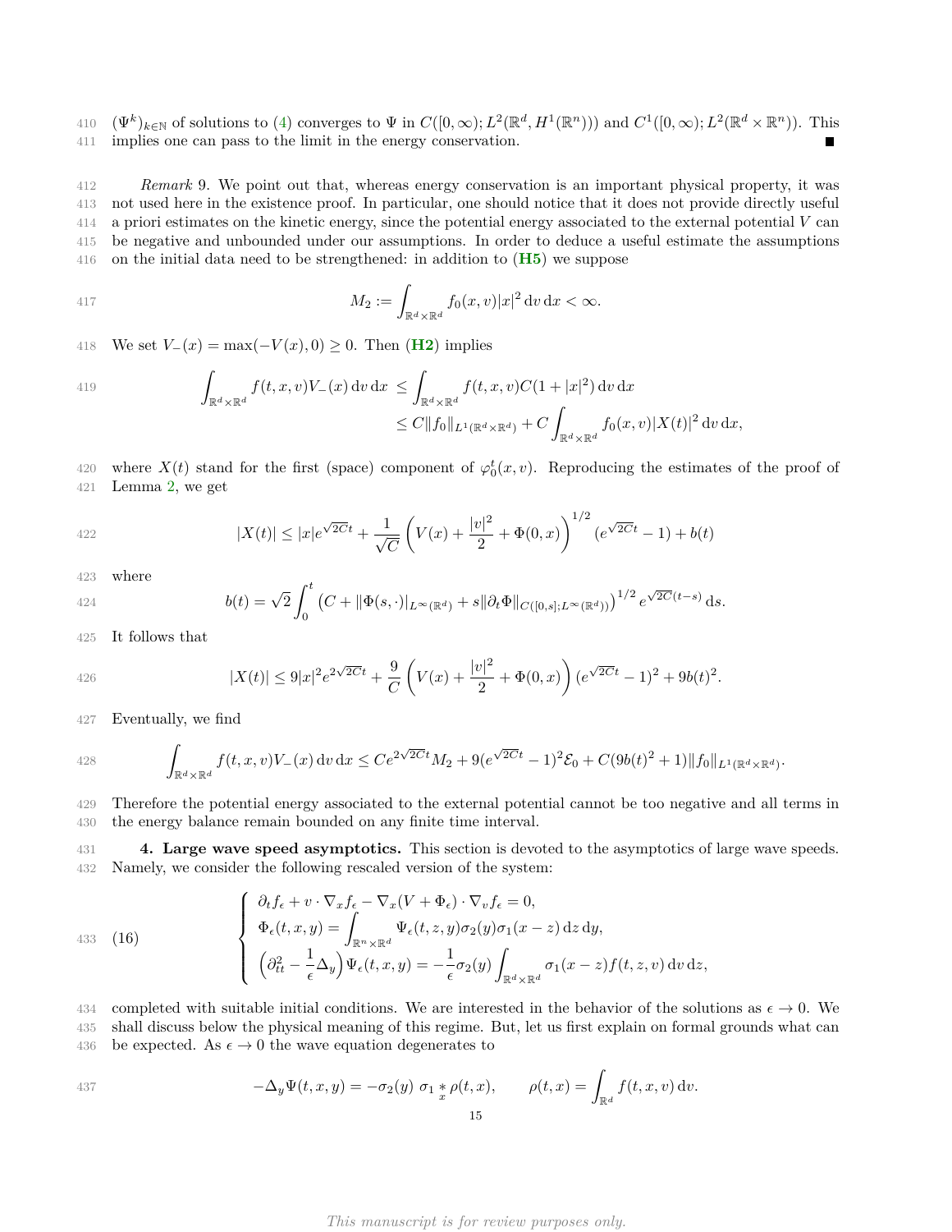$(\Psi^k)_{k\in\mathbb{N}}$ of solutions to (4) converges to $\Psi$ in $C([0,\infty); L^2(\mathbb{R}^d, H^1(\mathbb{R}^n)))$ and $C^1([0,\infty); L^2(\mathbb{R}^d \times \mathbb{R}^n))$. This implies one can pass to the limit in the energy conservation. ∎

*Remark* 9. We point out that, whereas energy conservation is an important physical property, it was not used here in the existence proof. In particular, one should notice that it does not provide directly useful a priori estimates on the kinetic energy, since the potential energy associated to the external potential $V$ can be negative and unbounded under our assumptions. In order to deduce a useful estimate the assumptions on the initial data need to be strengthened: in addition to (**H5**) we suppose

$$M_2 := \int_{\mathbb{R}^d\times\mathbb{R}^d} f_0(x,v)|x|^2 \,\mathrm{d}v\,\mathrm{d}x < \infty.$$

We set $V_-(x) = \max(-V(x), 0) \geq 0$. Then (**H2**) implies

$$\begin{aligned}\int_{\mathbb{R}^d\times\mathbb{R}^d} f(t,x,v)V_-(x)\,\mathrm{d}v\,\mathrm{d}x &\leq \int_{\mathbb{R}^d\times\mathbb{R}^d} f(t,x,v)C(1+|x|^2)\,\mathrm{d}v\,\mathrm{d}x \\ &\leq C\|f_0\|_{L^1(\mathbb{R}^d\times\mathbb{R}^d)} + C\int_{\mathbb{R}^d\times\mathbb{R}^d} f_0(x,v)|X(t)|^2\,\mathrm{d}v\,\mathrm{d}x,\end{aligned}$$

where $X(t)$ stand for the first (space) component of $\varphi_0^t(x,v)$. Reproducing the estimates of the proof of Lemma 2, we get

$$|X(t)| \leq |x|e^{\sqrt{2C}t} + \frac{1}{\sqrt{C}}\left(V(x) + \frac{|v|^2}{2} + \Phi(0,x)\right)^{1/2}(e^{\sqrt{2C}t}-1) + b(t)$$

where

$$b(t) = \sqrt{2}\int_0^t \left(C + \|\Phi(s,\cdot)|_{L^\infty(\mathbb{R}^d)} + s\|\partial_t\Phi\|_{C([0,s];L^\infty(\mathbb{R}^d))}\right)^{1/2} e^{\sqrt{2C}(t-s)}\,\mathrm{d}s.$$

It follows that

$$|X(t)| \leq 9|x|^2 e^{2\sqrt{2C}t} + \frac{9}{C}\left(V(x) + \frac{|v|^2}{2} + \Phi(0,x)\right)(e^{\sqrt{2C}t}-1)^2 + 9b(t)^2.$$

Eventually, we find

$$\int_{\mathbb{R}^d\times\mathbb{R}^d} f(t,x,v)V_-(x)\,\mathrm{d}v\,\mathrm{d}x \leq Ce^{2\sqrt{2C}t}M_2 + 9(e^{\sqrt{2C}t}-1)^2\mathcal{E}_0 + C(9b(t)^2+1)\|f_0\|_{L^1(\mathbb{R}^d\times\mathbb{R}^d)}.$$

Therefore the potential energy associated to the external potential cannot be too negative and all terms in the energy balance remain bounded on any finite time interval.

**4. Large wave speed asymptotics.** This section is devoted to the asymptotics of large wave speeds. Namely, we consider the following rescaled version of the system:

$$\left\{\begin{array}{l}\partial_t f_\epsilon + v\cdot\nabla_x f_\epsilon - \nabla_x(V+\Phi_\epsilon)\cdot\nabla_v f_\epsilon = 0,\\[4pt] \Phi_\epsilon(t,x,y) = \displaystyle\int_{\mathbb{R}^n\times\mathbb{R}^d} \Psi_\epsilon(t,z,y)\sigma_2(y)\sigma_1(x-z)\,\mathrm{d}z\,\mathrm{d}y,\\[4pt] \left(\partial_{tt}^2 - \dfrac{1}{\epsilon}\Delta_y\right)\Psi_\epsilon(t,x,y) = -\dfrac{1}{\epsilon}\sigma_2(y)\displaystyle\int_{\mathbb{R}^d\times\mathbb{R}^d}\sigma_1(x-z)f(t,z,v)\,\mathrm{d}v\,\mathrm{d}z,\end{array}\right. \tag{16}$$

completed with suitable initial conditions. We are interested in the behavior of the solutions as $\epsilon \to 0$. We shall discuss below the physical meaning of this regime. But, let us first explain on formal grounds what can be expected. As $\epsilon \to 0$ the wave equation degenerates to

$$-\Delta_y\Psi(t,x,y) = -\sigma_2(y)\ \sigma_1 \underset{x}{*} \rho(t,x), \qquad \rho(t,x) = \int_{\mathbb{R}^d} f(t,x,v)\,\mathrm{d}v.$$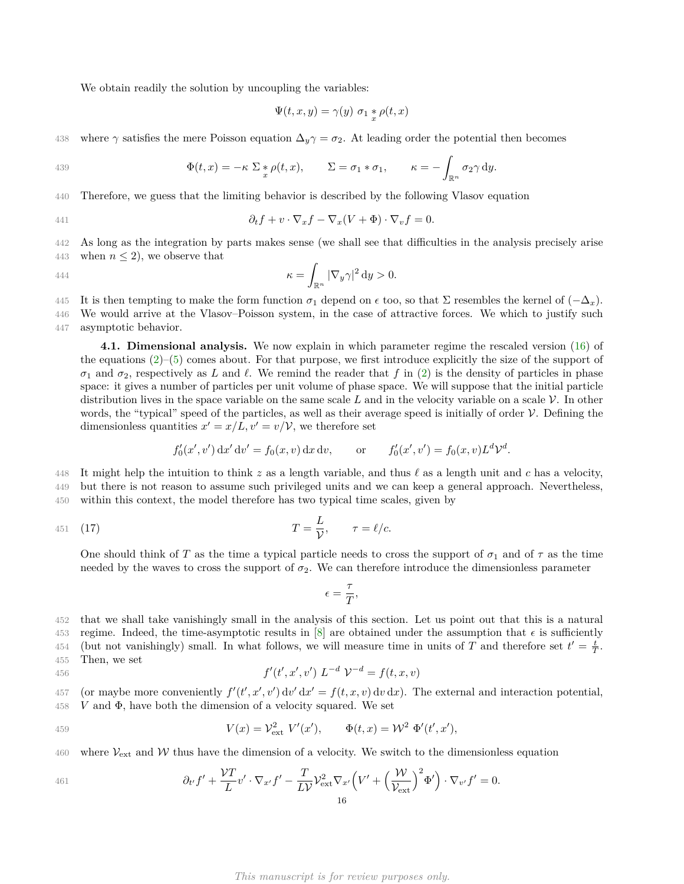We obtain readily the solution by uncoupling the variables:

$$\Psi(t, x, y) = \gamma(y) \ \sigma_1 \underset{x}{*} \rho(t, x)$$

where $\gamma$ satisfies the mere Poisson equation $\Delta_y \gamma = \sigma_2$. At leading order the potential then becomes

$$\Phi(t, x) = -\kappa \ \Sigma \underset{x}{*} \rho(t, x), \qquad \Sigma = \sigma_1 * \sigma_1, \qquad \kappa = -\int_{\mathbb{R}^n} \sigma_2 \gamma \, \mathrm{d}y.$$

Therefore, we guess that the limiting behavior is described by the following Vlasov equation

$$\partial_t f + v \cdot \nabla_x f - \nabla_x (V + \Phi) \cdot \nabla_v f = 0.$$

As long as the integration by parts makes sense (we shall see that difficulties in the analysis precisely arise when $n \leq 2$), we observe that

$$\kappa = \int_{\mathbb{R}^n} |\nabla_y \gamma|^2 \, \mathrm{d}y > 0.$$

It is then tempting to make the form function $\sigma_1$ depend on $\epsilon$ too, so that $\Sigma$ resembles the kernel of $(-\Delta_x)$. We would arrive at the Vlasov–Poisson system, in the case of attractive forces. We which to justify such asymptotic behavior.

**4.1. Dimensional analysis.** We now explain in which parameter regime the rescaled version (16) of the equations (2)–(5) comes about. For that purpose, we first introduce explicitly the size of the support of $\sigma_1$ and $\sigma_2$, respectively as $L$ and $\ell$. We remind the reader that $f$ in (2) is the density of particles in phase space: it gives a number of particles per unit volume of phase space. We will suppose that the initial particle distribution lives in the space variable on the same scale $L$ and in the velocity variable on a scale $\mathcal{V}$. In other words, the "typical" speed of the particles, as well as their average speed is initially of order $\mathcal{V}$. Defining the dimensionless quantities $x' = x/L, v' = v/\mathcal{V}$, we therefore set

$$f_0'(x', v') \, \mathrm{d}x' \, \mathrm{d}v' = f_0(x, v) \, \mathrm{d}x \, \mathrm{d}v, \qquad \text{or} \qquad f_0'(x', v') = f_0(x, v) L^d \mathcal{V}^d.$$

It might help the intuition to think $z$ as a length variable, and thus $\ell$ as a length unit and $c$ has a velocity, but there is not reason to assume such privileged units and we can keep a general approach. Nevertheless, within this context, the model therefore has two typical time scales, given by

$$T = \frac{L}{\mathcal{V}}, \qquad \tau = \ell/c. \tag{17}$$

One should think of $T$ as the time a typical particle needs to cross the support of $\sigma_1$ and of $\tau$ as the time needed by the waves to cross the support of $\sigma_2$. We can therefore introduce the dimensionless parameter

$$\epsilon = \frac{\tau}{T},$$

that we shall take vanishingly small in the analysis of this section. Let us point out that this is a natural regime. Indeed, the time-asymptotic results in [8] are obtained under the assumption that $\epsilon$ is sufficiently (but not vanishingly) small. In what follows, we will measure time in units of $T$ and therefore set $t' = \frac{t}{T}$. Then, we set

$$f'(t', x', v') \ L^{-d} \ \mathcal{V}^{-d} = f(t, x, v)$$

(or maybe more conveniently $f'(t', x', v') \, \mathrm{d}v' \, \mathrm{d}x' = f(t, x, v) \, \mathrm{d}v \, \mathrm{d}x$). The external and interaction potential, $V$ and $\Phi$, have both the dimension of a velocity squared. We set

$$V(x) = \mathcal{V}_{\mathrm{ext}}^2 \ V'(x'), \qquad \Phi(t, x) = \mathcal{W}^2 \ \Phi'(t', x'),$$

where $\mathcal{V}_{\mathrm{ext}}$ and $\mathcal{W}$ thus have the dimension of a velocity. We switch to the dimensionless equation

$$\partial_{t'} f' + \frac{\mathcal{V}T}{L} v' \cdot \nabla_{x'} f' - \frac{T}{L\mathcal{V}} \mathcal{V}_{\mathrm{ext}}^2 \nabla_{x'} \Big( V' + \Big( \frac{\mathcal{W}}{\mathcal{V}_{\mathrm{ext}}} \Big)^2 \Phi' \Big) \cdot \nabla_{v'} f' = 0.$$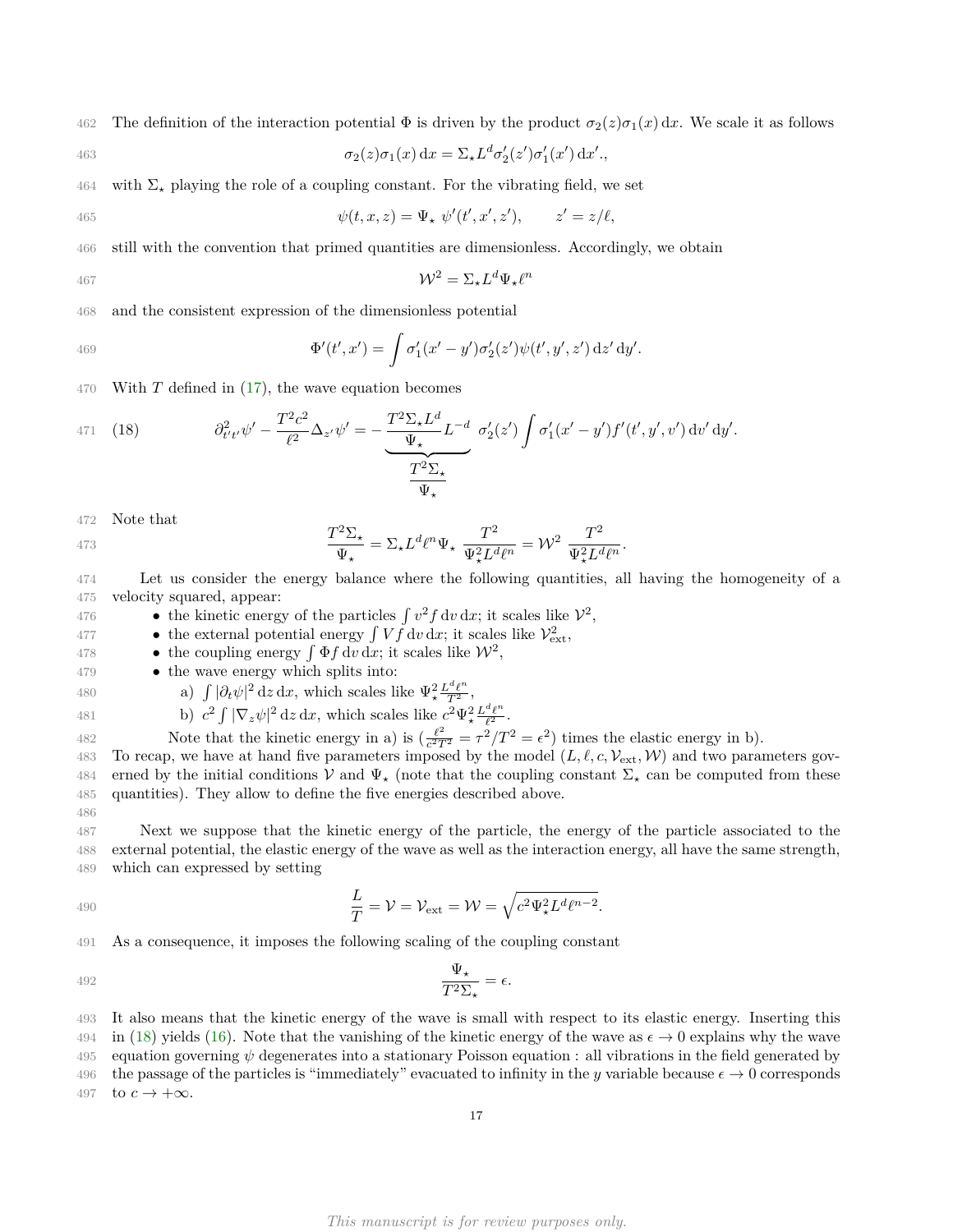The definition of the interaction potential $\Phi$ is driven by the product $\sigma_2(z)\sigma_1(x)\,\mathrm{d}x$. We scale it as follows

$$\sigma_2(z)\sigma_1(x)\,\mathrm{d}x = \Sigma_\star L^d \sigma_2'(z')\sigma_1'(x')\,\mathrm{d}x'.,$$

with $\Sigma_\star$ playing the role of a coupling constant. For the vibrating field, we set

$$\psi(t,x,z) = \Psi_\star\ \psi'(t',x',z'), \qquad z' = z/\ell,$$

still with the convention that primed quantities are dimensionless. Accordingly, we obtain

$$\mathcal{W}^2 = \Sigma_\star L^d \Psi_\star \ell^n$$

and the consistent expression of the dimensionless potential

$$\Phi'(t',x') = \int \sigma_1'(x'-y')\sigma_2'(z')\psi(t,y',z')\,\mathrm{d}z'\,\mathrm{d}y'.$$

With $T$ defined in (17), the wave equation becomes

$$\partial^2_{t't'}\psi' - \frac{T^2c^2}{\ell^2}\Delta_{z'}\psi' = -\underbrace{\frac{T^2\Sigma_\star L^d}{\Psi_\star}L^{-d}}_{\dfrac{T^2\Sigma_\star}{\Psi_\star}}\ \sigma_2'(z')\int \sigma_1'(x'-y')f'(t',y',v')\,\mathrm{d}v'\,\mathrm{d}y'. \tag{18}$$

Note that

$$\frac{T^2\Sigma_\star}{\Psi_\star} = \Sigma_\star L^d \ell^n \Psi_\star\ \frac{T^2}{\Psi_\star^2 L^d \ell^n} = \mathcal{W}^2\ \frac{T^2}{\Psi_\star^2 L^d \ell^n}.$$

Let us consider the energy balance where the following quantities, all having the homogeneity of a velocity squared, appear:

- the kinetic energy of the particles $\int v^2 f\,\mathrm{d}v\,\mathrm{d}x$; it scales like $\mathcal{V}^2$,
- the external potential energy $\int V f\,\mathrm{d}v\,\mathrm{d}x$; it scales like $\mathcal{V}_{\mathrm{ext}}^2$,
- the coupling energy $\int \Phi f\,\mathrm{d}v\,\mathrm{d}x$; it scales like $\mathcal{W}^2$,
- the wave energy which splits into:
  - a) $\int |\partial_t\psi|^2\,\mathrm{d}z\,\mathrm{d}x$, which scales like $\Psi_\star^2 \frac{L^d\ell^n}{T^2}$,
  - b) $c^2\int |\nabla_z\psi|^2\,\mathrm{d}z\,\mathrm{d}x$, which scales like $c^2\Psi_\star^2\frac{L^d\ell^n}{\ell^2}$.

  Note that the kinetic energy in a) is ($\frac{\ell^2}{c^2T^2} = \tau^2/T^2 = \epsilon^2$) times the elastic energy in b).

To recap, we have at hand five parameters imposed by the model $(L,\ell,c,\mathcal{V}_{\mathrm{ext}},\mathcal{W})$ and two parameters governed by the initial conditions $\mathcal{V}$ and $\Psi_\star$ (note that the coupling constant $\Sigma_\star$ can be computed from these quantities). They allow to define the five energies described above.

Next we suppose that the kinetic energy of the particle, the energy of the particle associated to the external potential, the elastic energy of the wave as well as the interaction energy, all have the same strength, which can expressed by setting

$$\frac{L}{T} = \mathcal{V} = \mathcal{V}_{\mathrm{ext}} = \mathcal{W} = \sqrt{c^2\Psi_\star^2 L^d \ell^{n-2}}.$$

As a consequence, it imposes the following scaling of the coupling constant

$$\frac{\Psi_\star}{T^2\Sigma_\star} = \epsilon.$$

It also means that the kinetic energy of the wave is small with respect to its elastic energy. Inserting this in (18) yields (16). Note that the vanishing of the kinetic energy of the wave as $\epsilon \to 0$ explains why the wave equation governing $\psi$ degenerates into a stationary Poisson equation : all vibrations in the field generated by the passage of the particles is "immediately" evacuated to infinity in the $y$ variable because $\epsilon \to 0$ corresponds to $c \to +\infty$.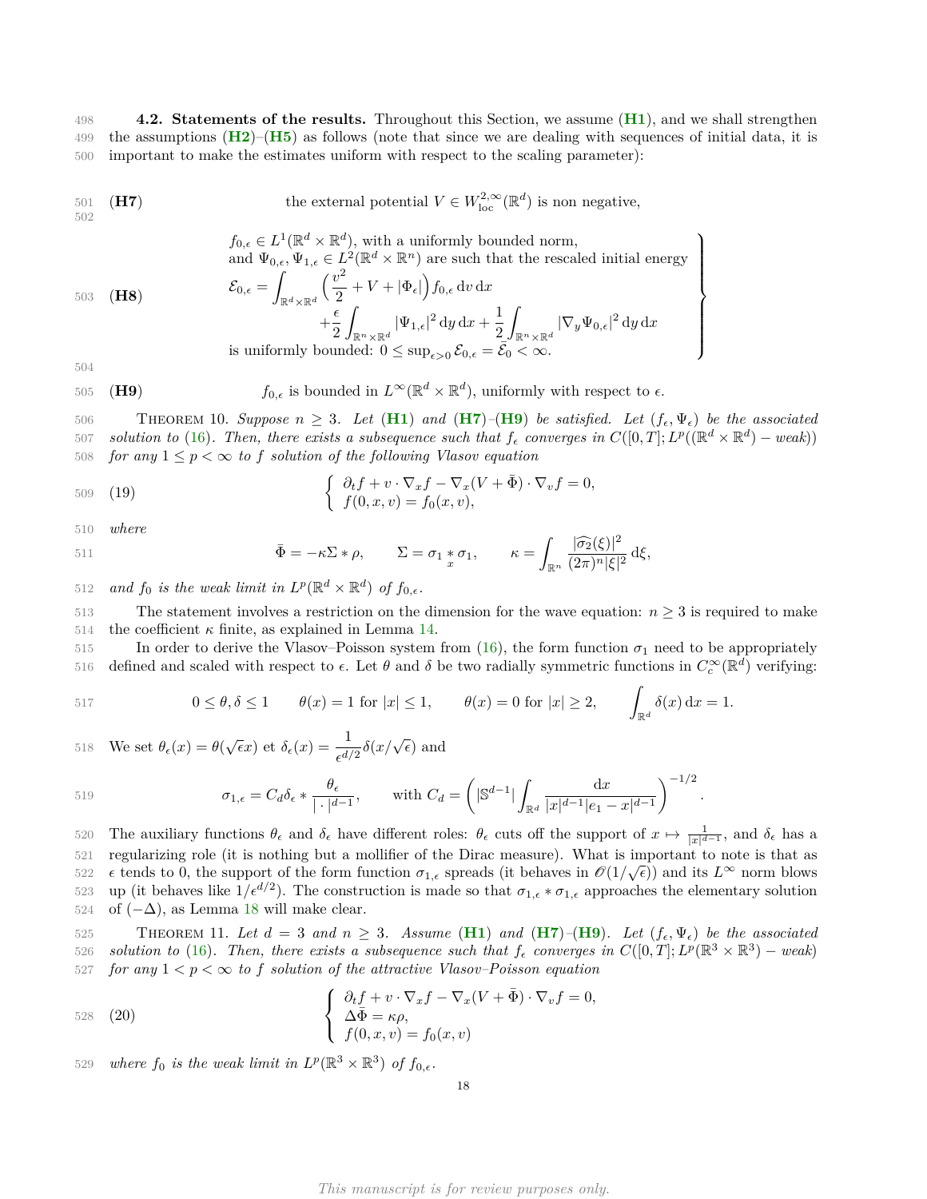**4.2. Statements of the results.** Throughout this Section, we assume (**H1**), and we shall strengthen the assumptions (**H2**)–(**H5**) as follows (note that since we are dealing with sequences of initial data, it is important to make the estimates uniform with respect to the scaling parameter):

(**H7**) the external potential $V \in W^{2,\infty}_{\text{loc}}(\mathbb{R}^d)$ is non negative,

(**H8**)
$$\left.\begin{array}{l} f_{0,\epsilon} \in L^1(\mathbb{R}^d \times \mathbb{R}^d), \text{ with a uniformly bounded norm,} \\ \text{and } \Psi_{0,\epsilon}, \Psi_{1,\epsilon} \in L^2(\mathbb{R}^d \times \mathbb{R}^n) \text{ are such that the rescaled initial energy} \\ \mathscr{E}_{0,\epsilon} = \displaystyle\int_{\mathbb{R}^d\times\mathbb{R}^d} \Big(\frac{v^2}{2} + V + |\Phi_\epsilon|\Big) f_{0,\epsilon}\,\mathrm{d}v\,\mathrm{d}x \\ \qquad\qquad + \displaystyle\frac{\epsilon}{2}\int_{\mathbb{R}^n\times\mathbb{R}^d} |\Psi_{1,\epsilon}|^2\,\mathrm{d}y\,\mathrm{d}x + \frac{1}{2}\int_{\mathbb{R}^n\times\mathbb{R}^d} |\nabla_y \Psi_{0,\epsilon}|^2\,\mathrm{d}y\,\mathrm{d}x \\ \text{is uniformly bounded: } 0 \le \sup_{\epsilon>0} \mathscr{E}_{0,\epsilon} = \bar{\mathscr{E}}_0 < \infty. \end{array}\right\}$$

(**H9**) $f_{0,\epsilon}$ is bounded in $L^\infty(\mathbb{R}^d \times \mathbb{R}^d)$, uniformly with respect to $\epsilon$.

THEOREM 10. *Suppose $n \ge 3$. Let (**H1**) and (**H7**)–(**H9**) be satisfied. Let $(f_\epsilon, \Psi_\epsilon)$ be the associated solution to (16). Then, there exists a subsequence such that $f_\epsilon$ converges in $C([0,T]; L^p((\mathbb{R}^d \times \mathbb{R}^d) - weak))$ for any $1 \le p < \infty$ to $f$ solution of the following Vlasov equation*

$$\left\{ \begin{array}{l} \partial_t f + v \cdot \nabla_x f - \nabla_x (V + \bar{\Phi}) \cdot \nabla_v f = 0, \\ f(0, x, v) = f_0(x, v), \end{array} \right. \tag{19}$$

*where*

$$\bar{\Phi} = -\kappa \Sigma * \rho, \qquad \Sigma = \sigma_1 \underset{x}{*} \sigma_1, \qquad \kappa = \int_{\mathbb{R}^n} \frac{|\widehat{\sigma_2}(\xi)|^2}{(2\pi)^n |\xi|^2}\,\mathrm{d}\xi,$$

*and $f_0$ is the weak limit in $L^p(\mathbb{R}^d \times \mathbb{R}^d)$ of $f_{0,\epsilon}$.*

The statement involves a restriction on the dimension for the wave equation: $n \ge 3$ is required to make the coefficient $\kappa$ finite, as explained in Lemma 14.

In order to derive the Vlasov–Poisson system from (16), the form function $\sigma_1$ need to be appropriately defined and scaled with respect to $\epsilon$. Let $\theta$ and $\delta$ be two radially symmetric functions in $C^\infty_c(\mathbb{R}^d)$ verifying:

$$0 \le \theta, \delta \le 1 \qquad \theta(x) = 1 \text{ for } |x| \le 1, \qquad \theta(x) = 0 \text{ for } |x| \ge 2, \qquad \int_{\mathbb{R}^d} \delta(x)\,\mathrm{d}x = 1.$$

We set $\theta_\epsilon(x) = \theta(\sqrt{\epsilon}x)$ et $\delta_\epsilon(x) = \dfrac{1}{\epsilon^{d/2}}\delta(x/\sqrt{\epsilon})$ and

$$\sigma_{1,\epsilon} = C_d \delta_\epsilon * \frac{\theta_\epsilon}{|\cdot|^{d-1}}, \qquad \text{with } C_d = \left(|\mathbb{S}^{d-1}| \int_{\mathbb{R}^d} \frac{\mathrm{d}x}{|x|^{d-1}|e_1 - x|^{d-1}}\right)^{-1/2}.$$

The auxiliary functions $\theta_\epsilon$ and $\delta_\epsilon$ have different roles: $\theta_\epsilon$ cuts off the support of $x \mapsto \frac{1}{|x|^{d-1}}$, and $\delta_\epsilon$ has a regularizing role (it is nothing but a mollifier of the Dirac measure). What is important to note is that as $\epsilon$ tends to 0, the support of the form function $\sigma_{1,\epsilon}$ spreads (it behaves in $\mathscr{O}(1/\sqrt{\epsilon})$) and its $L^\infty$ norm blows up (it behaves like $1/\epsilon^{d/2}$). The construction is made so that $\sigma_{1,\epsilon} * \sigma_{1,\epsilon}$ approaches the elementary solution of $(-\Delta)$, as Lemma 18 will make clear.

THEOREM 11. *Let $d = 3$ and $n \ge 3$. Assume (**H1**) and (**H7**)–(**H9**). Let $(f_\epsilon, \Psi_\epsilon)$ be the associated solution to (16). Then, there exists a subsequence such that $f_\epsilon$ converges in $C([0,T]; L^p(\mathbb{R}^3 \times \mathbb{R}^3) - weak)$ for any $1 < p < \infty$ to $f$ solution of the attractive Vlasov–Poisson equation*

$$\left\{ \begin{array}{l} \partial_t f + v \cdot \nabla_x f - \nabla_x (V + \bar{\Phi}) \cdot \nabla_v f = 0, \\ \Delta \bar{\Phi} = \kappa \rho, \\ f(0, x, v) = f_0(x, v) \end{array} \right. \tag{20}$$

*where $f_0$ is the weak limit in $L^p(\mathbb{R}^3 \times \mathbb{R}^3)$ of $f_{0,\epsilon}$.*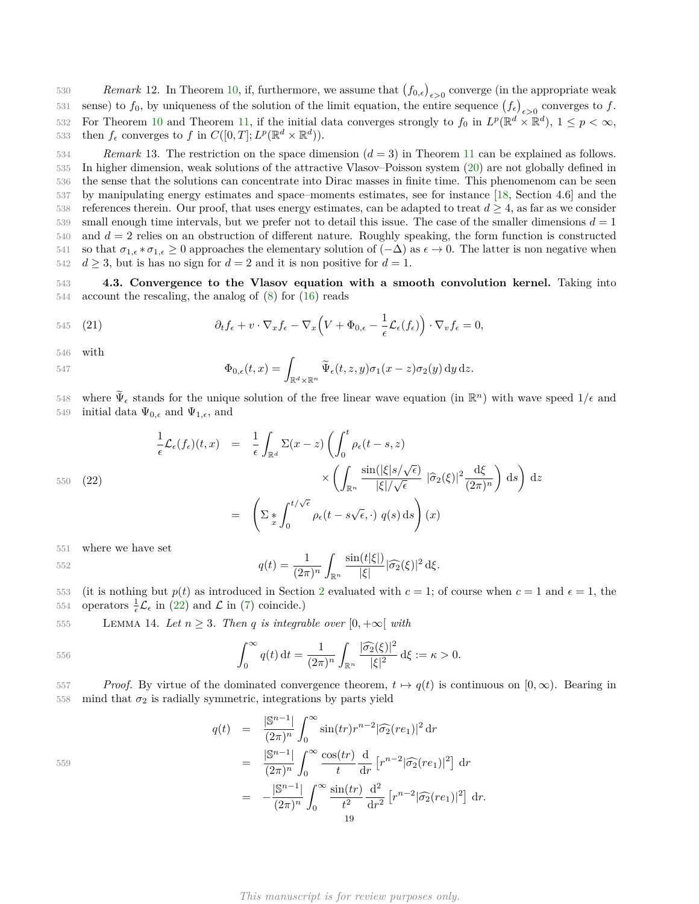*Remark* 12. In Theorem 10, if, furthermore, we assume that $\left(f_{0,\epsilon}\right)_{\epsilon>0}$ converge (in the appropriate weak sense) to $f_0$, by uniqueness of the solution of the limit equation, the entire sequence $\left(f_\epsilon\right)_{\epsilon>0}$ converges to $f$. For Theorem 10 and Theorem 11, if the initial data converges strongly to $f_0$ in $L^p(\mathbb{R}^d \times \mathbb{R}^d)$, $1 \leq p < \infty$, then $f_\epsilon$ converges to $f$ in $C([0,T]; L^p(\mathbb{R}^d \times \mathbb{R}^d))$.

*Remark* 13. The restriction on the space dimension ($d = 3$) in Theorem 11 can be explained as follows. In higher dimension, weak solutions of the attractive Vlasov–Poisson system (20) are not globally defined in the sense that the solutions can concentrate into Dirac masses in finite time. This phenomenom can be seen by manipulating energy estimates and space–moments estimates, see for instance [18, Section 4.6] and the references therein. Our proof, that uses energy estimates, can be adapted to treat $d \geq 4$, as far as we consider small enough time intervals, but we prefer not to detail this issue. The case of the smaller dimensions $d = 1$ and $d = 2$ relies on an obstruction of different nature. Roughly speaking, the form function is constructed so that $\sigma_{1,\epsilon} * \sigma_{1,\epsilon} \geq 0$ approaches the elementary solution of $(-\Delta)$ as $\epsilon \to 0$. The latter is non negative when $d \geq 3$, but is has no sign for $d = 2$ and it is non positive for $d = 1$.

**4.3. Convergence to the Vlasov equation with a smooth convolution kernel.** Taking into account the rescaling, the analog of (8) for (16) reads

$$\partial_t f_\epsilon + v \cdot \nabla_x f_\epsilon - \nabla_x \Big( V + \Phi_{0,\epsilon} - \frac{1}{\epsilon} \mathcal{L}_\epsilon(f_\epsilon) \Big) \cdot \nabla_v f_\epsilon = 0, \tag{21}$$

with

$$\Phi_{0,\epsilon}(t,x) = \int_{\mathbb{R}^d \times \mathbb{R}^n} \widetilde{\Psi}_\epsilon(t,z,y) \sigma_1(x-z) \sigma_2(y) \,\mathrm{d}y \,\mathrm{d}z.$$

where $\widetilde{\Psi}_\epsilon$ stands for the unique solution of the free linear wave equation (in $\mathbb{R}^n$) with wave speed $1/\epsilon$ and initial data $\Psi_{0,\epsilon}$ and $\Psi_{1,\epsilon}$, and

$$\begin{aligned}
\frac{1}{\epsilon} \mathcal{L}_\epsilon(f_\epsilon)(t,x) &= \frac{1}{\epsilon} \int_{\mathbb{R}^d} \Sigma(x-z) \left( \int_0^t \rho_\epsilon(t-s,z) \right. \\
&\qquad \left. \times \left( \int_{\mathbb{R}^n} \frac{\sin(|\xi| s/\sqrt{\epsilon})}{|\xi|/\sqrt{\epsilon}} \, |\widehat{\sigma}_2(\xi)|^2 \frac{\mathrm{d}\xi}{(2\pi)^n} \right) \mathrm{d}s \right) \mathrm{d}z \\
&= \left( \Sigma \underset{x}{*} \int_0^{t/\sqrt{\epsilon}} \rho_\epsilon(t - s\sqrt{\epsilon}, \cdot) \, q(s) \,\mathrm{d}s \right)(x)
\end{aligned} \tag{22}$$

where we have set

$$q(t) = \frac{1}{(2\pi)^n} \int_{\mathbb{R}^n} \frac{\sin(t|\xi|)}{|\xi|} |\widehat{\sigma_2}(\xi)|^2 \,\mathrm{d}\xi.$$

(it is nothing but $p(t)$ as introduced in Section 2 evaluated with $c = 1$; of course when $c = 1$ and $\epsilon = 1$, the operators $\frac{1}{\epsilon}\mathcal{L}_\epsilon$ in (22) and $\mathcal{L}$ in (7) coincide.)

Lemma 14. *Let $n \geq 3$. Then $q$ is integrable over $[0, +\infty[$ with*

$$\int_0^\infty q(t) \,\mathrm{d}t = \frac{1}{(2\pi)^n} \int_{\mathbb{R}^n} \frac{|\widehat{\sigma_2}(\xi)|^2}{|\xi|^2} \,\mathrm{d}\xi := \kappa > 0.$$

*Proof.* By virtue of the dominated convergence theorem, $t \mapsto q(t)$ is continuous on $[0, \infty)$. Bearing in mind that $\sigma_2$ is radially symmetric, integrations by parts yield

$$\begin{aligned}
q(t) &= \frac{|\mathbb{S}^{n-1}|}{(2\pi)^n} \int_0^\infty \sin(tr) r^{n-2} |\widehat{\sigma_2}(re_1)|^2 \,\mathrm{d}r \\
&= \frac{|\mathbb{S}^{n-1}|}{(2\pi)^n} \int_0^\infty \frac{\cos(tr)}{t} \frac{\mathrm{d}}{\mathrm{d}r} \left[ r^{n-2} |\widehat{\sigma_2}(re_1)|^2 \right] \mathrm{d}r \\
&= -\frac{|\mathbb{S}^{n-1}|}{(2\pi)^n} \int_0^\infty \frac{\sin(tr)}{t^2} \frac{\mathrm{d}^2}{\mathrm{d}r^2} \left[ r^{n-2} |\widehat{\sigma_2}(re_1)|^2 \right] \mathrm{d}r.
\end{aligned}$$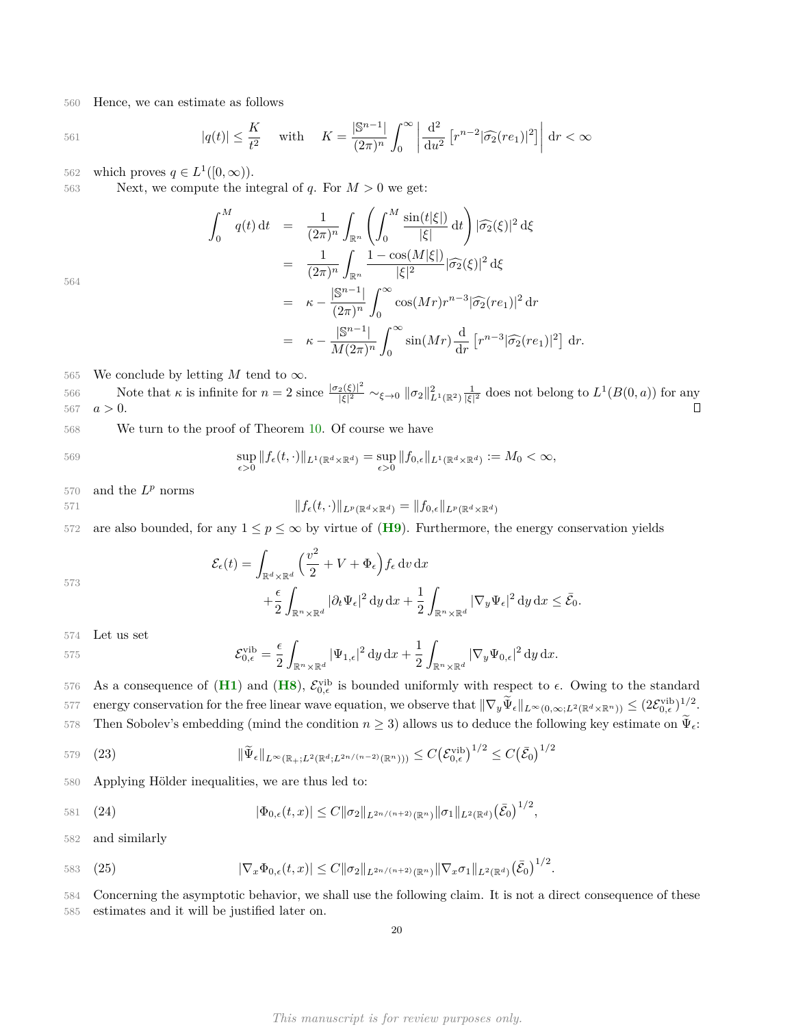Hence, we can estimate as follows

$$|q(t)| \leq \frac{K}{t^2} \quad \text{with} \quad K = \frac{|\mathbb{S}^{n-1}|}{(2\pi)^n} \int_0^\infty \left| \frac{\mathrm{d}^2}{\mathrm{d}u^2} \left[ r^{n-2} |\widehat{\sigma_2}(re_1)|^2 \right] \right| \mathrm{d}r < \infty$$

which proves $q \in L^1([0, \infty))$.

Next, we compute the integral of $q$. For $M > 0$ we get:

$$\begin{aligned}
\int_0^M q(t)\,\mathrm{d}t &= \frac{1}{(2\pi)^n} \int_{\mathbb{R}^n} \left( \int_0^M \frac{\sin(t|\xi|)}{|\xi|}\,\mathrm{d}t \right) |\widehat{\sigma_2}(\xi)|^2\,\mathrm{d}\xi \\
&= \frac{1}{(2\pi)^n} \int_{\mathbb{R}^n} \frac{1 - \cos(M|\xi|)}{|\xi|^2} |\widehat{\sigma_2}(\xi)|^2\,\mathrm{d}\xi \\
&= \kappa - \frac{|\mathbb{S}^{n-1}|}{(2\pi)^n} \int_0^\infty \cos(Mr) r^{n-3} |\widehat{\sigma_2}(re_1)|^2\,\mathrm{d}r \\
&= \kappa - \frac{|\mathbb{S}^{n-1}|}{M(2\pi)^n} \int_0^\infty \sin(Mr) \frac{\mathrm{d}}{\mathrm{d}r} \left[ r^{n-3} |\widehat{\sigma_2}(re_1)|^2 \right]\,\mathrm{d}r.
\end{aligned}$$

We conclude by letting $M$ tend to $\infty$.

Note that $\kappa$ is infinite for $n = 2$ since $\frac{|\sigma_2(\xi)|^2}{|\xi|^2} \sim_{\xi \to 0} \|\sigma_2\|^2_{L^1(\mathbb{R}^2)} \frac{1}{|\xi|^2}$ does not belong to $L^1(B(0,a))$ for any $a > 0$. □

We turn to the proof of Theorem 10. Of course we have

$$\sup_{\epsilon > 0} \|f_\epsilon(t, \cdot)\|_{L^1(\mathbb{R}^d \times \mathbb{R}^d)} = \sup_{\epsilon > 0} \|f_{0,\epsilon}\|_{L^1(\mathbb{R}^d \times \mathbb{R}^d)} := M_0 < \infty,$$

and the $L^p$ norms

$$\|f_\epsilon(t, \cdot)\|_{L^p(\mathbb{R}^d \times \mathbb{R}^d)} = \|f_{0,\epsilon}\|_{L^p(\mathbb{R}^d \times \mathbb{R}^d)}$$

are also bounded, for any $1 \leq p \leq \infty$ by virtue of (**H9**). Furthermore, the energy conservation yields

$$\begin{aligned}
\mathcal{E}_\epsilon(t) = &\int_{\mathbb{R}^d \times \mathbb{R}^d} \Big( \frac{v^2}{2} + V + \Phi_\epsilon \Big) f_\epsilon \,\mathrm{d}v\,\mathrm{d}x \\
&+ \frac{\epsilon}{2} \int_{\mathbb{R}^n \times \mathbb{R}^d} |\partial_t \Psi_\epsilon|^2 \,\mathrm{d}y\,\mathrm{d}x + \frac{1}{2} \int_{\mathbb{R}^n \times \mathbb{R}^d} |\nabla_y \Psi_\epsilon|^2 \,\mathrm{d}y\,\mathrm{d}x \leq \bar{\mathcal{E}}_0.
\end{aligned}$$

Let us set

$$\mathcal{E}^{\mathrm{vib}}_{0,\epsilon} = \frac{\epsilon}{2} \int_{\mathbb{R}^n \times \mathbb{R}^d} |\Psi_{1,\epsilon}|^2 \,\mathrm{d}y\,\mathrm{d}x + \frac{1}{2} \int_{\mathbb{R}^n \times \mathbb{R}^d} |\nabla_y \Psi_{0,\epsilon}|^2 \,\mathrm{d}y\,\mathrm{d}x.$$

As a consequence of (**H1**) and (**H8**), $\mathcal{E}^{\mathrm{vib}}_{0,\epsilon}$ is bounded uniformly with respect to $\epsilon$. Owing to the standard energy conservation for the free linear wave equation, we observe that $\|\nabla_y \widetilde{\Psi}_\epsilon\|_{L^\infty(0,\infty; L^2(\mathbb{R}^d \times \mathbb{R}^n))} \leq (2\mathcal{E}^{\mathrm{vib}}_{0,\epsilon})^{1/2}$. Then Sobolev's embedding (mind the condition $n \geq 3$) allows us to deduce the following key estimate on $\widetilde{\Psi}_\epsilon$:

$$\|\widetilde{\Psi}_\epsilon\|_{L^\infty(\mathbb{R}_+; L^2(\mathbb{R}^d; L^{2n/(n-2)}(\mathbb{R}^n)))} \leq C \big(\mathcal{E}^{\mathrm{vib}}_{0,\epsilon}\big)^{1/2} \leq C \big(\bar{\mathcal{E}}_0\big)^{1/2} \tag{23}$$

Applying Hölder inequalities, we are thus led to:

$$|\Phi_{0,\epsilon}(t,x)| \leq C \|\sigma_2\|_{L^{2n/(n+2)}(\mathbb{R}^n)} \|\sigma_1\|_{L^2(\mathbb{R}^d)} \big(\bar{\mathcal{E}}_0\big)^{1/2}, \tag{24}$$

and similarly

$$|\nabla_x \Phi_{0,\epsilon}(t,x)| \leq C \|\sigma_2\|_{L^{2n/(n+2)}(\mathbb{R}^n)} \|\nabla_x \sigma_1\|_{L^2(\mathbb{R}^d)} \big(\bar{\mathcal{E}}_0\big)^{1/2}. \tag{25}$$

Concerning the asymptotic behavior, we shall use the following claim. It is not a direct consequence of these estimates and it will be justified later on.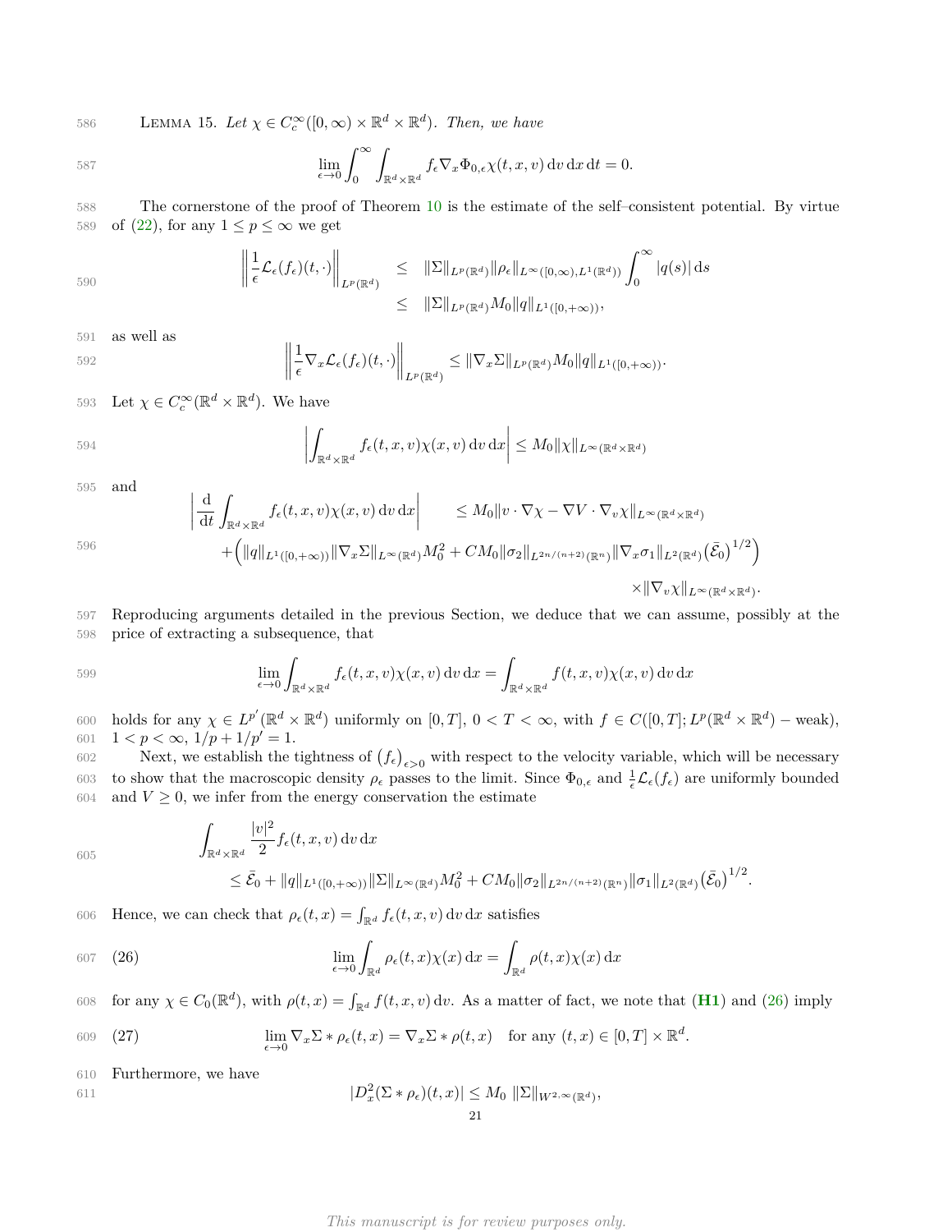LEMMA 15. *Let $\chi \in C_c^\infty([0,\infty) \times \mathbb{R}^d \times \mathbb{R}^d)$. Then, we have*

$$\lim_{\epsilon \to 0} \int_0^\infty \int_{\mathbb{R}^d \times \mathbb{R}^d} f_\epsilon \nabla_x \Phi_{0,\epsilon} \chi(t,x,v) \, \mathrm{d}v \, \mathrm{d}x \, \mathrm{d}t = 0.$$

The cornerstone of the proof of Theorem 10 is the estimate of the self–consistent potential. By virtue of (22), for any $1 \le p \le \infty$ we get

$$\begin{aligned}
\left\| \frac{1}{\epsilon} \mathcal{L}_\epsilon(f_\epsilon)(t,\cdot) \right\|_{L^p(\mathbb{R}^d)} &\le \|\Sigma\|_{L^p(\mathbb{R}^d)} \|\rho_\epsilon\|_{L^\infty([0,\infty),L^1(\mathbb{R}^d))} \int_0^\infty |q(s)| \, \mathrm{d}s \\
&\le \|\Sigma\|_{L^p(\mathbb{R}^d)} M_0 \|q\|_{L^1([0,+\infty))},
\end{aligned}$$

as well as

$$\left\| \frac{1}{\epsilon} \nabla_x \mathcal{L}_\epsilon(f_\epsilon)(t,\cdot) \right\|_{L^p(\mathbb{R}^d)} \le \|\nabla_x \Sigma\|_{L^p(\mathbb{R}^d)} M_0 \|q\|_{L^1([0,+\infty))}.$$

Let $\chi \in C_c^\infty(\mathbb{R}^d \times \mathbb{R}^d)$. We have

$$\left| \int_{\mathbb{R}^d \times \mathbb{R}^d} f_\epsilon(t,x,v) \chi(x,v) \, \mathrm{d}v \, \mathrm{d}x \right| \le M_0 \|\chi\|_{L^\infty(\mathbb{R}^d \times \mathbb{R}^d)}$$

and

$$\begin{aligned}
\left| \frac{\mathrm{d}}{\mathrm{d}t} \int_{\mathbb{R}^d \times \mathbb{R}^d} f_\epsilon(t,x,v) \chi(x,v) \, \mathrm{d}v \, \mathrm{d}x \right| &\le M_0 \|v \cdot \nabla \chi - \nabla V \cdot \nabla_v \chi\|_{L^\infty(\mathbb{R}^d \times \mathbb{R}^d)} \\
+ \Big( \|q\|_{L^1([0,+\infty))} \|\nabla_x \Sigma\|_{L^\infty(\mathbb{R}^d)} M_0^2 &+ C M_0 \|\sigma_2\|_{L^{2n/(n+2)}(\mathbb{R}^n)} \|\nabla_x \sigma_1\|_{L^2(\mathbb{R}^d)} \big(\bar{\mathcal{E}}_0\big)^{1/2} \Big) \\
&\times \|\nabla_v \chi\|_{L^\infty(\mathbb{R}^d \times \mathbb{R}^d)}.
\end{aligned}$$

Reproducing arguments detailed in the previous Section, we deduce that we can assume, possibly at the price of extracting a subsequence, that

$$\lim_{\epsilon \to 0} \int_{\mathbb{R}^d \times \mathbb{R}^d} f_\epsilon(t,x,v) \chi(x,v) \, \mathrm{d}v \, \mathrm{d}x = \int_{\mathbb{R}^d \times \mathbb{R}^d} f(t,x,v) \chi(x,v) \, \mathrm{d}v \, \mathrm{d}x$$

holds for any $\chi \in L^{p'}(\mathbb{R}^d \times \mathbb{R}^d)$ uniformly on $[0,T]$, $0 < T < \infty$, with $f \in C([0,T]; L^p(\mathbb{R}^d \times \mathbb{R}^d) - \text{weak})$, $1 < p < \infty$, $1/p + 1/p' = 1$.

Next, we establish the tightness of $\big(f_\epsilon\big)_{\epsilon > 0}$ with respect to the velocity variable, which will be necessary to show that the macroscopic density $\rho_\epsilon$ passes to the limit. Since $\Phi_{0,\epsilon}$ and $\frac{1}{\epsilon}\mathcal{L}_\epsilon(f_\epsilon)$ are uniformly bounded and $V \ge 0$, we infer from the energy conservation the estimate

$$\begin{aligned}
&\int_{\mathbb{R}^d \times \mathbb{R}^d} \frac{|v|^2}{2} f_\epsilon(t,x,v) \, \mathrm{d}v \, \mathrm{d}x \\
&\qquad \le \bar{\mathcal{E}}_0 + \|q\|_{L^1([0,+\infty))} \|\Sigma\|_{L^\infty(\mathbb{R}^d)} M_0^2 + C M_0 \|\sigma_2\|_{L^{2n/(n+2)}(\mathbb{R}^n)} \|\sigma_1\|_{L^2(\mathbb{R}^d)} \big(\bar{\mathcal{E}}_0\big)^{1/2}.
\end{aligned}$$

Hence, we can check that $\rho_\epsilon(t,x) = \int_{\mathbb{R}^d} f_\epsilon(t,x,v) \, \mathrm{d}v \, \mathrm{d}x$ satisfies

$$\lim_{\epsilon \to 0} \int_{\mathbb{R}^d} \rho_\epsilon(t,x) \chi(x) \, \mathrm{d}x = \int_{\mathbb{R}^d} \rho(t,x) \chi(x) \, \mathrm{d}x \tag{26}$$

for any $\chi \in C_0(\mathbb{R}^d)$, with $\rho(t,x) = \int_{\mathbb{R}^d} f(t,x,v) \, \mathrm{d}v$. As a matter of fact, we note that (**H1**) and (26) imply

$$\lim_{\epsilon \to 0} \nabla_x \Sigma * \rho_\epsilon(t,x) = \nabla_x \Sigma * \rho(t,x) \quad \text{for any } (t,x) \in [0,T] \times \mathbb{R}^d. \tag{27}$$

Furthermore, we have

$$|D_x^2(\Sigma * \rho_\epsilon)(t,x)| \le M_0 \ \|\Sigma\|_{W^{2,\infty}(\mathbb{R}^d)},$$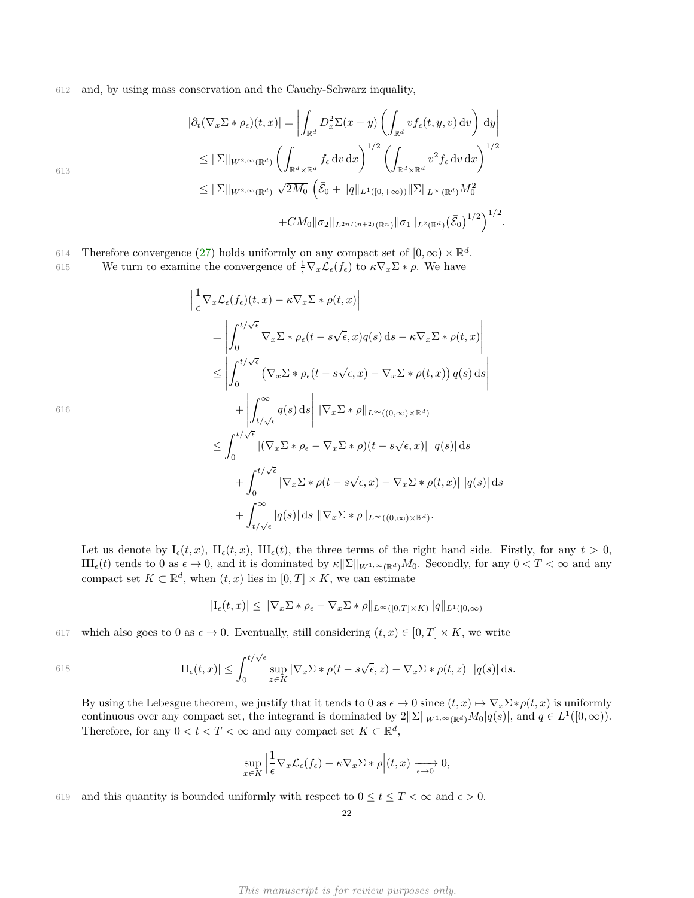and, by using mass conservation and the Cauchy-Schwarz inquality,

$$
\begin{aligned}
|\partial_t(\nabla_x\Sigma * \rho_\epsilon)(t,x)| &= \left|\int_{\mathbb{R}^d} D_x^2\Sigma(x-y)\left(\int_{\mathbb{R}^d} v f_\epsilon(t,y,v)\,\mathrm{d}v\right)\mathrm{d}y\right| \\
&\leq \|\Sigma\|_{W^{2,\infty}(\mathbb{R}^d)}\left(\int_{\mathbb{R}^d\times\mathbb{R}^d} f_\epsilon\,\mathrm{d}v\,\mathrm{d}x\right)^{1/2}\left(\int_{\mathbb{R}^d\times\mathbb{R}^d} v^2 f_\epsilon\,\mathrm{d}v\,\mathrm{d}x\right)^{1/2} \\
&\leq \|\Sigma\|_{W^{2,\infty}(\mathbb{R}^d)}\ \sqrt{2M_0}\ \Big(\bar{\mathcal{E}}_0 + \|q\|_{L^1([0,+\infty))}\|\Sigma\|_{L^\infty(\mathbb{R}^d)}M_0^2 \\
&\qquad\qquad + CM_0\|\sigma_2\|_{L^{2n/(n+2)}(\mathbb{R}^n)}\|\sigma_1\|_{L^2(\mathbb{R}^d)}\big(\bar{\mathcal{E}}_0\big)^{1/2}\Big)^{1/2}.
\end{aligned}
$$

Therefore convergence (27) holds uniformly on any compact set of $[0,\infty)\times\mathbb{R}^d$.

We turn to examine the convergence of $\frac{1}{\epsilon}\nabla_x\mathcal{L}_\epsilon(f_\epsilon)$ to $\kappa\nabla_x\Sigma*\rho$. We have

$$
\begin{aligned}
&\Big|\frac{1}{\epsilon}\nabla_x\mathcal{L}_\epsilon(f_\epsilon)(t,x) - \kappa\nabla_x\Sigma*\rho(t,x)\Big| \\
&\quad= \left|\int_0^{t/\sqrt{\epsilon}} \nabla_x\Sigma*\rho_\epsilon(t-s\sqrt{\epsilon},x)q(s)\,\mathrm{d}s - \kappa\nabla_x\Sigma*\rho(t,x)\right| \\
&\quad\leq \left|\int_0^{t/\sqrt{\epsilon}} \big(\nabla_x\Sigma*\rho_\epsilon(t-s\sqrt{\epsilon},x) - \nabla_x\Sigma*\rho(t,x)\big)\,q(s)\,\mathrm{d}s\right| \\
&\qquad\quad + \left|\int_{t/\sqrt{\epsilon}}^\infty q(s)\,\mathrm{d}s\right|\,\|\nabla_x\Sigma*\rho\|_{L^\infty((0,\infty)\times\mathbb{R}^d)} \\
&\quad\leq \int_0^{t/\sqrt{\epsilon}} |(\nabla_x\Sigma*\rho_\epsilon - \nabla_x\Sigma*\rho)(t-s\sqrt{\epsilon},x)|\ |q(s)|\,\mathrm{d}s \\
&\qquad\quad + \int_0^{t/\sqrt{\epsilon}} |\nabla_x\Sigma*\rho(t-s\sqrt{\epsilon},x) - \nabla_x\Sigma*\rho(t,x)|\ |q(s)|\,\mathrm{d}s \\
&\qquad\quad + \int_{t/\sqrt{\epsilon}}^\infty |q(s)|\,\mathrm{d}s\ \|\nabla_x\Sigma*\rho\|_{L^\infty((0,\infty)\times\mathbb{R}^d)}.
\end{aligned}
$$

Let us denote by $\mathrm{I}_\epsilon(t,x)$, $\mathrm{II}_\epsilon(t,x)$, $\mathrm{III}_\epsilon(t)$, the three terms of the right hand side. Firstly, for any $t>0$, $\mathrm{III}_\epsilon(t)$ tends to 0 as $\epsilon\to 0$, and it is dominated by $\kappa\|\Sigma\|_{W^{1,\infty}(\mathbb{R}^d)}M_0$. Secondly, for any $0<T<\infty$ and any compact set $K\subset\mathbb{R}^d$, when $(t,x)$ lies in $[0,T]\times K$, we can estimate

$$
|\mathrm{I}_\epsilon(t,x)| \leq \|\nabla_x\Sigma*\rho_\epsilon - \nabla_x\Sigma*\rho\|_{L^\infty([0,T]\times K)}\|q\|_{L^1([0,\infty)}
$$

which also goes to 0 as $\epsilon\to 0$. Eventually, still considering $(t,x)\in[0,T]\times K$, we write

$$
|\mathrm{II}_\epsilon(t,x)| \leq \int_0^{t/\sqrt{\epsilon}} \sup_{z\in K}|\nabla_x\Sigma*\rho(t-s\sqrt{\epsilon},z) - \nabla_x\Sigma*\rho(t,z)|\ |q(s)|\,\mathrm{d}s.
$$

By using the Lebesgue theorem, we justify that it tends to 0 as $\epsilon\to 0$ since $(t,x)\mapsto\nabla_x\Sigma*\rho(t,x)$ is uniformly continuous over any compact set, the integrand is dominated by $2\|\Sigma\|_{W^{1,\infty}(\mathbb{R}^d)}M_0|q(s)|$, and $q\in L^1([0,\infty))$. Therefore, for any $0<t<T<\infty$ and any compact set $K\subset\mathbb{R}^d$,

$$
\sup_{x\in K}\Big|\frac{1}{\epsilon}\nabla_x\mathcal{L}_\epsilon(f_\epsilon) - \kappa\nabla_x\Sigma*\rho\Big|(t,x) \xrightarrow[\epsilon\to 0]{} 0,
$$

and this quantity is bounded uniformly with respect to $0\leq t\leq T<\infty$ and $\epsilon>0$.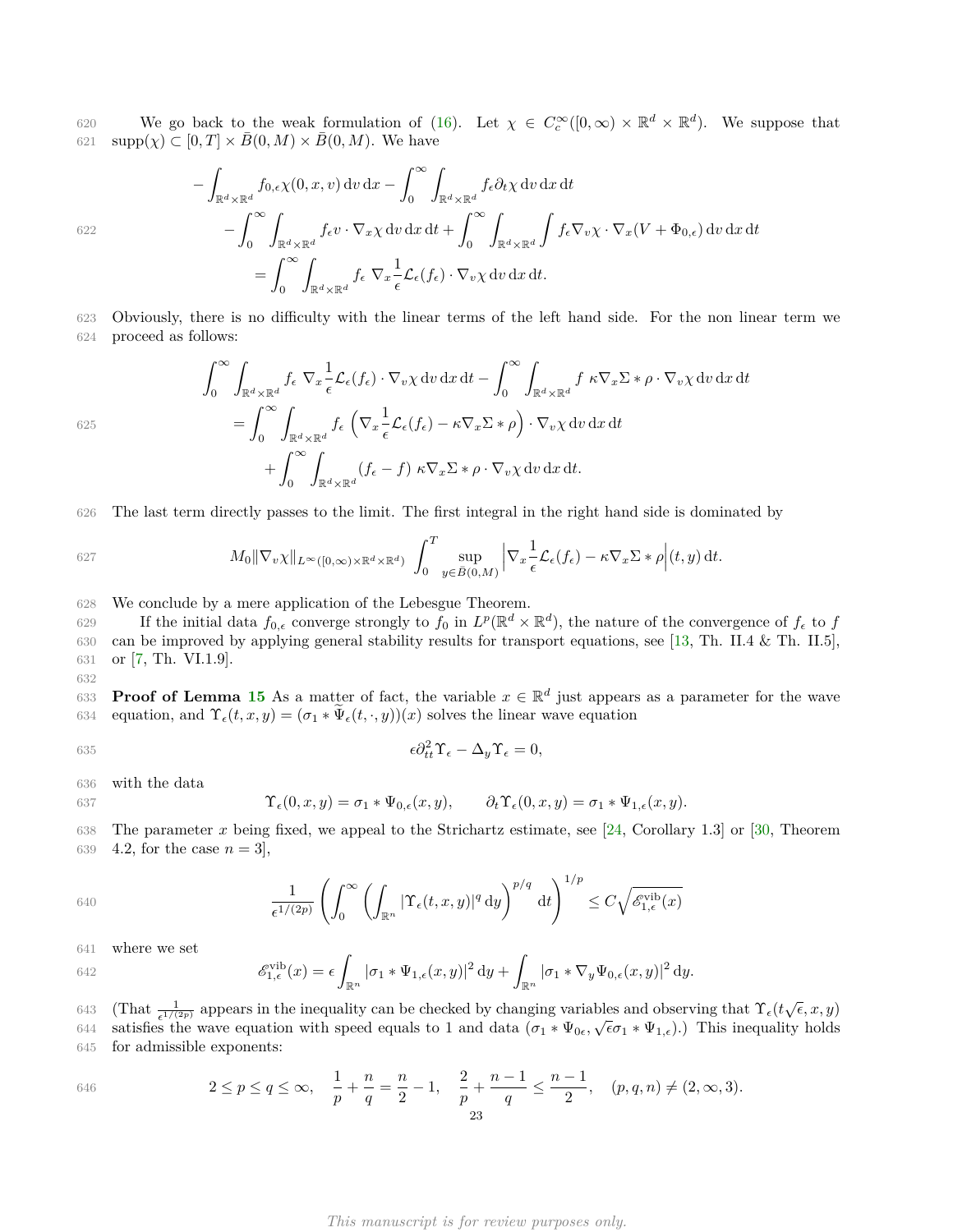We go back to the weak formulation of (16). Let $\chi \in C_c^\infty([0,\infty) \times \mathbb{R}^d \times \mathbb{R}^d)$. We suppose that $\mathrm{supp}(\chi) \subset [0,T] \times \bar{B}(0,M) \times \bar{B}(0,M)$. We have

$$
\begin{aligned}
&-\int_{\mathbb{R}^d\times\mathbb{R}^d} f_{0,\epsilon}\chi(0,x,v)\,\mathrm{d}v\,\mathrm{d}x - \int_0^\infty\int_{\mathbb{R}^d\times\mathbb{R}^d} f_\epsilon \partial_t\chi\,\mathrm{d}v\,\mathrm{d}x\,\mathrm{d}t \\
&\qquad -\int_0^\infty\int_{\mathbb{R}^d\times\mathbb{R}^d} f_\epsilon v\cdot\nabla_x\chi\,\mathrm{d}v\,\mathrm{d}x\,\mathrm{d}t + \int_0^\infty\int_{\mathbb{R}^d\times\mathbb{R}^d}\int f_\epsilon\nabla_v\chi\cdot\nabla_x(V+\Phi_{0,\epsilon})\,\mathrm{d}v\,\mathrm{d}x\,\mathrm{d}t \\
&\qquad\qquad = \int_0^\infty\int_{\mathbb{R}^d\times\mathbb{R}^d} f_\epsilon\ \nabla_x\frac{1}{\epsilon}\mathcal{L}_\epsilon(f_\epsilon)\cdot\nabla_v\chi\,\mathrm{d}v\,\mathrm{d}x\,\mathrm{d}t.
\end{aligned}
$$

Obviously, there is no difficulty with the linear terms of the left hand side. For the non linear term we proceed as follows:

$$
\begin{aligned}
&\int_0^\infty\int_{\mathbb{R}^d\times\mathbb{R}^d} f_\epsilon\ \nabla_x\frac{1}{\epsilon}\mathcal{L}_\epsilon(f_\epsilon)\cdot\nabla_v\chi\,\mathrm{d}v\,\mathrm{d}x\,\mathrm{d}t - \int_0^\infty\int_{\mathbb{R}^d\times\mathbb{R}^d} f\ \kappa\nabla_x\Sigma*\rho\cdot\nabla_v\chi\,\mathrm{d}v\,\mathrm{d}x\,\mathrm{d}t \\
&\qquad = \int_0^\infty\int_{\mathbb{R}^d\times\mathbb{R}^d} f_\epsilon\left(\nabla_x\frac{1}{\epsilon}\mathcal{L}_\epsilon(f_\epsilon) - \kappa\nabla_x\Sigma*\rho\right)\cdot\nabla_v\chi\,\mathrm{d}v\,\mathrm{d}x\,\mathrm{d}t \\
&\qquad\qquad + \int_0^\infty\int_{\mathbb{R}^d\times\mathbb{R}^d}(f_\epsilon - f)\ \kappa\nabla_x\Sigma*\rho\cdot\nabla_v\chi\,\mathrm{d}v\,\mathrm{d}x\,\mathrm{d}t.
\end{aligned}
$$

The last term directly passes to the limit. The first integral in the right hand side is dominated by

$$
M_0\|\nabla_v\chi\|_{L^\infty([0,\infty)\times\mathbb{R}^d\times\mathbb{R}^d)}\int_0^T\sup_{y\in\bar{B}(0,M)}\left|\nabla_x\frac{1}{\epsilon}\mathcal{L}_\epsilon(f_\epsilon) - \kappa\nabla_x\Sigma*\rho\right|(t,y)\,\mathrm{d}t.
$$

We conclude by a mere application of the Lebesgue Theorem.

If the initial data $f_{0,\epsilon}$ converge strongly to $f_0$ in $L^p(\mathbb{R}^d\times\mathbb{R}^d)$, the nature of the convergence of $f_\epsilon$ to $f$ can be improved by applying general stability results for transport equations, see [13, Th. II.4 & Th. II.5], or [7, Th. VI.1.9].

**Proof of Lemma 15** As a matter of fact, the variable $x\in\mathbb{R}^d$ just appears as a parameter for the wave equation, and $\Upsilon_\epsilon(t,x,y) = (\sigma_1 * \widetilde{\Psi}_\epsilon(t,\cdot,y))(x)$ solves the linear wave equation

$$
\epsilon\partial_{tt}^2\Upsilon_\epsilon - \Delta_y\Upsilon_\epsilon = 0,
$$

with the data

$$
\Upsilon_\epsilon(0,x,y) = \sigma_1 * \Psi_{0,\epsilon}(x,y), \qquad \partial_t\Upsilon_\epsilon(0,x,y) = \sigma_1*\Psi_{1,\epsilon}(x,y).
$$

The parameter $x$ being fixed, we appeal to the Strichartz estimate, see [24, Corollary 1.3] or [30, Theorem 4.2, for the case $n=3$],

$$
\frac{1}{\epsilon^{1/(2p)}}\left(\int_0^\infty\left(\int_{\mathbb{R}^n}|\Upsilon_\epsilon(t,x,y)|^q\,\mathrm{d}y\right)^{p/q}\mathrm{d}t\right)^{1/p} \le C\sqrt{\mathscr{E}_{1,\epsilon}^{\mathrm{vib}}(x)}
$$

where we set

$$
\mathscr{E}_{1,\epsilon}^{\mathrm{vib}}(x) = \epsilon\int_{\mathbb{R}^n}|\sigma_1*\Psi_{1,\epsilon}(x,y)|^2\,\mathrm{d}y + \int_{\mathbb{R}^n}|\sigma_1*\nabla_y\Psi_{0,\epsilon}(x,y)|^2\,\mathrm{d}y.
$$

(That $\frac{1}{\epsilon^{1/(2p)}}$ appears in the inequality can be checked by changing variables and observing that $\Upsilon_\epsilon(t\sqrt{\epsilon},x,y)$ satisfies the wave equation with speed equals to 1 and data $(\sigma_1*\Psi_{0\epsilon}, \sqrt{\epsilon}\sigma_1*\Psi_{1,\epsilon})$.) This inequality holds for admissible exponents:

$$
2\le p\le q\le\infty, \quad \frac{1}{p}+\frac{n}{q} = \frac{n}{2}-1, \quad \frac{2}{p}+\frac{n-1}{q}\le\frac{n-1}{2}, \quad (p,q,n)\neq(2,\infty,3).
$$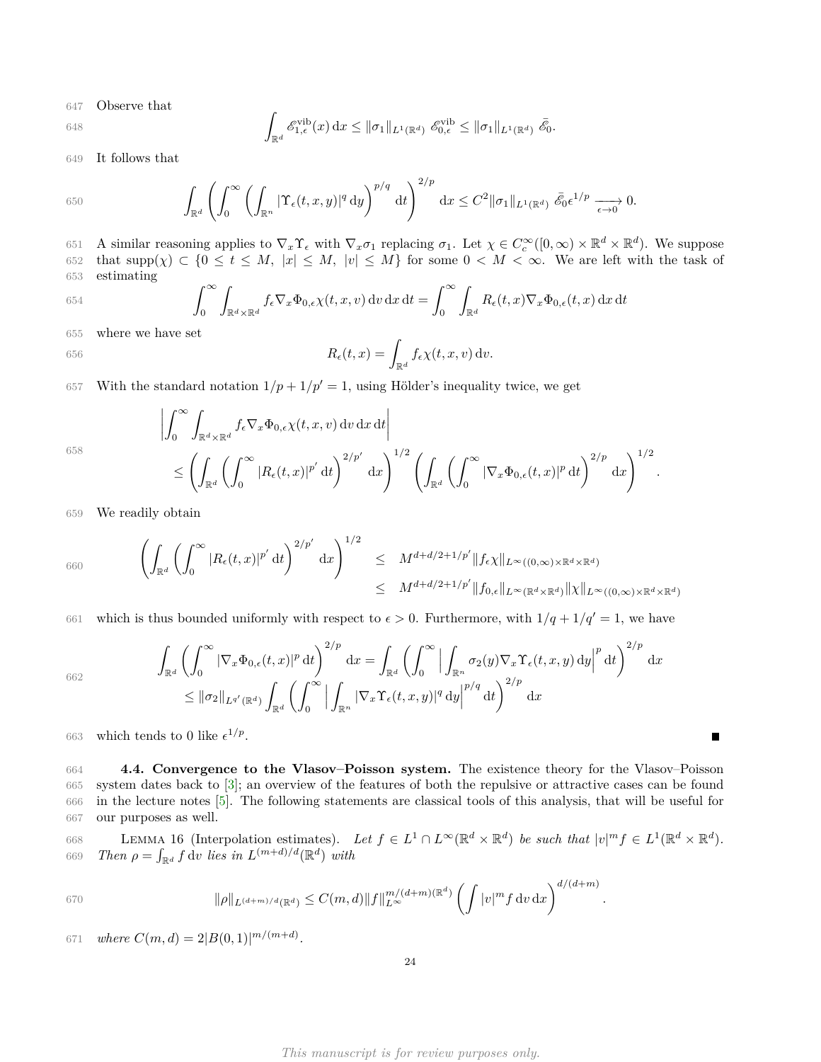Observe that

$$\int_{\mathbb{R}^d} \mathscr{E}^{\mathrm{vib}}_{1,\epsilon}(x)\,\mathrm{d}x \le \|\sigma_1\|_{L^1(\mathbb{R}^d)}\ \mathscr{E}^{\mathrm{vib}}_{0,\epsilon} \le \|\sigma_1\|_{L^1(\mathbb{R}^d)}\ \bar{\mathscr{E}}_0.$$

It follows that

$$\int_{\mathbb{R}^d}\left(\int_0^\infty \left(\int_{\mathbb{R}^n} |\Upsilon_\epsilon(t,x,y)|^q\,\mathrm{d}y\right)^{p/q}\mathrm{d}t\right)^{2/p}\mathrm{d}x \le C^2\|\sigma_1\|_{L^1(\mathbb{R}^d)}\ \bar{\mathscr{E}}_0\epsilon^{1/p} \xrightarrow[\epsilon\to 0]{} 0.$$

A similar reasoning applies to $\nabla_x\Upsilon_\epsilon$ with $\nabla_x\sigma_1$ replacing $\sigma_1$. Let $\chi \in C^\infty_c([0,\infty)\times\mathbb{R}^d\times\mathbb{R}^d)$. We suppose that $\mathrm{supp}(\chi) \subset \{0 \le t \le M,\ |x| \le M,\ |v| \le M\}$ for some $0 < M < \infty$. We are left with the task of estimating

$$\int_0^\infty \int_{\mathbb{R}^d\times\mathbb{R}^d} f_\epsilon \nabla_x\Phi_{0,\epsilon}\chi(t,x,v)\,\mathrm{d}v\,\mathrm{d}x\,\mathrm{d}t = \int_0^\infty\int_{\mathbb{R}^d} R_\epsilon(t,x)\nabla_x\Phi_{0,\epsilon}(t,x)\,\mathrm{d}x\,\mathrm{d}t$$

where we have set

$$R_\epsilon(t,x) = \int_{\mathbb{R}^d} f_\epsilon\chi(t,x,v)\,\mathrm{d}v.$$

With the standard notation $1/p + 1/p' = 1$, using Hölder's inequality twice, we get

$$\begin{aligned}
&\left|\int_0^\infty \int_{\mathbb{R}^d\times\mathbb{R}^d} f_\epsilon\nabla_x\Phi_{0,\epsilon}\chi(t,x,v)\,\mathrm{d}v\,\mathrm{d}x\,\mathrm{d}t\right| \\
&\quad\le \left(\int_{\mathbb{R}^d}\left(\int_0^\infty |R_\epsilon(t,x)|^{p'}\,\mathrm{d}t\right)^{2/p'}\mathrm{d}x\right)^{1/2}\left(\int_{\mathbb{R}^d}\left(\int_0^\infty |\nabla_x\Phi_{0,\epsilon}(t,x)|^p\,\mathrm{d}t\right)^{2/p}\mathrm{d}x\right)^{1/2}.
\end{aligned}$$

We readily obtain

$$\begin{aligned}
\left(\int_{\mathbb{R}^d}\left(\int_0^\infty |R_\epsilon(t,x)|^{p'}\,\mathrm{d}t\right)^{2/p'}\mathrm{d}x\right)^{1/2} &\le M^{d+d/2+1/p'}\|f_\epsilon\chi\|_{L^\infty((0,\infty)\times\mathbb{R}^d\times\mathbb{R}^d)} \\
&\le M^{d+d/2+1/p'}\|f_{0,\epsilon}\|_{L^\infty(\mathbb{R}^d\times\mathbb{R}^d)}\|\chi\|_{L^\infty((0,\infty)\times\mathbb{R}^d\times\mathbb{R}^d)}
\end{aligned}$$

which is thus bounded uniformly with respect to $\epsilon > 0$. Furthermore, with $1/q + 1/q' = 1$, we have

$$\begin{aligned}
&\int_{\mathbb{R}^d}\left(\int_0^\infty |\nabla_x\Phi_{0,\epsilon}(t,x)|^p\,\mathrm{d}t\right)^{2/p}\mathrm{d}x = \int_{\mathbb{R}^d}\left(\int_0^\infty \Big|\int_{\mathbb{R}^n}\sigma_2(y)\nabla_x\Upsilon_\epsilon(t,x,y)\,\mathrm{d}y\Big|^p\mathrm{d}t\right)^{2/p}\mathrm{d}x \\
&\quad\le \|\sigma_2\|_{L^{q'}(\mathbb{R}^d)}\int_{\mathbb{R}^d}\left(\int_0^\infty \Big|\int_{\mathbb{R}^n}|\nabla_x\Upsilon_\epsilon(t,x,y)|^q\,\mathrm{d}y\Big|^{p/q}\mathrm{d}t\right)^{2/p}\mathrm{d}x
\end{aligned}$$

which tends to 0 like $\epsilon^{1/p}$. ■

**4.4. Convergence to the Vlasov–Poisson system.** The existence theory for the Vlasov–Poisson system dates back to [3]; an overview of the features of both the repulsive or attractive cases can be found in the lecture notes [5]. The following statements are classical tools of this analysis, that will be useful for our purposes as well.

LEMMA 16 (Interpolation estimates). *Let $f \in L^1\cap L^\infty(\mathbb{R}^d\times\mathbb{R}^d)$ be such that $|v|^m f \in L^1(\mathbb{R}^d\times\mathbb{R}^d)$. Then $\rho = \int_{\mathbb{R}^d} f\,\mathrm{d}v$ lies in $L^{(m+d)/d}(\mathbb{R}^d)$ with*

$$\|\rho\|_{L^{(d+m)/d}(\mathbb{R}^d)} \le C(m,d)\|f\|_{L^\infty}^{m/(d+m)(\mathbb{R}^d)}\left(\int |v|^m f\,\mathrm{d}v\,\mathrm{d}x\right)^{d/(d+m)}.$$

*where $C(m,d) = 2|B(0,1)|^{m/(m+d)}$.*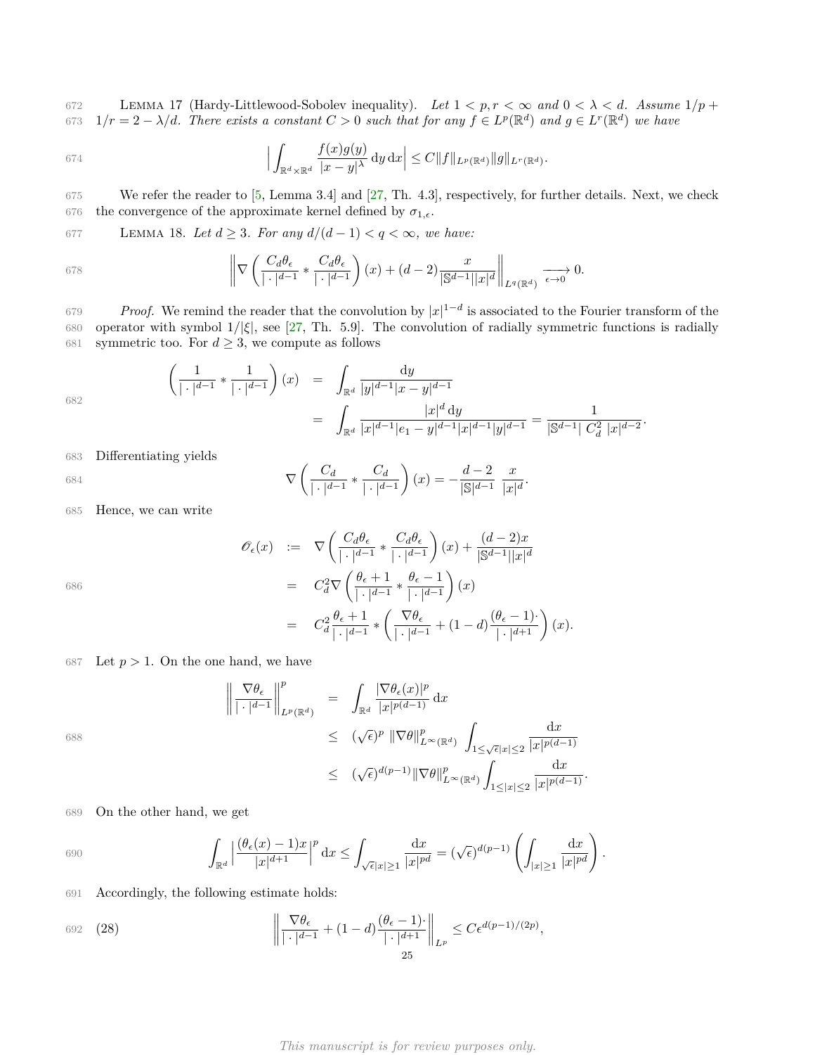LEMMA 17 (Hardy-Littlewood-Sobolev inequality). *Let $1 < p, r < \infty$ and $0 < \lambda < d$. Assume $1/p + 1/r = 2 - \lambda/d$. There exists a constant $C > 0$ such that for any $f \in L^p(\mathbb{R}^d)$ and $g \in L^r(\mathbb{R}^d)$ we have*

$$\Big| \int_{\mathbb{R}^d \times \mathbb{R}^d} \frac{f(x)g(y)}{|x-y|^\lambda} \,\mathrm{d}y\,\mathrm{d}x \Big| \le C \|f\|_{L^p(\mathbb{R}^d)} \|g\|_{L^r(\mathbb{R}^d)}.$$

We refer the reader to [5, Lemma 3.4] and [27, Th. 4.3], respectively, for further details. Next, we check the convergence of the approximate kernel defined by $\sigma_{1,\epsilon}$.

LEMMA 18. *Let $d \ge 3$. For any $d/(d-1) < q < \infty$, we have:*

$$\left\| \nabla \left( \frac{C_d \theta_\epsilon}{|\cdot|^{d-1}} * \frac{C_d \theta_\epsilon}{|\cdot|^{d-1}} \right)(x) + (d-2) \frac{x}{|\mathbb{S}^{d-1}||x|^d} \right\|_{L^q(\mathbb{R}^d)} \xrightarrow[\epsilon \to 0]{} 0.$$

*Proof.* We remind the reader that the convolution by $|x|^{1-d}$ is associated to the Fourier transform of the operator with symbol $1/|\xi|$, see [27, Th. 5.9]. The convolution of radially symmetric functions is radially symmetric too. For $d \ge 3$, we compute as follows

$$\begin{aligned}
\left( \frac{1}{|\cdot|^{d-1}} * \frac{1}{|\cdot|^{d-1}} \right)(x) &= \int_{\mathbb{R}^d} \frac{\mathrm{d}y}{|y|^{d-1}|x-y|^{d-1}} \\
&= \int_{\mathbb{R}^d} \frac{|x|^d \,\mathrm{d}y}{|x|^{d-1}|e_1 - y|^{d-1}|x|^{d-1}|y|^{d-1}} = \frac{1}{|\mathbb{S}^{d-1}|\; C_d^2 \; |x|^{d-2}}.
\end{aligned}$$

Differentiating yields

$$\nabla \left( \frac{C_d}{|\cdot|^{d-1}} * \frac{C_d}{|\cdot|^{d-1}} \right)(x) = -\frac{d-2}{|\mathbb{S}|^{d-1}} \; \frac{x}{|x|^d}.$$

Hence, we can write

$$\begin{aligned}
\mathscr{O}_\epsilon(x) &:= \nabla \left( \frac{C_d \theta_\epsilon}{|\cdot|^{d-1}} * \frac{C_d \theta_\epsilon}{|\cdot|^{d-1}} \right)(x) + \frac{(d-2)x}{|\mathbb{S}^{d-1}||x|^d} \\
&= C_d^2 \nabla \left( \frac{\theta_\epsilon + 1}{|\cdot|^{d-1}} * \frac{\theta_\epsilon - 1}{|\cdot|^{d-1}} \right)(x) \\
&= C_d^2 \frac{\theta_\epsilon + 1}{|\cdot|^{d-1}} * \left( \frac{\nabla \theta_\epsilon}{|\cdot|^{d-1}} + (1-d) \frac{(\theta_\epsilon - 1)\cdot}{|\cdot|^{d+1}} \right)(x).
\end{aligned}$$

Let $p > 1$. On the one hand, we have

$$\begin{aligned}
\left\| \frac{\nabla \theta_\epsilon}{|\cdot|^{d-1}} \right\|^p_{L^p(\mathbb{R}^d)} &= \int_{\mathbb{R}^d} \frac{|\nabla \theta_\epsilon(x)|^p}{|x|^{p(d-1)}} \,\mathrm{d}x \\
&\le (\sqrt{\epsilon})^p \; \|\nabla \theta\|^p_{L^\infty(\mathbb{R}^d)} \; \int_{1 \le \sqrt{\epsilon}|x| \le 2} \frac{\mathrm{d}x}{|x|^{p(d-1)}} \\
&\le (\sqrt{\epsilon})^{d(p-1)} \|\nabla \theta\|^p_{L^\infty(\mathbb{R}^d)} \int_{1 \le |x| \le 2} \frac{\mathrm{d}x}{|x|^{p(d-1)}}.
\end{aligned}$$

On the other hand, we get

$$\int_{\mathbb{R}^d} \Big| \frac{(\theta_\epsilon(x) - 1)x}{|x|^{d+1}} \Big|^p \,\mathrm{d}x \le \int_{\sqrt{\epsilon}|x| \ge 1} \frac{\mathrm{d}x}{|x|^{pd}} = (\sqrt{\epsilon})^{d(p-1)} \left( \int_{|x| \ge 1} \frac{\mathrm{d}x}{|x|^{pd}} \right).$$

Accordingly, the following estimate holds:

$$\left\| \frac{\nabla \theta_\epsilon}{|\cdot|^{d-1}} + (1-d) \frac{(\theta_\epsilon - 1)\cdot}{|\cdot|^{d+1}} \right\|_{L^p} \le C \epsilon^{d(p-1)/(2p)}, \tag{28}$$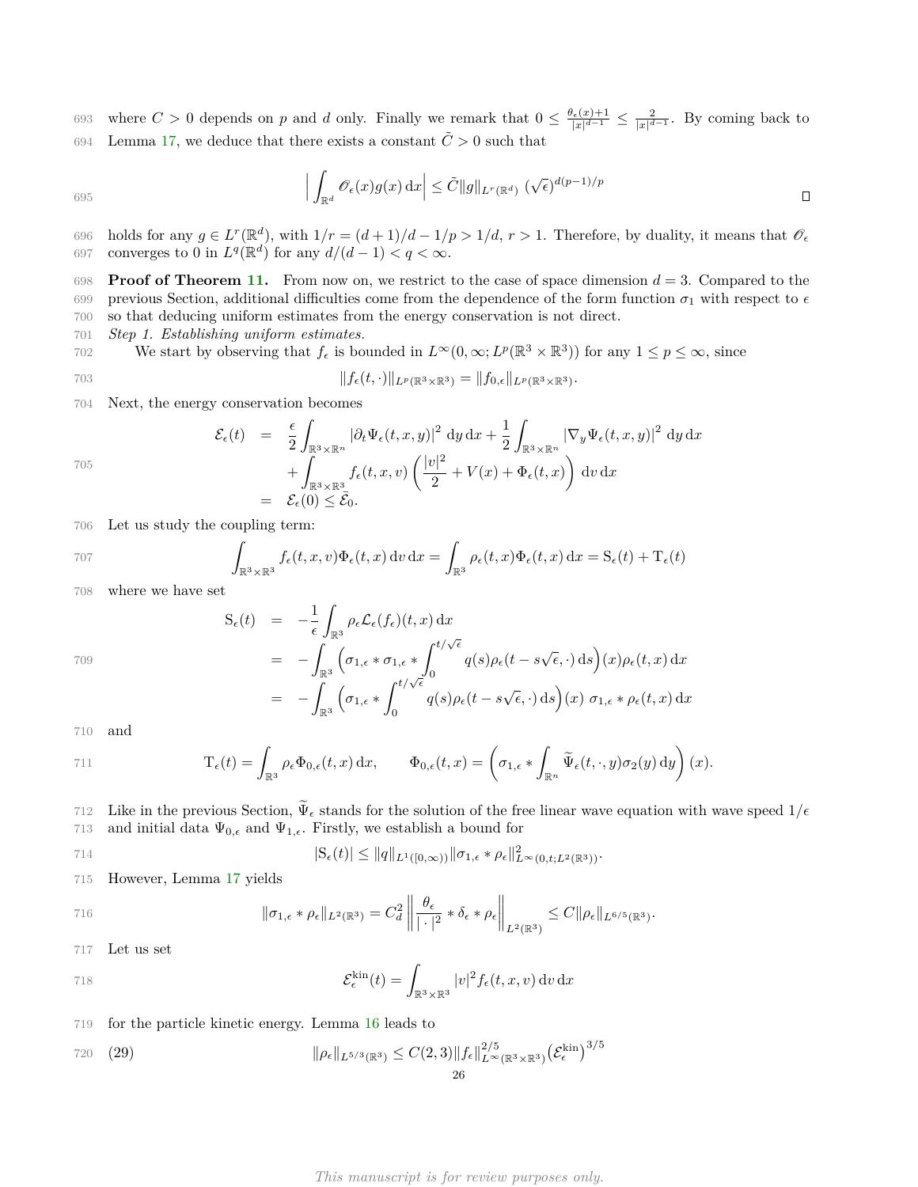where $C > 0$ depends on $p$ and $d$ only. Finally we remark that $0 \leq \frac{\theta_\epsilon(x)+1}{|x|^{d-1}} \leq \frac{2}{|x|^{d-1}}$. By coming back to Lemma 17, we deduce that there exists a constant $\tilde{C} > 0$ such that

$$\Big| \int_{\mathbb{R}^d} \mathscr{O}_\epsilon(x) g(x)\,\mathrm{d}x \Big| \leq \tilde{C} \|g\|_{L^r(\mathbb{R}^d)}\ (\sqrt{\epsilon})^{d(p-1)/p}$$

□

holds for any $g \in L^r(\mathbb{R}^d)$, with $1/r = (d+1)/d - 1/p > 1/d$, $r > 1$. Therefore, by duality, it means that $\mathscr{O}_\epsilon$ converges to 0 in $L^q(\mathbb{R}^d)$ for any $d/(d-1) < q < \infty$.

**Proof of Theorem 11.** From now on, we restrict to the case of space dimension $d = 3$. Compared to the previous Section, additional difficulties come from the dependence of the form function $\sigma_1$ with respect to $\epsilon$ so that deducing uniform estimates from the energy conservation is not direct.

*Step 1. Establishing uniform estimates.*

We start by observing that $f_\epsilon$ is bounded in $L^\infty(0,\infty; L^p(\mathbb{R}^3 \times \mathbb{R}^3))$ for any $1 \leq p \leq \infty$, since

$$\|f_\epsilon(t,\cdot)\|_{L^p(\mathbb{R}^3\times\mathbb{R}^3)} = \|f_{0,\epsilon}\|_{L^p(\mathbb{R}^3\times\mathbb{R}^3)}.$$

Next, the energy conservation becomes

$$\begin{aligned}
\mathcal{E}_\epsilon(t) &= \frac{\epsilon}{2}\int_{\mathbb{R}^3\times\mathbb{R}^n} |\partial_t \Psi_\epsilon(t,x,y)|^2\,\mathrm{d}y\,\mathrm{d}x + \frac{1}{2}\int_{\mathbb{R}^3\times\mathbb{R}^n} |\nabla_y \Psi_\epsilon(t,x,y)|^2\,\mathrm{d}y\,\mathrm{d}x \\
&\quad + \int_{\mathbb{R}^3\times\mathbb{R}^3} f_\epsilon(t,x,v)\left(\frac{|v|^2}{2} + V(x) + \Phi_\epsilon(t,x)\right)\mathrm{d}v\,\mathrm{d}x \\
&= \mathcal{E}_\epsilon(0) \leq \bar{\mathcal{E}}_0.
\end{aligned}$$

Let us study the coupling term:

$$\int_{\mathbb{R}^3\times\mathbb{R}^3} f_\epsilon(t,x,v)\Phi_\epsilon(t,x)\,\mathrm{d}v\,\mathrm{d}x = \int_{\mathbb{R}^3} \rho_\epsilon(t,x)\Phi_\epsilon(t,x)\,\mathrm{d}x = \mathrm{S}_\epsilon(t) + \mathrm{T}_\epsilon(t)$$

where we have set

$$\begin{aligned}
\mathrm{S}_\epsilon(t) &= -\frac{1}{\epsilon}\int_{\mathbb{R}^3} \rho_\epsilon \mathcal{L}_\epsilon(f_\epsilon)(t,x)\,\mathrm{d}x \\
&= -\int_{\mathbb{R}^3} \Big(\sigma_{1,\epsilon} * \sigma_{1,\epsilon} * \int_0^{t/\sqrt{\epsilon}} q(s)\rho_\epsilon(t - s\sqrt{\epsilon},\cdot)\,\mathrm{d}s\Big)(x)\rho_\epsilon(t,x)\,\mathrm{d}x \\
&= -\int_{\mathbb{R}^3} \Big(\sigma_{1,\epsilon} * \int_0^{t/\sqrt{\epsilon}} q(s)\rho_\epsilon(t - s\sqrt{\epsilon},\cdot)\,\mathrm{d}s\Big)(x)\ \sigma_{1,\epsilon} * \rho_\epsilon(t,x)\,\mathrm{d}x
\end{aligned}$$

and

$$\mathrm{T}_\epsilon(t) = \int_{\mathbb{R}^3} \rho_\epsilon \Phi_{0,\epsilon}(t,x)\,\mathrm{d}x, \qquad \Phi_{0,\epsilon}(t,x) = \left(\sigma_{1,\epsilon} * \int_{\mathbb{R}^n} \widetilde{\Psi}_\epsilon(t,\cdot,y)\sigma_2(y)\,\mathrm{d}y\right)(x).$$

Like in the previous Section, $\widetilde{\Psi}_\epsilon$ stands for the solution of the free linear wave equation with wave speed $1/\epsilon$ and initial data $\Psi_{0,\epsilon}$ and $\Psi_{1,\epsilon}$. Firstly, we establish a bound for

$$|\mathrm{S}_\epsilon(t)| \leq \|q\|_{L^1([0,\infty))} \|\sigma_{1,\epsilon} * \rho_\epsilon\|^2_{L^\infty(0,t;L^2(\mathbb{R}^3))}.$$

However, Lemma 17 yields

$$\|\sigma_{1,\epsilon} * \rho_\epsilon\|_{L^2(\mathbb{R}^3)} = C_d^2 \left\| \frac{\theta_\epsilon}{|\cdot|^2} * \delta_\epsilon * \rho_\epsilon \right\|_{L^2(\mathbb{R}^3)} \leq C\|\rho_\epsilon\|_{L^{6/5}(\mathbb{R}^3)}.$$

Let us set

$$\mathcal{E}^{\mathrm{kin}}_\epsilon(t) = \int_{\mathbb{R}^3\times\mathbb{R}^3} |v|^2 f_\epsilon(t,x,v)\,\mathrm{d}v\,\mathrm{d}x$$

for the particle kinetic energy. Lemma 16 leads to

$$\|\rho_\epsilon\|_{L^{5/3}(\mathbb{R}^3)} \leq C(2,3)\|f_\epsilon\|^{2/5}_{L^\infty(\mathbb{R}^3\times\mathbb{R}^3)}\big(\mathcal{E}^{\mathrm{kin}}_\epsilon\big)^{3/5} \tag{29}$$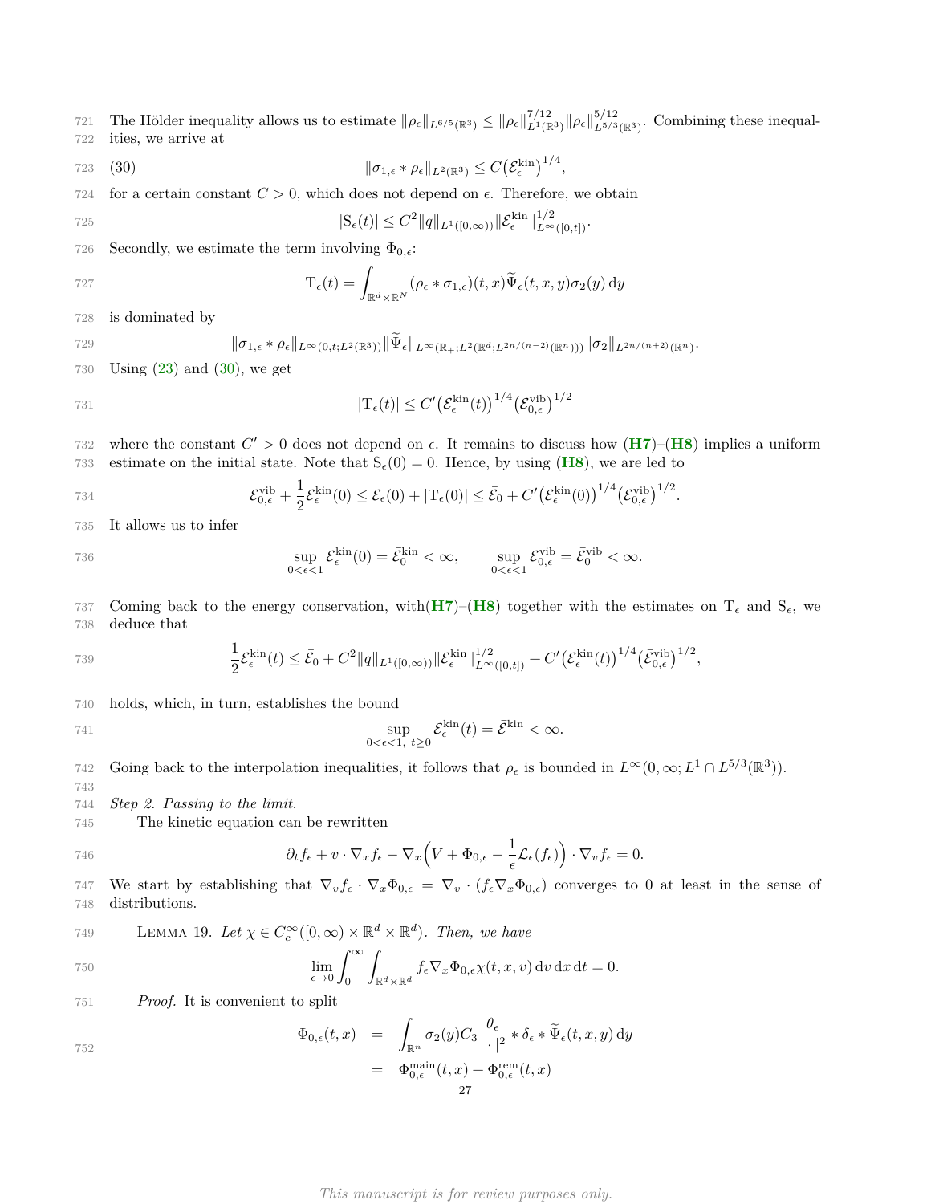The Hölder inequality allows us to estimate $\|\rho_\epsilon\|_{L^{6/5}(\mathbb{R}^3)} \leq \|\rho_\epsilon\|_{L^1(\mathbb{R}^3)}^{7/12}\|\rho_\epsilon\|_{L^{5/3}(\mathbb{R}^3)}^{5/12}$. Combining these inequalities, we arrive at

$$\|\sigma_{1,\epsilon} * \rho_\epsilon\|_{L^2(\mathbb{R}^3)} \leq C\big(\mathcal{E}_\epsilon^{\text{kin}}\big)^{1/4}, \tag{30}$$

for a certain constant $C > 0$, which does not depend on $\epsilon$. Therefore, we obtain

$$|\mathrm{S}_\epsilon(t)| \leq C^2\|q\|_{L^1([0,\infty))}\|\mathcal{E}_\epsilon^{\text{kin}}\|_{L^\infty([0,t])}^{1/2}.$$

Secondly, we estimate the term involving $\Phi_{0,\epsilon}$:

$$\mathrm{T}_\epsilon(t) = \int_{\mathbb{R}^d\times\mathbb{R}^N} (\rho_\epsilon * \sigma_{1,\epsilon})(t,x)\widetilde{\Psi}_\epsilon(t,x,y)\sigma_2(y)\,\mathrm{d}y$$

is dominated by

$$\|\sigma_{1,\epsilon} * \rho_\epsilon\|_{L^\infty(0,t;L^2(\mathbb{R}^3))}\|\widetilde{\Psi}_\epsilon\|_{L^\infty(\mathbb{R}_+;L^2(\mathbb{R}^d;L^{2n/(n-2)}(\mathbb{R}^n)))}\|\sigma_2\|_{L^{2n/(n+2)}(\mathbb{R}^n)}.$$

Using (23) and (30), we get

$$|\mathrm{T}_\epsilon(t)| \leq C'\big(\mathcal{E}_\epsilon^{\text{kin}}(t)\big)^{1/4}\big(\mathcal{E}_{0,\epsilon}^{\text{vib}}\big)^{1/2}$$

where the constant $C' > 0$ does not depend on $\epsilon$. It remains to discuss how (**H7**)–(**H8**) implies a uniform estimate on the initial state. Note that $\mathrm{S}_\epsilon(0) = 0$. Hence, by using (**H8**), we are led to

$$\mathcal{E}_{0,\epsilon}^{\text{vib}} + \frac{1}{2}\mathcal{E}_\epsilon^{\text{kin}}(0) \leq \mathcal{E}_\epsilon(0) + |\mathrm{T}_\epsilon(0)| \leq \bar{\mathcal{E}}_0 + C'\big(\mathcal{E}_\epsilon^{\text{kin}}(0)\big)^{1/4}\big(\mathcal{E}_{0,\epsilon}^{\text{vib}}\big)^{1/2}.$$

It allows us to infer

$$\sup_{0<\epsilon<1} \mathcal{E}_\epsilon^{\text{kin}}(0) = \bar{\mathcal{E}}_0^{\text{kin}} < \infty, \qquad \sup_{0<\epsilon<1} \mathcal{E}_{0,\epsilon}^{\text{vib}} = \bar{\mathcal{E}}_0^{\text{vib}} < \infty.$$

Coming back to the energy conservation, with(**H7**)–(**H8**) together with the estimates on $\mathrm{T}_\epsilon$ and $\mathrm{S}_\epsilon$, we deduce that

$$\frac{1}{2}\mathcal{E}_\epsilon^{\text{kin}}(t) \leq \bar{\mathcal{E}}_0 + C^2\|q\|_{L^1([0,\infty))}\|\mathcal{E}_\epsilon^{\text{kin}}\|_{L^\infty([0,t])}^{1/2} + C'\big(\mathcal{E}_\epsilon^{\text{kin}}(t)\big)^{1/4}\big(\bar{\mathcal{E}}_{0,\epsilon}^{\text{vib}}\big)^{1/2},$$

holds, which, in turn, establishes the bound

$$\sup_{0<\epsilon<1,\ t\geq 0} \mathcal{E}_\epsilon^{\text{kin}}(t) = \bar{\mathcal{E}}^{\text{kin}} < \infty.$$

Going back to the interpolation inequalities, it follows that $\rho_\epsilon$ is bounded in $L^\infty(0,\infty;L^1\cap L^{5/3}(\mathbb{R}^3))$.

*Step 2. Passing to the limit.*

The kinetic equation can be rewritten

$$\partial_t f_\epsilon + v\cdot\nabla_x f_\epsilon - \nabla_x\Big(V + \Phi_{0,\epsilon} - \frac{1}{\epsilon}\mathcal{L}_\epsilon(f_\epsilon)\Big)\cdot\nabla_v f_\epsilon = 0.$$

We start by establishing that $\nabla_v f_\epsilon\cdot\nabla_x\Phi_{0,\epsilon} = \nabla_v\cdot(f_\epsilon\nabla_x\Phi_{0,\epsilon})$ converges to 0 at least in the sense of distributions.

LEMMA 19. *Let $\chi \in C_c^\infty([0,\infty)\times\mathbb{R}^d\times\mathbb{R}^d)$. Then, we have*

$$\lim_{\epsilon\to 0}\int_0^\infty\int_{\mathbb{R}^d\times\mathbb{R}^d} f_\epsilon\nabla_x\Phi_{0,\epsilon}\chi(t,x,v)\,\mathrm{d}v\,\mathrm{d}x\,\mathrm{d}t = 0.$$

*Proof.* It is convenient to split

$$\begin{aligned}\Phi_{0,\epsilon}(t,x) &= \int_{\mathbb{R}^n}\sigma_2(y)C_3\frac{\theta_\epsilon}{|\cdot|^2}*\delta_\epsilon*\widetilde{\Psi}_\epsilon(t,x,y)\,\mathrm{d}y\\ &= \Phi_{0,\epsilon}^{\text{main}}(t,x) + \Phi_{0,\epsilon}^{\text{rem}}(t,x)\end{aligned}$$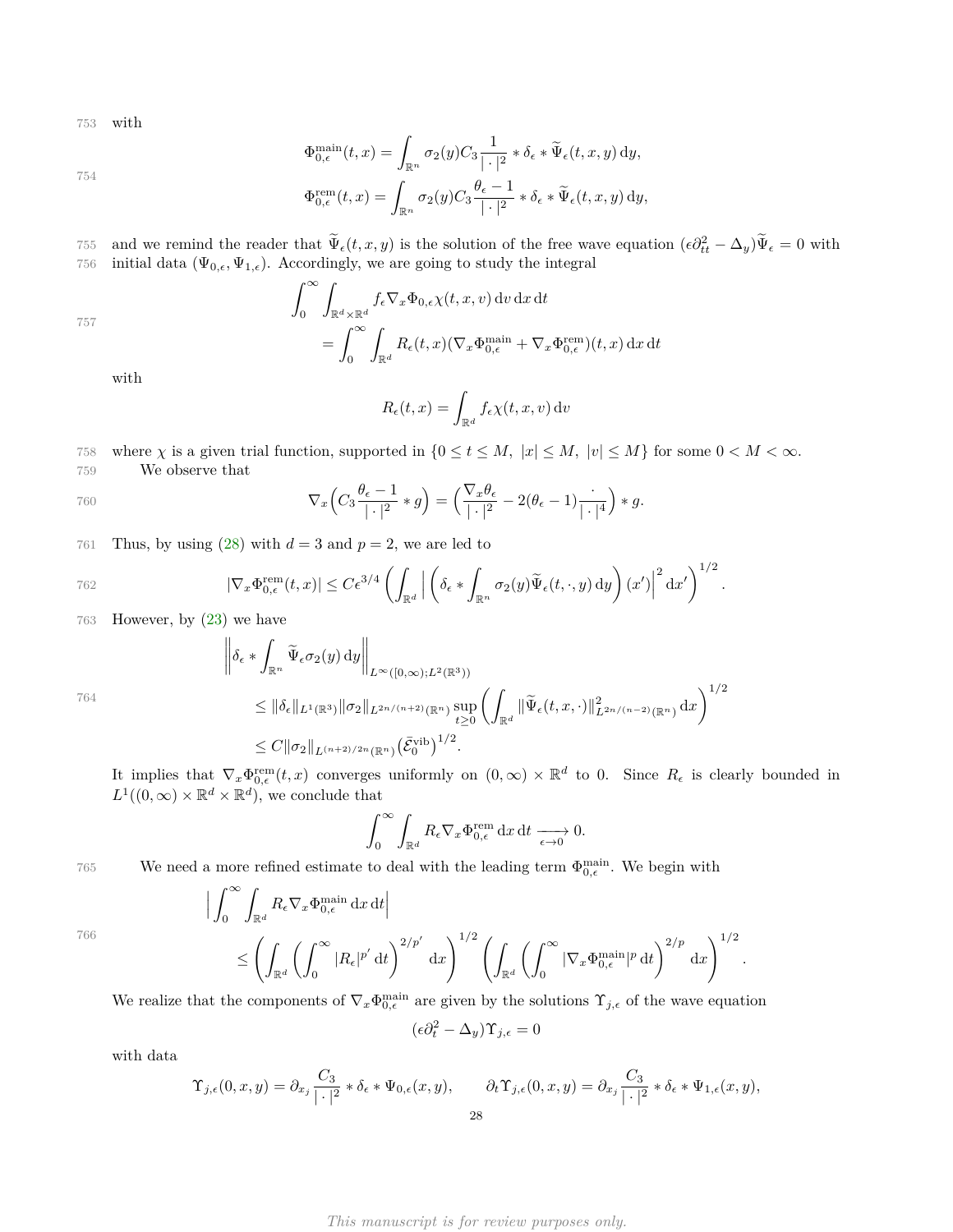with

$$\Phi^{\text{main}}_{0,\epsilon}(t,x) = \int_{\mathbb{R}^n} \sigma_2(y) C_3 \frac{1}{|\cdot|^2} * \delta_\epsilon * \widetilde{\Psi}_\epsilon(t,x,y)\,\mathrm{d}y,$$

$$\Phi^{\text{rem}}_{0,\epsilon}(t,x) = \int_{\mathbb{R}^n} \sigma_2(y) C_3 \frac{\theta_\epsilon - 1}{|\cdot|^2} * \delta_\epsilon * \widetilde{\Psi}_\epsilon(t,x,y)\,\mathrm{d}y,$$

and we remind the reader that $\widetilde{\Psi}_\epsilon(t,x,y)$ is the solution of the free wave equation $(\epsilon\partial^2_{tt} - \Delta_y)\widetilde{\Psi}_\epsilon = 0$ with initial data $(\Psi_{0,\epsilon}, \Psi_{1,\epsilon})$. Accordingly, we are going to study the integral

$$\int_0^\infty \int_{\mathbb{R}^d\times\mathbb{R}^d} f_\epsilon \nabla_x \Phi_{0,\epsilon} \chi(t,x,v)\,\mathrm{d}v\,\mathrm{d}x\,\mathrm{d}t$$
$$= \int_0^\infty \int_{\mathbb{R}^d} R_\epsilon(t,x)(\nabla_x \Phi^{\text{main}}_{0,\epsilon} + \nabla_x \Phi^{\text{rem}}_{0,\epsilon})(t,x)\,\mathrm{d}x\,\mathrm{d}t$$

with

$$R_\epsilon(t,x) = \int_{\mathbb{R}^d} f_\epsilon \chi(t,x,v)\,\mathrm{d}v$$

where $\chi$ is a given trial function, supported in $\{0 \le t \le M,\ |x| \le M,\ |v| \le M\}$ for some $0 < M < \infty$.

We observe that

$$\nabla_x \Big( C_3 \frac{\theta_\epsilon - 1}{|\cdot|^2} * g \Big) = \Big( \frac{\nabla_x \theta_\epsilon}{|\cdot|^2} - 2(\theta_\epsilon - 1)\frac{\cdot}{|\cdot|^4} \Big) * g.$$

Thus, by using (28) with $d = 3$ and $p = 2$, we are led to

$$|\nabla_x \Phi^{\text{rem}}_{0,\epsilon}(t,x)| \le C\epsilon^{3/4} \left( \int_{\mathbb{R}^d} \Big| \Big( \delta_\epsilon * \int_{\mathbb{R}^n} \sigma_2(y) \widetilde{\Psi}_\epsilon(t,\cdot,y)\,\mathrm{d}y \Big)(x') \Big|^2 \mathrm{d}x' \right)^{1/2}.$$

However, by (23) we have

$$\Big\| \delta_\epsilon * \int_{\mathbb{R}^n} \widetilde{\Psi}_\epsilon \sigma_2(y)\,\mathrm{d}y \Big\|_{L^\infty([0,\infty);L^2(\mathbb{R}^3))}$$
$$\le \|\delta_\epsilon\|_{L^1(\mathbb{R}^3)} \|\sigma_2\|_{L^{2n/(n+2)}(\mathbb{R}^n)} \sup_{t\ge 0} \left( \int_{\mathbb{R}^d} \|\widetilde{\Psi}_\epsilon(t,x,\cdot)\|^2_{L^{2n/(n-2)}(\mathbb{R}^n)}\,\mathrm{d}x \right)^{1/2}$$
$$\le C\|\sigma_2\|_{L^{(n+2)/2n}(\mathbb{R}^n)} \big(\bar{\mathcal{E}}^{\text{vib}}_0\big)^{1/2}.$$

It implies that $\nabla_x \Phi^{\text{rem}}_{0,\epsilon}(t,x)$ converges uniformly on $(0,\infty)\times\mathbb{R}^d$ to 0. Since $R_\epsilon$ is clearly bounded in $L^1((0,\infty)\times\mathbb{R}^d\times\mathbb{R}^d)$, we conclude that

$$\int_0^\infty \int_{\mathbb{R}^d} R_\epsilon \nabla_x \Phi^{\text{rem}}_{0,\epsilon}\,\mathrm{d}x\,\mathrm{d}t \xrightarrow[\epsilon\to 0]{} 0.$$

We need a more refined estimate to deal with the leading term $\Phi^{\text{main}}_{0,\epsilon}$. We begin with

$$\Big| \int_0^\infty \int_{\mathbb{R}^d} R_\epsilon \nabla_x \Phi^{\text{main}}_{0,\epsilon}\,\mathrm{d}x\,\mathrm{d}t \Big|$$
$$\le \left( \int_{\mathbb{R}^d} \left( \int_0^\infty |R_\epsilon|^{p'}\,\mathrm{d}t \right)^{2/p'} \mathrm{d}x \right)^{1/2} \left( \int_{\mathbb{R}^d} \left( \int_0^\infty |\nabla_x \Phi^{\text{main}}_{0,\epsilon}|^p\,\mathrm{d}t \right)^{2/p} \mathrm{d}x \right)^{1/2}.$$

We realize that the components of $\nabla_x \Phi^{\text{main}}_{0,\epsilon}$ are given by the solutions $\Upsilon_{j,\epsilon}$ of the wave equation

$$(\epsilon\partial_t^2 - \Delta_y)\Upsilon_{j,\epsilon} = 0$$

with data

$$\Upsilon_{j,\epsilon}(0,x,y) = \partial_{x_j} \frac{C_3}{|\cdot|^2} * \delta_\epsilon * \Psi_{0,\epsilon}(x,y), \qquad \partial_t \Upsilon_{j,\epsilon}(0,x,y) = \partial_{x_j} \frac{C_3}{|\cdot|^2} * \delta_\epsilon * \Psi_{1,\epsilon}(x,y),$$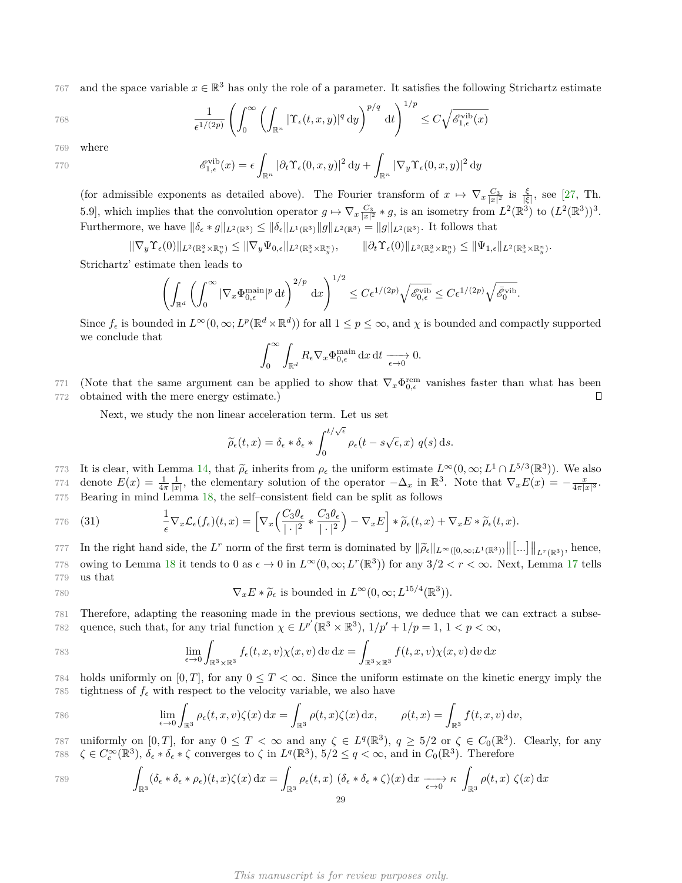and the space variable $x \in \mathbb{R}^3$ has only the role of a parameter. It satisfies the following Strichartz estimate

$$\frac{1}{\epsilon^{1/(2p)}} \left( \int_0^\infty \left( \int_{\mathbb{R}^n} |\Upsilon_\epsilon(t,x,y)|^q \, \mathrm{d}y \right)^{p/q} \mathrm{d}t \right)^{1/p} \le C\sqrt{\mathscr{E}^{\mathrm{vib}}_{1,\epsilon}(x)}$$

where

$$\mathscr{E}^{\mathrm{vib}}_{1,\epsilon}(x) = \epsilon \int_{\mathbb{R}^n} |\partial_t \Upsilon_\epsilon(0,x,y)|^2 \, \mathrm{d}y + \int_{\mathbb{R}^n} |\nabla_y \Upsilon_\epsilon(0,x,y)|^2 \, \mathrm{d}y$$

(for admissible exponents as detailed above). The Fourier transform of $x \mapsto \nabla_x \frac{C_3}{|x|^2}$ is $\frac{\xi}{|\xi|}$, see [27, Th. 5.9], which implies that the convolution operator $g \mapsto \nabla_x \frac{C_3}{|x|^2} * g$, is an isometry from $L^2(\mathbb{R}^3)$ to $(L^2(\mathbb{R}^3))^3$. Furthermore, we have $\|\delta_\epsilon * g\|_{L^2(\mathbb{R}^3)} \le \|\delta_\epsilon\|_{L^1(\mathbb{R}^3)} \|g\|_{L^2(\mathbb{R}^3)} = \|g\|_{L^2(\mathbb{R}^3)}$. It follows that

$$\|\nabla_y \Upsilon_\epsilon(0)\|_{L^2(\mathbb{R}^3_x \times \mathbb{R}^n_y)} \le \|\nabla_y \Psi_{0,\epsilon}\|_{L^2(\mathbb{R}^3_x \times \mathbb{R}^n_y)}, \qquad \|\partial_t \Upsilon_\epsilon(0)\|_{L^2(\mathbb{R}^3_x \times \mathbb{R}^n_y)} \le \|\Psi_{1,\epsilon}\|_{L^2(\mathbb{R}^3_x \times \mathbb{R}^n_y)}.$$

Strichartz' estimate then leads to

$$\left( \int_{\mathbb{R}^d} \left( \int_0^\infty |\nabla_x \Phi^{\mathrm{main}}_{0,\epsilon}|^p \, \mathrm{d}t \right)^{2/p} \mathrm{d}x \right)^{1/2} \le C\epsilon^{1/(2p)} \sqrt{\mathscr{E}^{\mathrm{vib}}_{0,\epsilon}} \le C\epsilon^{1/(2p)} \sqrt{\bar{\mathscr{E}}^{\mathrm{vib}}_0}.$$

Since $f_\epsilon$ is bounded in $L^\infty(0,\infty; L^p(\mathbb{R}^d \times \mathbb{R}^d))$ for all $1 \le p \le \infty$, and $\chi$ is bounded and compactly supported we conclude that

$$\int_0^\infty \int_{\mathbb{R}^d} R_\epsilon \nabla_x \Phi^{\mathrm{main}}_{0,\epsilon} \, \mathrm{d}x \, \mathrm{d}t \xrightarrow[\epsilon \to 0]{} 0.$$

(Note that the same argument can be applied to show that $\nabla_x \Phi^{\mathrm{rem}}_{0,\epsilon}$ vanishes faster than what has been obtained with the mere energy estimate.) ∎

Next, we study the non linear acceleration term. Let us set

$$\widetilde{\rho}_\epsilon(t,x) = \delta_\epsilon * \delta_\epsilon * \int_0^{t/\sqrt{\epsilon}} \rho_\epsilon(t - s\sqrt{\epsilon}, x) \; q(s) \, \mathrm{d}s.$$

It is clear, with Lemma 14, that $\widetilde{\rho}_\epsilon$ inherits from $\rho_\epsilon$ the uniform estimate $L^\infty(0,\infty; L^1 \cap L^{5/3}(\mathbb{R}^3))$. We also denote $E(x) = \frac{1}{4\pi} \frac{1}{|x|}$, the elementary solution of the operator $-\Delta_x$ in $\mathbb{R}^3$. Note that $\nabla_x E(x) = -\frac{x}{4\pi |x|^3}$. Bearing in mind Lemma 18, the self–consistent field can be split as follows

$$\frac{1}{\epsilon} \nabla_x \mathcal{L}_\epsilon(f_\epsilon)(t,x) = \left[ \nabla_x \Big( \frac{C_3 \theta_\epsilon}{|\cdot|^2} * \frac{C_3 \theta_\epsilon}{|\cdot|^2} \Big) - \nabla_x E \right] * \widetilde{\rho}_\epsilon(t,x) + \nabla_x E * \widetilde{\rho}_\epsilon(t,x). \tag{31}$$

In the right hand side, the $L^r$ norm of the first term is dominated by $\|\widetilde{\rho}_\epsilon\|_{L^\infty([0,\infty; L^1(\mathbb{R}^3))} \big\| [...] \big\|_{L^r(\mathbb{R}^3)}$, hence, owing to Lemma 18 it tends to 0 as $\epsilon \to 0$ in $L^\infty(0,\infty; L^r(\mathbb{R}^3))$ for any $3/2 < r < \infty$. Next, Lemma 17 tells us that

$$\nabla_x E * \widetilde{\rho}_\epsilon \text{ is bounded in } L^\infty(0,\infty; L^{15/4}(\mathbb{R}^3)).$$

Therefore, adapting the reasoning made in the previous sections, we deduce that we can extract a subsequence, such that, for any trial function $\chi \in L^{p'}(\mathbb{R}^3 \times \mathbb{R}^3)$, $1/p' + 1/p = 1$, $1 < p < \infty$,

$$\lim_{\epsilon \to 0} \int_{\mathbb{R}^3 \times \mathbb{R}^3} f_\epsilon(t,x,v) \chi(x,v) \, \mathrm{d}v \, \mathrm{d}x = \int_{\mathbb{R}^3 \times \mathbb{R}^3} f(t,x,v) \chi(x,v) \, \mathrm{d}v \, \mathrm{d}x$$

holds uniformly on $[0,T]$, for any $0 \le T < \infty$. Since the uniform estimate on the kinetic energy imply the tightness of $f_\epsilon$ with respect to the velocity variable, we also have

$$\lim_{\epsilon \to 0} \int_{\mathbb{R}^3} \rho_\epsilon(t,x,v) \zeta(x) \, \mathrm{d}x = \int_{\mathbb{R}^3} \rho(t,x) \zeta(x) \, \mathrm{d}x, \qquad \rho(t,x) = \int_{\mathbb{R}^3} f(t,x,v) \, \mathrm{d}v,$$

uniformly on $[0,T]$, for any $0 \le T < \infty$ and any $\zeta \in L^q(\mathbb{R}^3)$, $q \ge 5/2$ or $\zeta \in C_0(\mathbb{R}^3)$. Clearly, for any $\zeta \in C_c^\infty(\mathbb{R}^3)$, $\delta_\epsilon * \delta_\epsilon * \zeta$ converges to $\zeta$ in $L^q(\mathbb{R}^3)$, $5/2 \le q < \infty$, and in $C_0(\mathbb{R}^3)$. Therefore

$$\int_{\mathbb{R}^3} (\delta_\epsilon * \delta_\epsilon * \rho_\epsilon)(t,x) \zeta(x) \, \mathrm{d}x = \int_{\mathbb{R}^3} \rho_\epsilon(t,x) \; (\delta_\epsilon * \delta_\epsilon * \zeta)(x) \, \mathrm{d}x \xrightarrow[\epsilon \to 0]{} \kappa \int_{\mathbb{R}^3} \rho(t,x) \; \zeta(x) \, \mathrm{d}x$$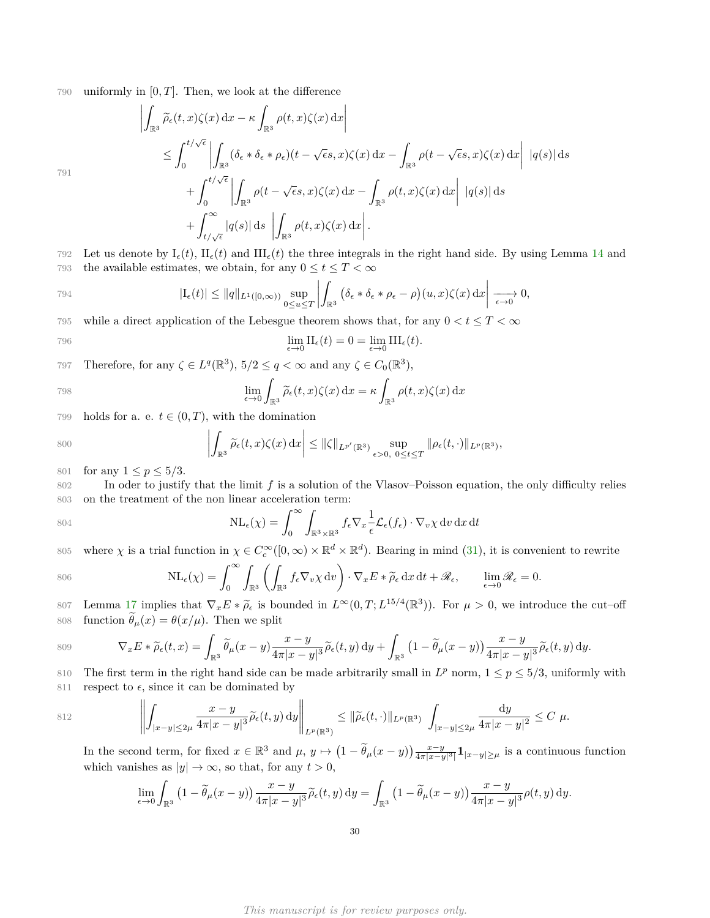uniformly in $[0,T]$. Then, we look at the difference

$$
\begin{aligned}
&\left|\int_{\mathbb{R}^3} \widetilde{\rho}_\epsilon(t,x)\zeta(x)\,\mathrm{d}x - \kappa\int_{\mathbb{R}^3}\rho(t,x)\zeta(x)\,\mathrm{d}x\right| \\
&\quad\le \int_0^{t/\sqrt{\epsilon}} \left|\int_{\mathbb{R}^3} (\delta_\epsilon * \delta_\epsilon * \rho_\epsilon)(t-\sqrt{\epsilon}s,x)\zeta(x)\,\mathrm{d}x - \int_{\mathbb{R}^3}\rho(t-\sqrt{\epsilon}s,x)\zeta(x)\,\mathrm{d}x\right|\ |q(s)|\,\mathrm{d}s \\
&\qquad + \int_0^{t/\sqrt{\epsilon}} \left|\int_{\mathbb{R}^3} \rho(t-\sqrt{\epsilon}s,x)\zeta(x)\,\mathrm{d}x - \int_{\mathbb{R}^3}\rho(t,x)\zeta(x)\,\mathrm{d}x\right|\ |q(s)|\,\mathrm{d}s \\
&\qquad + \int_{t/\sqrt{\epsilon}}^\infty |q(s)|\,\mathrm{d}s\ \left|\int_{\mathbb{R}^3}\rho(t,x)\zeta(x)\,\mathrm{d}x\right|.
\end{aligned}
$$

Let us denote by $\mathrm{I}_\epsilon(t)$, $\mathrm{II}_\epsilon(t)$ and $\mathrm{III}_\epsilon(t)$ the three integrals in the right hand side. By using Lemma 14 and the available estimates, we obtain, for any $0\le t\le T<\infty$

$$
|\mathrm{I}_\epsilon(t)| \le \|q\|_{L^1([0,\infty))}\sup_{0\le u\le T}\left|\int_{\mathbb{R}^3}\big(\delta_\epsilon*\delta_\epsilon*\rho_\epsilon-\rho\big)(u,x)\zeta(x)\,\mathrm{d}x\right| \xrightarrow[\epsilon\to 0]{} 0,
$$

while a direct application of the Lebesgue theorem shows that, for any $0<t\le T<\infty$

$$
\lim_{\epsilon\to 0}\mathrm{II}_\epsilon(t) = 0 = \lim_{\epsilon\to 0}\mathrm{III}_\epsilon(t).
$$

Therefore, for any $\zeta\in L^q(\mathbb{R}^3)$, $5/2\le q<\infty$ and any $\zeta\in C_0(\mathbb{R}^3)$,

$$
\lim_{\epsilon\to 0}\int_{\mathbb{R}^3}\widetilde{\rho}_\epsilon(t,x)\zeta(x)\,\mathrm{d}x = \kappa\int_{\mathbb{R}^3}\rho(t,x)\zeta(x)\,\mathrm{d}x
$$

holds for a. e. $t\in(0,T)$, with the domination

$$
\left|\int_{\mathbb{R}^3}\widetilde{\rho}_\epsilon(t,x)\zeta(x)\,\mathrm{d}x\right| \le \|\zeta\|_{L^{p'}(\mathbb{R}^3)}\sup_{\epsilon>0,\ 0\le t\le T}\|\rho_\epsilon(t,\cdot)\|_{L^p(\mathbb{R}^3)},
$$

for any $1\le p\le 5/3$.

In oder to justify that the limit $f$ is a solution of the Vlasov–Poisson equation, the only difficulty relies on the treatment of the non linear acceleration term:

$$
\mathrm{NL}_\epsilon(\chi) = \int_0^\infty\int_{\mathbb{R}^3\times\mathbb{R}^3} f_\epsilon\nabla_x\frac{1}{\epsilon}\mathcal{L}_\epsilon(f_\epsilon)\cdot\nabla_v\chi\,\mathrm{d}v\,\mathrm{d}x\,\mathrm{d}t
$$

where $\chi$ is a trial function in $\chi\in C_c^\infty([0,\infty)\times\mathbb{R}^d\times\mathbb{R}^d)$. Bearing in mind (31), it is convenient to rewrite

$$
\mathrm{NL}_\epsilon(\chi) = \int_0^\infty\int_{\mathbb{R}^3}\left(\int_{\mathbb{R}^3} f_\epsilon\nabla_v\chi\,\mathrm{d}v\right)\cdot\nabla_x E*\widetilde{\rho}_\epsilon\,\mathrm{d}x\,\mathrm{d}t + \mathscr{R}_\epsilon, \qquad \lim_{\epsilon\to 0}\mathscr{R}_\epsilon = 0.
$$

Lemma 17 implies that $\nabla_x E*\widetilde{\rho}_\epsilon$ is bounded in $L^\infty(0,T;L^{15/4}(\mathbb{R}^3))$. For $\mu>0$, we introduce the cut–off function $\widetilde{\theta}_\mu(x) = \theta(x/\mu)$. Then we split

$$
\nabla_x E*\widetilde{\rho}_\epsilon(t,x) = \int_{\mathbb{R}^3}\widetilde{\theta}_\mu(x-y)\frac{x-y}{4\pi|x-y|^3}\widetilde{\rho}_\epsilon(t,y)\,\mathrm{d}y + \int_{\mathbb{R}^3}\big(1-\widetilde{\theta}_\mu(x-y)\big)\frac{x-y}{4\pi|x-y|^3}\widetilde{\rho}_\epsilon(t,y)\,\mathrm{d}y.
$$

The first term in the right hand side can be made arbitrarily small in $L^p$ norm, $1\le p\le 5/3$, uniformly with respect to $\epsilon$, since it can be dominated by

$$
\left\|\int_{|x-y|\le 2\mu}\frac{x-y}{4\pi|x-y|^3}\widetilde{\rho}_\epsilon(t,y)\,\mathrm{d}y\right\|_{L^p(\mathbb{R}^3)} \le \|\widetilde{\rho}_\epsilon(t,\cdot)\|_{L^p(\mathbb{R}^3)}\int_{|x-y|\le 2\mu}\frac{\mathrm{d}y}{4\pi|x-y|^2} \le C\ \mu.
$$

In the second term, for fixed $x\in\mathbb{R}^3$ and $\mu$, $y\mapsto\big(1-\widetilde{\theta}_\mu(x-y)\big)\frac{x-y}{4\pi|x-y|^3|}\mathbf{1}_{|x-y|\ge\mu}$ is a continuous function which vanishes as $|y|\to\infty$, so that, for any $t>0$,

$$
\lim_{\epsilon\to 0}\int_{\mathbb{R}^3}\big(1-\widetilde{\theta}_\mu(x-y)\big)\frac{x-y}{4\pi|x-y|^3}\widetilde{\rho}_\epsilon(t,y)\,\mathrm{d}y = \int_{\mathbb{R}^3}\big(1-\widetilde{\theta}_\mu(x-y)\big)\frac{x-y}{4\pi|x-y|^3}\rho(t,y)\,\mathrm{d}y.
$$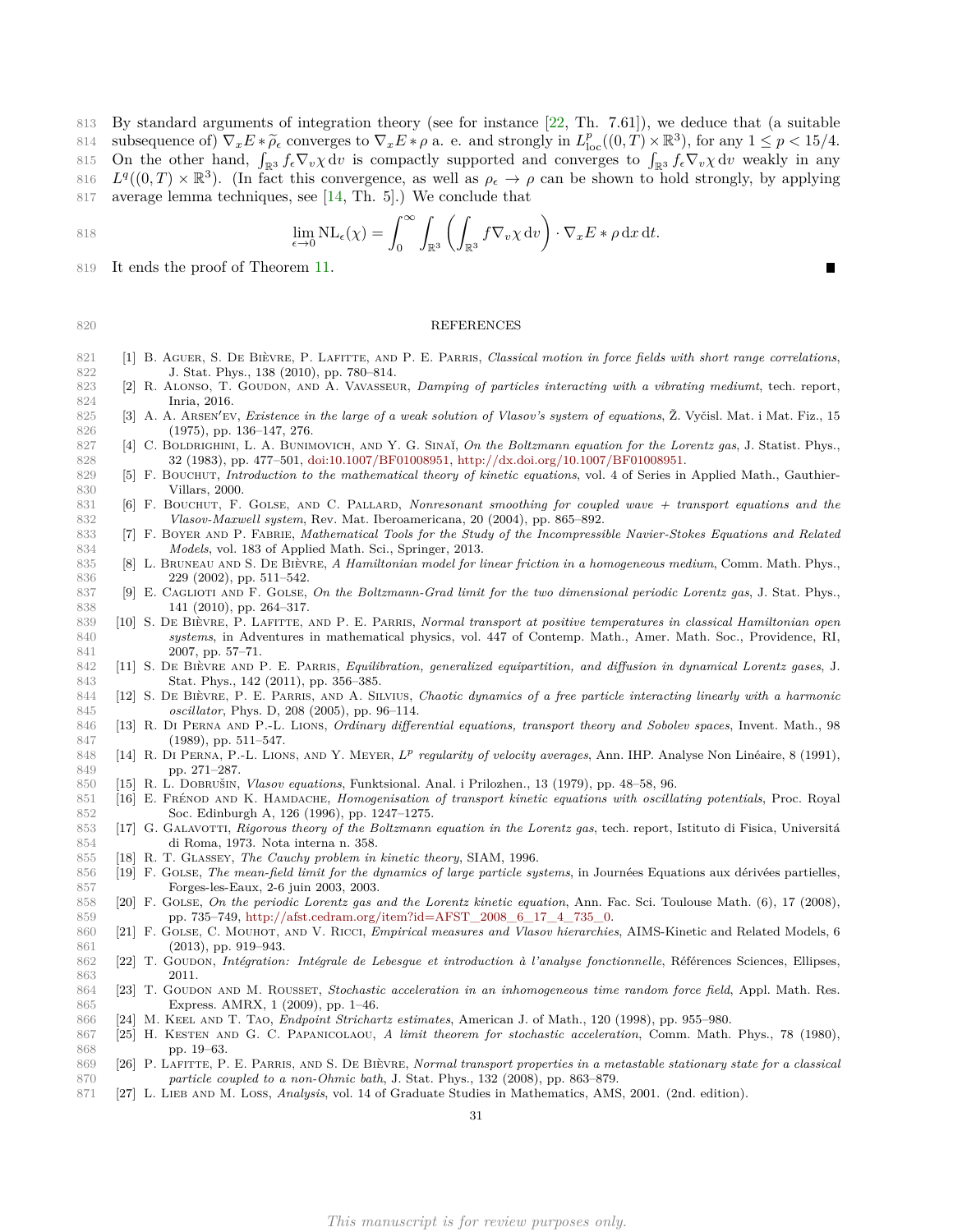By standard arguments of integration theory (see for instance [22, Th. 7.61]), we deduce that (a suitable subsequence of) $\nabla_x E * \widetilde{\rho}_\epsilon$ converges to $\nabla_x E * \rho$ a. e. and strongly in $L^p_{\text{loc}}((0,T) \times \mathbb{R}^3)$, for any $1 \leq p < 15/4$. On the other hand, $\int_{\mathbb{R}^3} f_\epsilon \nabla_v \chi \, \mathrm{d}v$ is compactly supported and converges to $\int_{\mathbb{R}^3} f_\epsilon \nabla_v \chi \, \mathrm{d}v$ weakly in any $L^q((0,T) \times \mathbb{R}^3)$. (In fact this convergence, as well as $\rho_\epsilon \to \rho$ can be shown to hold strongly, by applying average lemma techniques, see [14, Th. 5].) We conclude that

$$\lim_{\epsilon \to 0} \mathrm{NL}_\epsilon(\chi) = \int_0^\infty \int_{\mathbb{R}^3} \left( \int_{\mathbb{R}^3} f \nabla_v \chi \, \mathrm{d}v \right) \cdot \nabla_x E * \rho \, \mathrm{d}x \, \mathrm{d}t.$$

It ends the proof of Theorem 11. ∎

## REFERENCES

[1] B. Aguer, S. De Bièvre, P. Lafitte, and P. E. Parris, *Classical motion in force fields with short range correlations*, J. Stat. Phys., 138 (2010), pp. 780–814.

[2] R. Alonso, T. Goudon, and A. Vavasseur, *Damping of particles interacting with a vibrating mediumt*, tech. report, Inria, 2016.

[3] A. A. Arsen′ev, *Existence in the large of a weak solution of Vlasov's system of equations*, Ž. Vyčisl. Mat. i Mat. Fiz., 15 (1975), pp. 136–147, 276.

[4] C. Boldrighini, L. A. Bunimovich, and Y. G. Sinaĭ, *On the Boltzmann equation for the Lorentz gas*, J. Statist. Phys., 32 (1983), pp. 477–501, doi:10.1007/BF01008951, http://dx.doi.org/10.1007/BF01008951.

[5] F. Bouchut, *Introduction to the mathematical theory of kinetic equations*, vol. 4 of Series in Applied Math., Gauthier-Villars, 2000.

[6] F. Bouchut, F. Golse, and C. Pallard, *Nonresonant smoothing for coupled wave + transport equations and the Vlasov-Maxwell system*, Rev. Mat. Iberoamericana, 20 (2004), pp. 865–892.

[7] F. Boyer and P. Fabrie, *Mathematical Tools for the Study of the Incompressible Navier-Stokes Equations and Related Models*, vol. 183 of Applied Math. Sci., Springer, 2013.

[8] L. Bruneau and S. De Bièvre, *A Hamiltonian model for linear friction in a homogeneous medium*, Comm. Math. Phys., 229 (2002), pp. 511–542.

[9] E. Caglioti and F. Golse, *On the Boltzmann-Grad limit for the two dimensional periodic Lorentz gas*, J. Stat. Phys., 141 (2010), pp. 264–317.

[10] S. De Bièvre, P. Lafitte, and P. E. Parris, *Normal transport at positive temperatures in classical Hamiltonian open systems*, in Adventures in mathematical physics, vol. 447 of Contemp. Math., Amer. Math. Soc., Providence, RI, 2007, pp. 57–71.

[11] S. De Bièvre and P. E. Parris, *Equilibration, generalized equipartition, and diffusion in dynamical Lorentz gases*, J. Stat. Phys., 142 (2011), pp. 356–385.

[12] S. De Bièvre, P. E. Parris, and A. Silvius, *Chaotic dynamics of a free particle interacting linearly with a harmonic oscillator*, Phys. D, 208 (2005), pp. 96–114.

[13] R. Di Perna and P.-L. Lions, *Ordinary differential equations, transport theory and Sobolev spaces*, Invent. Math., 98 (1989), pp. 511–547.

[14] R. Di Perna, P.-L. Lions, and Y. Meyer, *$L^p$ regularity of velocity averages*, Ann. IHP. Analyse Non Linéaire, 8 (1991), pp. 271–287.

[15] R. L. Dobrušin, *Vlasov equations*, Funktsional. Anal. i Prilozhen., 13 (1979), pp. 48–58, 96.

[16] E. Frénod and K. Hamdache, *Homogenisation of transport kinetic equations with oscillating potentials*, Proc. Royal Soc. Edinburgh A, 126 (1996), pp. 1247–1275.

[17] G. Galavotti, *Rigorous theory of the Boltzmann equation in the Lorentz gas*, tech. report, Istituto di Fisica, Universitá di Roma, 1973. Nota interna n. 358.

[18] R. T. Glassey, *The Cauchy problem in kinetic theory*, SIAM, 1996.

[19] F. Golse, *The mean-field limit for the dynamics of large particle systems*, in Journées Equations aux dérivées partielles, Forges-les-Eaux, 2-6 juin 2003, 2003.

[20] F. Golse, *On the periodic Lorentz gas and the Lorentz kinetic equation*, Ann. Fac. Sci. Toulouse Math. (6), 17 (2008), pp. 735–749, http://afst.cedram.org/item?id=AFST_2008_6_17_4_735_0.

[21] F. Golse, C. Mouhot, and V. Ricci, *Empirical measures and Vlasov hierarchies*, AIMS-Kinetic and Related Models, 6 (2013), pp. 919–943.

[22] T. Goudon, *Intégration: Intégrale de Lebesgue et introduction à l'analyse fonctionnelle*, Références Sciences, Ellipses, 2011.

[23] T. Goudon and M. Rousset, *Stochastic acceleration in an inhomogeneous time random force field*, Appl. Math. Res. Express. AMRX, 1 (2009), pp. 1–46.

[24] M. Keel and T. Tao, *Endpoint Strichartz estimates*, American J. of Math., 120 (1998), pp. 955–980.

[25] H. Kesten and G. C. Papanicolaou, *A limit theorem for stochastic acceleration*, Comm. Math. Phys., 78 (1980), pp. 19–63.

[26] P. Lafitte, P. E. Parris, and S. De Bièvre, *Normal transport properties in a metastable stationary state for a classical particle coupled to a non-Ohmic bath*, J. Stat. Phys., 132 (2008), pp. 863–879.

[27] L. Lieb and M. Loss, *Analysis*, vol. 14 of Graduate Studies in Mathematics, AMS, 2001. (2nd. edition).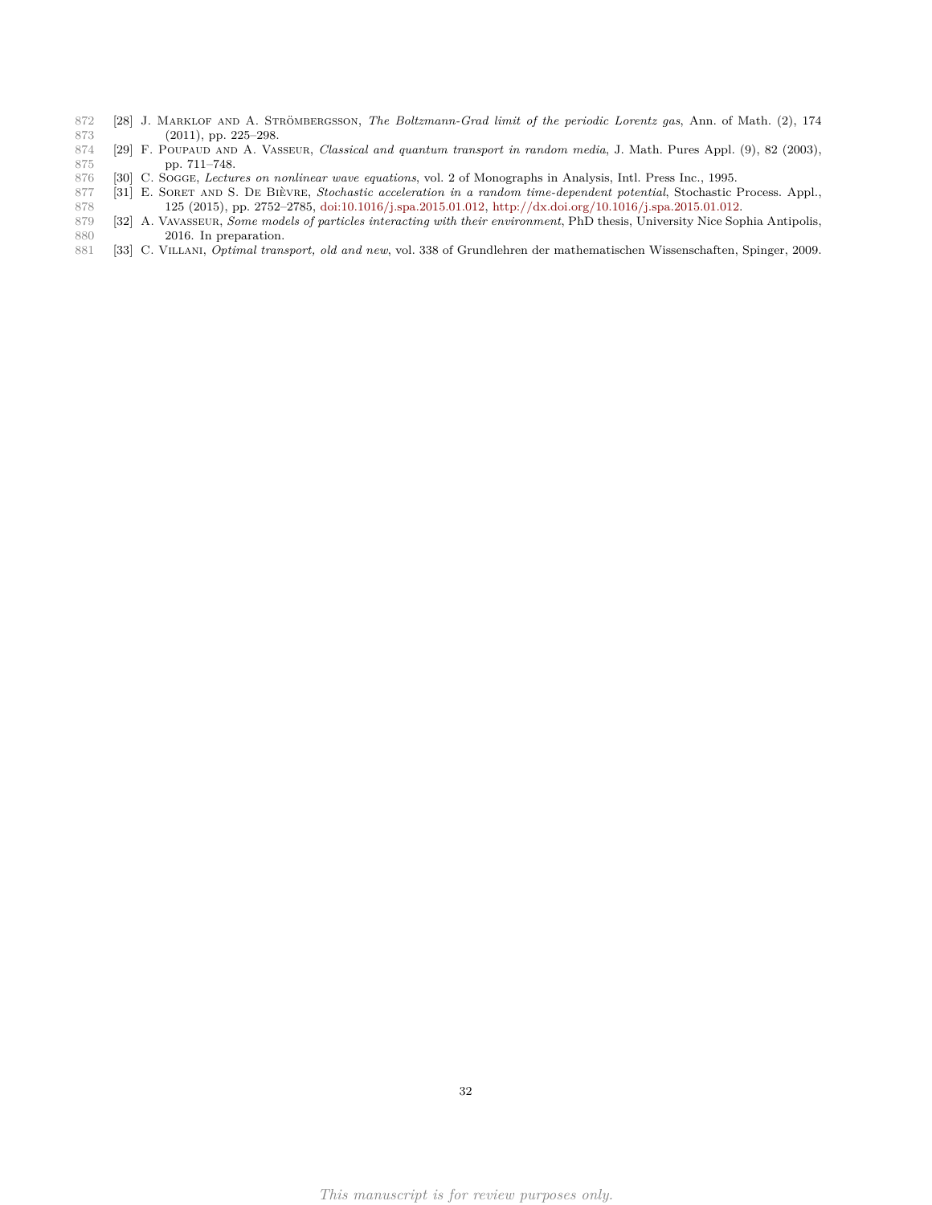[28] J. Marklof and A. Strömbergsson, *The Boltzmann-Grad limit of the periodic Lorentz gas*, Ann. of Math. (2), 174 (2011), pp. 225–298.

[29] F. Poupaud and A. Vasseur, *Classical and quantum transport in random media*, J. Math. Pures Appl. (9), 82 (2003), pp. 711–748.

[30] C. Sogge, *Lectures on nonlinear wave equations*, vol. 2 of Monographs in Analysis, Intl. Press Inc., 1995.

[31] E. Soret and S. De Bièvre, *Stochastic acceleration in a random time-dependent potential*, Stochastic Process. Appl., 125 (2015), pp. 2752–2785, doi:10.1016/j.spa.2015.01.012, http://dx.doi.org/10.1016/j.spa.2015.01.012.

[32] A. Vavasseur, *Some models of particles interacting with their environment*, PhD thesis, University Nice Sophia Antipolis, 2016. In preparation.

[33] C. Villani, *Optimal transport, old and new*, vol. 338 of Grundlehren der mathematischen Wissenschaften, Spinger, 2009.

*This manuscript is for review purposes only.*